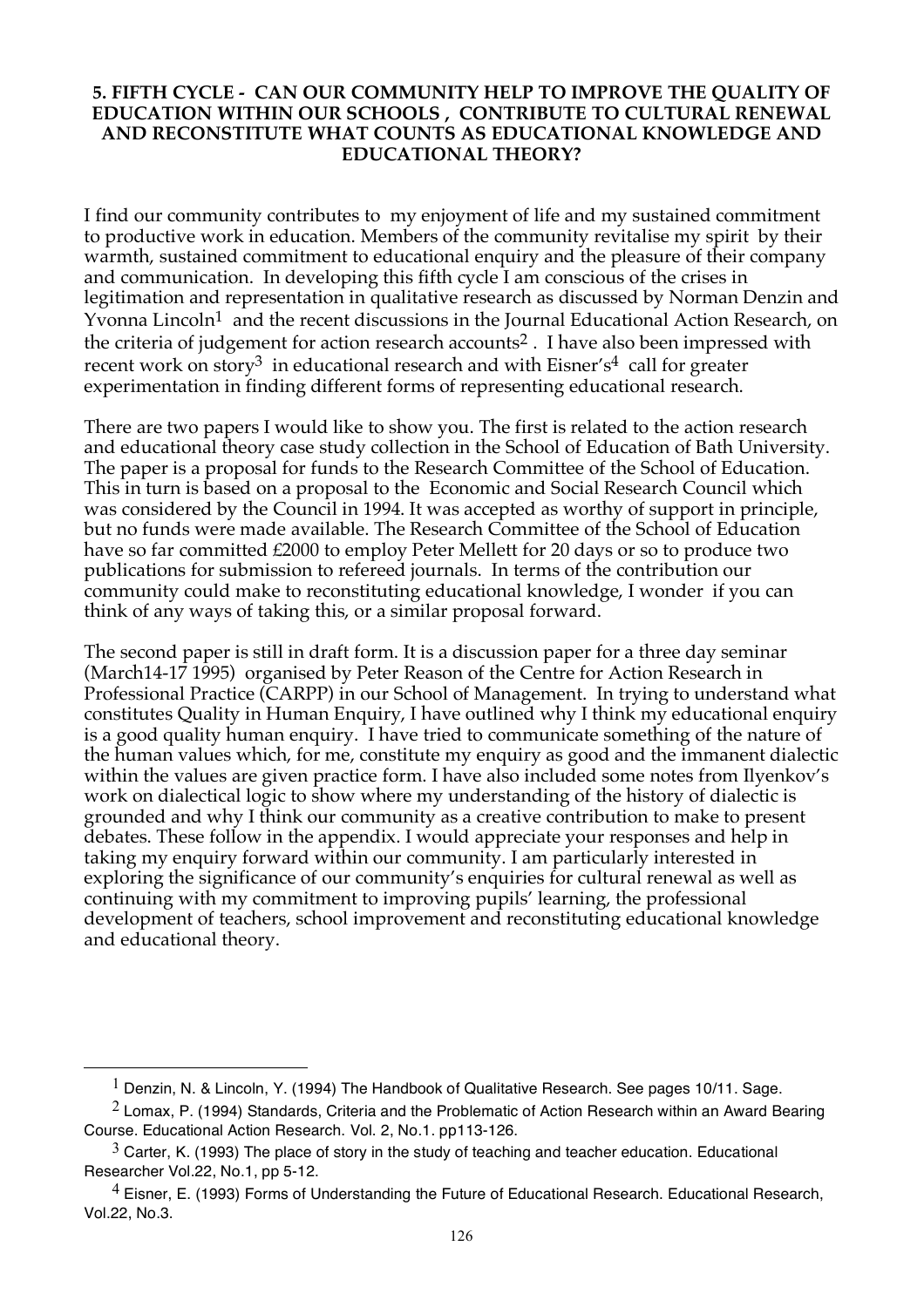**5. FIFTH CYCLE - CAN OUR COMMUNITY HELP TO IMPROVE THE QUALITY OF EDUCATION WITHIN OUR SCHOOLS , CONTRIBUTE TO CULTURAL RENEWAL AND RECONSTITUTE WHAT COUNTS AS EDUCATIONAL KNOWLEDGE AND EDUCATIONAL THEORY?**

I find our community contributes to my enjoyment of life and my sustained commitment to productive work in education. Members of the community revitalise my spirit by their warmth, sustained commitment to educational enquiry and the pleasure of their company and communication. In developing this fifth cycle I am conscious of the crises in legitimation and representation in qualitative research as discussed by Norman Denzin and Yvonna Lincoln[1] and the recent discussions in the Journal Educational Action Research, on the criteria of judgement for action research accounts[2] . I have also been impressed with recent work on story[3] in educational research and with Eisner's[4] call for greater experimentation in finding different forms of representing educational research.

There are two papers I would like to show you. The first is related to the action research and educational theory case study collection in the School of Education of Bath University. The paper is a proposal for funds to the Research Committee of the School of Education. This in turn is based on a proposal to the Economic and Social Research Council which was considered by the Council in 1994. It was accepted as worthy of support in principle, but no funds were made available. The Research Committee of the School of Education have so far committed £2000 to employ Peter Mellett for 20 days or so to produce two publications for submission to refereed journals. In terms of the contribution our community could make to reconstituting educational knowledge, I wonder if you can think of any ways of taking this, or a similar proposal forward.

The second paper is still in draft form. It is a discussion paper for a three day seminar (March14-17 1995) organised by Peter Reason of the Centre for Action Research in Professional Practice (CARPP) in our School of Management. In trying to understand what constitutes Quality in Human Enquiry, I have outlined why I think my educational enquiry is a good quality human enquiry. I have tried to communicate something of the nature of the human values which, for me, constitute my enquiry as good and the immanent dialectic within the values are given practice form. I have also included some notes from Ilyenkov's work on dialectical logic to show where my understanding of the history of dialectic is grounded and why I think our community as a creative contribution to make to present debates. These follow in the appendix. I would appreciate your responses and help in taking my enquiry forward within our community. I am particularly interested in exploring the significance of our community's enquiries for cultural renewal as well as continuing with my commitment to improving pupils' learning, the professional development of teachers, school improvement and reconstituting educational knowledge and educational theory.

---

[1] Denzin, N. & Lincoln, Y. (1994) The Handbook of Qualitative Research. See pages 10/11. Sage.

[2] Lomax, P. (1994) Standards, Criteria and the Problematic of Action Research within an Award Bearing Course. Educational Action Research. Vol. 2, No.1. pp113-126.

[3] Carter, K. (1993) The place of story in the study of teaching and teacher education. Educational Researcher Vol.22, No.1, pp 5-12.

[4] Eisner, E. (1993) Forms of Understanding the Future of Educational Research. Educational Research, Vol.22, No.3.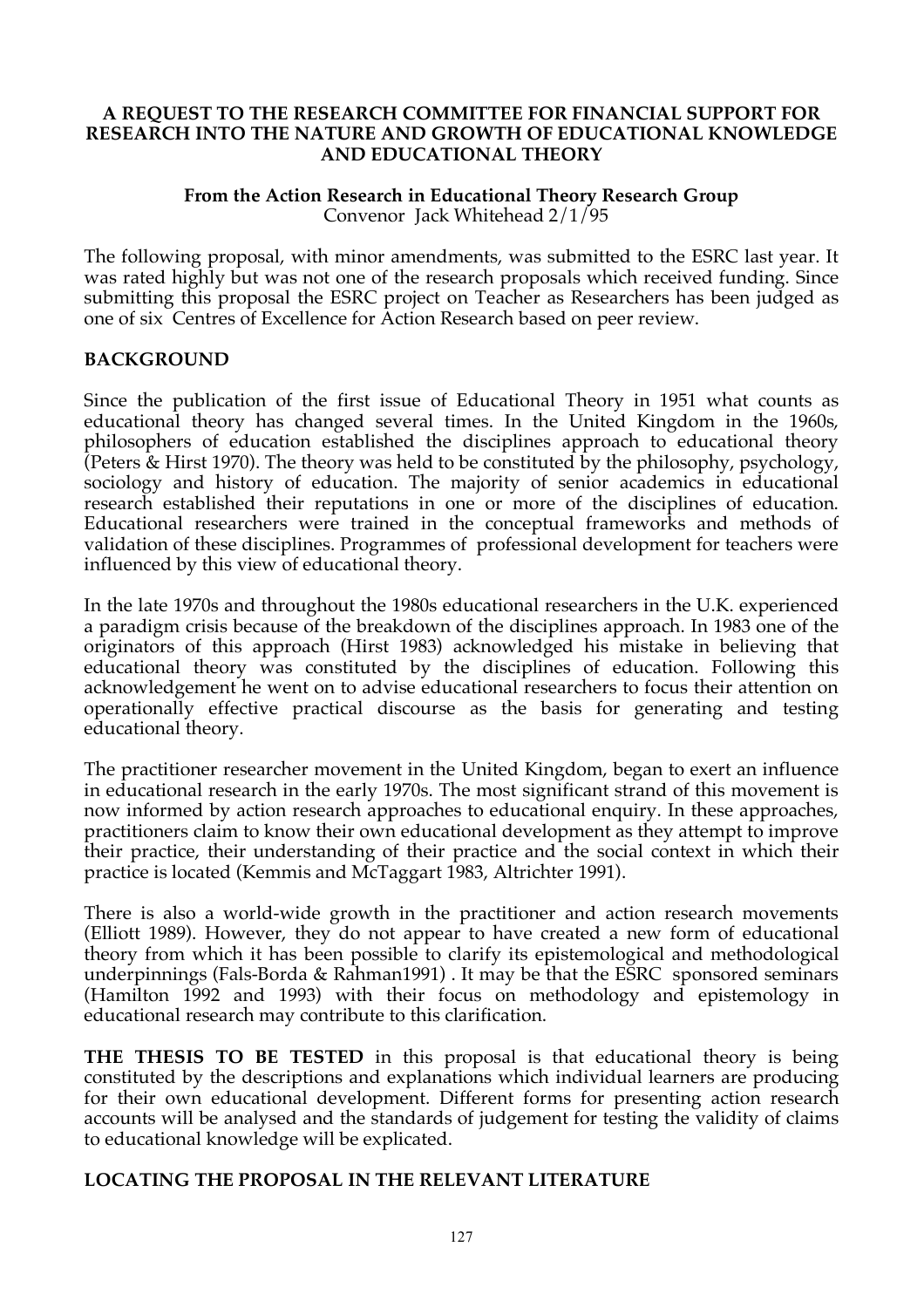**A REQUEST TO THE RESEARCH COMMITTEE FOR FINANCIAL SUPPORT FOR RESEARCH INTO THE NATURE AND GROWTH OF EDUCATIONAL KNOWLEDGE AND EDUCATIONAL THEORY**

**From the Action Research in Educational Theory Research Group**
Convenor Jack Whitehead 2/1/95

The following proposal, with minor amendments, was submitted to the ESRC last year. It was rated highly but was not one of the research proposals which received funding. Since submitting this proposal the ESRC project on Teacher as Researchers has been judged as one of six Centres of Excellence for Action Research based on peer review.

## BACKGROUND

Since the publication of the first issue of Educational Theory in 1951 what counts as educational theory has changed several times. In the United Kingdom in the 1960s, philosophers of education established the disciplines approach to educational theory (Peters & Hirst 1970). The theory was held to be constituted by the philosophy, psychology, sociology and history of education. The majority of senior academics in educational research established their reputations in one or more of the disciplines of education. Educational researchers were trained in the conceptual frameworks and methods of validation of these disciplines. Programmes of professional development for teachers were influenced by this view of educational theory.

In the late 1970s and throughout the 1980s educational researchers in the U.K. experienced a paradigm crisis because of the breakdown of the disciplines approach. In 1983 one of the originators of this approach (Hirst 1983) acknowledged his mistake in believing that educational theory was constituted by the disciplines of education. Following this acknowledgement he went on to advise educational researchers to focus their attention on operationally effective practical discourse as the basis for generating and testing educational theory.

The practitioner researcher movement in the United Kingdom, began to exert an influence in educational research in the early 1970s. The most significant strand of this movement is now informed by action research approaches to educational enquiry. In these approaches, practitioners claim to know their own educational development as they attempt to improve their practice, their understanding of their practice and the social context in which their practice is located (Kemmis and McTaggart 1983, Altrichter 1991).

There is also a world-wide growth in the practitioner and action research movements (Elliott 1989). However, they do not appear to have created a new form of educational theory from which it has been possible to clarify its epistemological and methodological underpinnings (Fals-Borda & Rahman1991) . It may be that the ESRC sponsored seminars (Hamilton 1992 and 1993) with their focus on methodology and epistemology in educational research may contribute to this clarification.

**THE THESIS TO BE TESTED** in this proposal is that educational theory is being constituted by the descriptions and explanations which individual learners are producing for their own educational development. Different forms for presenting action research accounts will be analysed and the standards of judgement for testing the validity of claims to educational knowledge will be explicated.

## LOCATING THE PROPOSAL IN THE RELEVANT LITERATURE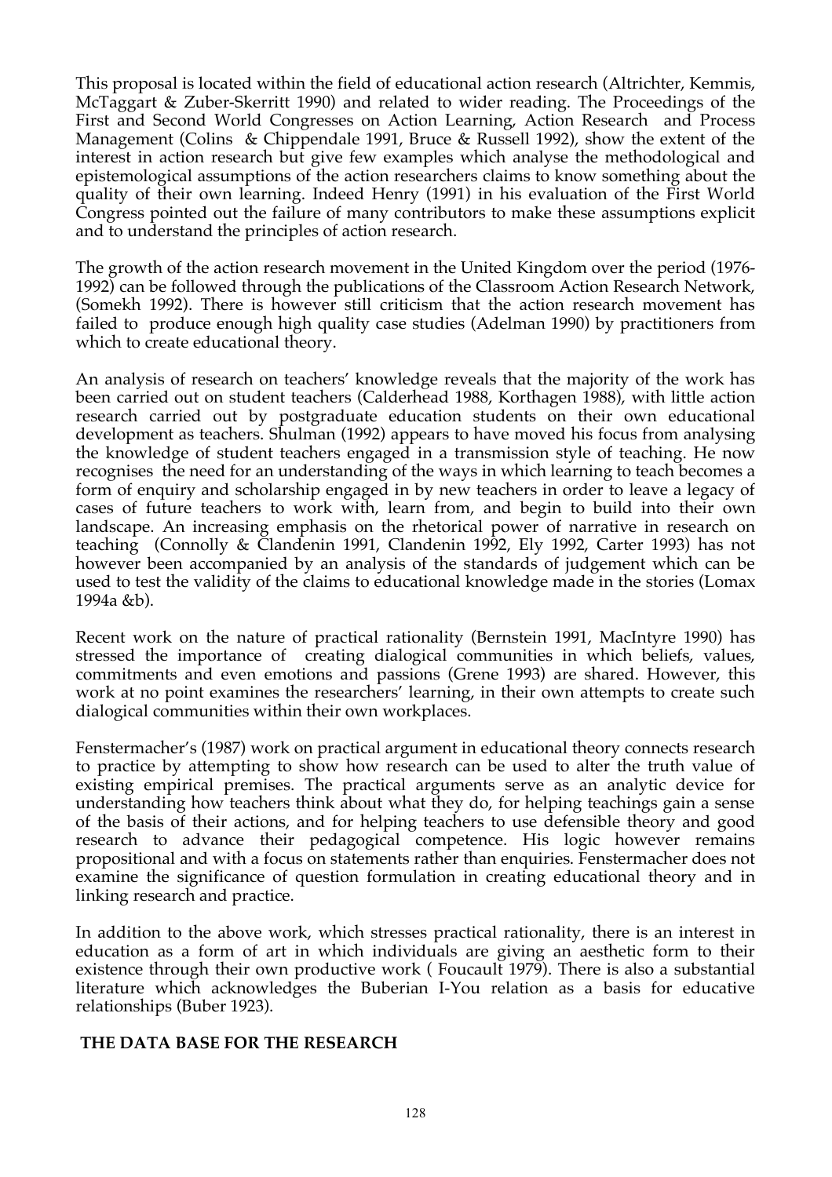This proposal is located within the field of educational action research (Altrichter, Kemmis, McTaggart & Zuber-Skerritt 1990) and related to wider reading. The Proceedings of the First and Second World Congresses on Action Learning, Action Research and Process Management (Colins & Chippendale 1991, Bruce & Russell 1992), show the extent of the interest in action research but give few examples which analyse the methodological and epistemological assumptions of the action researchers claims to know something about the quality of their own learning. Indeed Henry (1991) in his evaluation of the First World Congress pointed out the failure of many contributors to make these assumptions explicit and to understand the principles of action research.

The growth of the action research movement in the United Kingdom over the period (1976-1992) can be followed through the publications of the Classroom Action Research Network, (Somekh 1992). There is however still criticism that the action research movement has failed to produce enough high quality case studies (Adelman 1990) by practitioners from which to create educational theory.

An analysis of research on teachers' knowledge reveals that the majority of the work has been carried out on student teachers (Calderhead 1988, Korthagen 1988), with little action research carried out by postgraduate education students on their own educational development as teachers. Shulman (1992) appears to have moved his focus from analysing the knowledge of student teachers engaged in a transmission style of teaching. He now recognises the need for an understanding of the ways in which learning to teach becomes a form of enquiry and scholarship engaged in by new teachers in order to leave a legacy of cases of future teachers to work with, learn from, and begin to build into their own landscape. An increasing emphasis on the rhetorical power of narrative in research on teaching (Connolly & Clandenin 1991, Clandenin 1992, Ely 1992, Carter 1993) has not however been accompanied by an analysis of the standards of judgement which can be used to test the validity of the claims to educational knowledge made in the stories (Lomax 1994a &b).

Recent work on the nature of practical rationality (Bernstein 1991, MacIntyre 1990) has stressed the importance of creating dialogical communities in which beliefs, values, commitments and even emotions and passions (Grene 1993) are shared. However, this work at no point examines the researchers' learning, in their own attempts to create such dialogical communities within their own workplaces.

Fenstermacher's (1987) work on practical argument in educational theory connects research to practice by attempting to show how research can be used to alter the truth value of existing empirical premises. The practical arguments serve as an analytic device for understanding how teachers think about what they do, for helping teachings gain a sense of the basis of their actions, and for helping teachers to use defensible theory and good research to advance their pedagogical competence. His logic however remains propositional and with a focus on statements rather than enquiries. Fenstermacher does not examine the significance of question formulation in creating educational theory and in linking research and practice.

In addition to the above work, which stresses practical rationality, there is an interest in education as a form of art in which individuals are giving an aesthetic form to their existence through their own productive work ( Foucault 1979). There is also a substantial literature which acknowledges the Buberian I-You relation as a basis for educative relationships (Buber 1923).

## THE DATA BASE FOR THE RESEARCH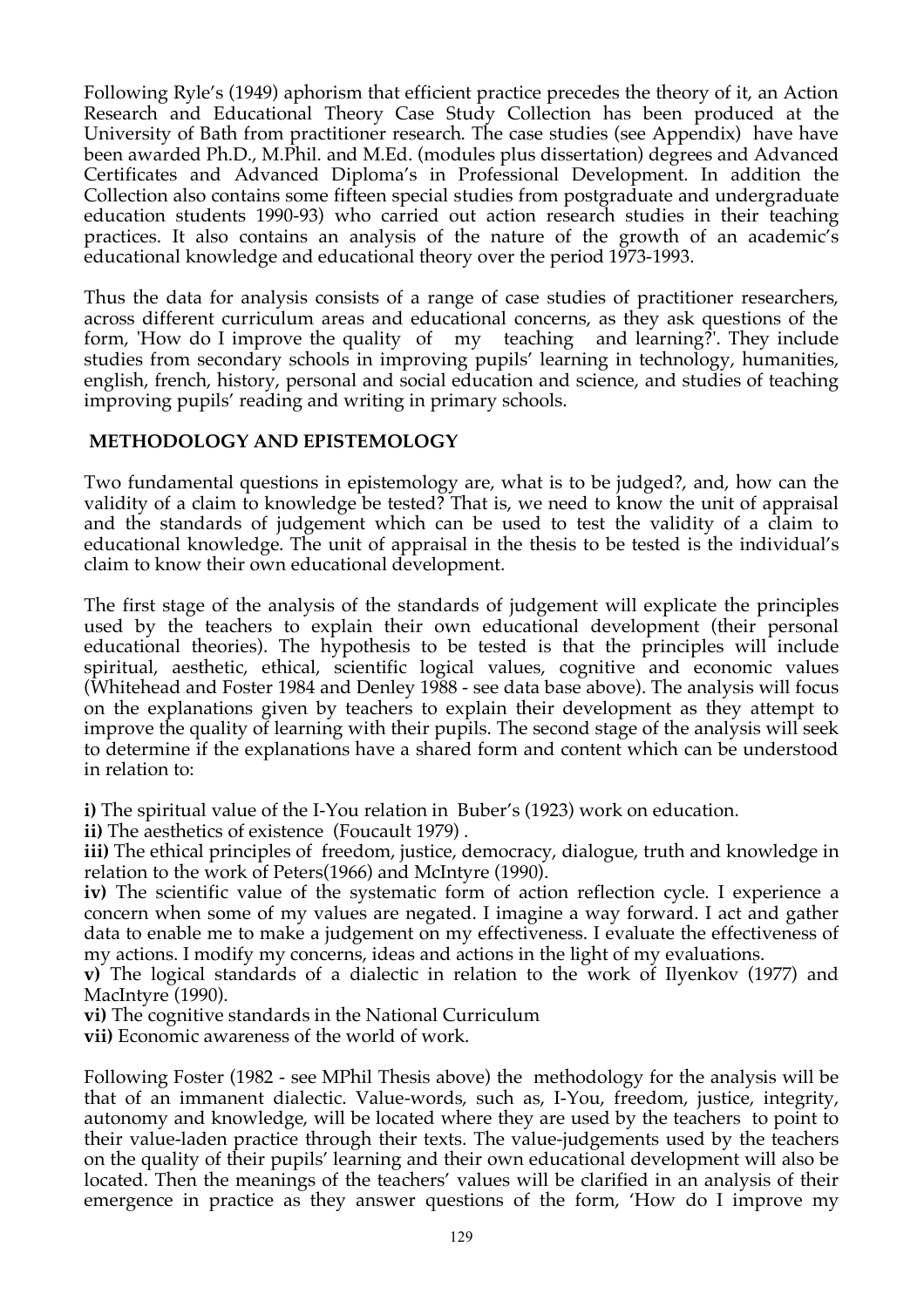Following Ryle's (1949) aphorism that efficient practice precedes the theory of it, an Action Research and Educational Theory Case Study Collection has been produced at the University of Bath from practitioner research. The case studies (see Appendix) have have been awarded Ph.D., M.Phil. and M.Ed. (modules plus dissertation) degrees and Advanced Certificates and Advanced Diploma's in Professional Development. In addition the Collection also contains some fifteen special studies from postgraduate and undergraduate education students 1990-93) who carried out action research studies in their teaching practices. It also contains an analysis of the nature of the growth of an academic's educational knowledge and educational theory over the period 1973-1993.

Thus the data for analysis consists of a range of case studies of practitioner researchers, across different curriculum areas and educational concerns, as they ask questions of the form, 'How do I improve the quality of my teaching and learning?'. They include studies from secondary schools in improving pupils' learning in technology, humanities, english, french, history, personal and social education and science, and studies of teaching improving pupils' reading and writing in primary schools.

## METHODOLOGY AND EPISTEMOLOGY

Two fundamental questions in epistemology are, what is to be judged?, and, how can the validity of a claim to knowledge be tested? That is, we need to know the unit of appraisal and the standards of judgement which can be used to test the validity of a claim to educational knowledge. The unit of appraisal in the thesis to be tested is the individual's claim to know their own educational development.

The first stage of the analysis of the standards of judgement will explicate the principles used by the teachers to explain their own educational development (their personal educational theories). The hypothesis to be tested is that the principles will include spiritual, aesthetic, ethical, scientific logical values, cognitive and economic values (Whitehead and Foster 1984 and Denley 1988 - see data base above). The analysis will focus on the explanations given by teachers to explain their development as they attempt to improve the quality of learning with their pupils. The second stage of the analysis will seek to determine if the explanations have a shared form and content which can be understood in relation to:

**i)** The spiritual value of the I-You relation in Buber's (1923) work on education.

**ii)** The aesthetics of existence (Foucault 1979) .

**iii)** The ethical principles of freedom, justice, democracy, dialogue, truth and knowledge in relation to the work of Peters(1966) and McIntyre (1990).

**iv)** The scientific value of the systematic form of action reflection cycle. I experience a concern when some of my values are negated. I imagine a way forward. I act and gather data to enable me to make a judgement on my effectiveness. I evaluate the effectiveness of my actions. I modify my concerns, ideas and actions in the light of my evaluations.

**v)** The logical standards of a dialectic in relation to the work of Ilyenkov (1977) and MacIntyre (1990).

**vi)** The cognitive standards in the National Curriculum

**vii)** Economic awareness of the world of work.

Following Foster (1982 - see MPhil Thesis above) the methodology for the analysis will be that of an immanent dialectic. Value-words, such as, I-You, freedom, justice, integrity, autonomy and knowledge, will be located where they are used by the teachers to point to their value-laden practice through their texts. The value-judgements used by the teachers on the quality of their pupils' learning and their own educational development will also be located. Then the meanings of the teachers' values will be clarified in an analysis of their emergence in practice as they answer questions of the form, 'How do I improve my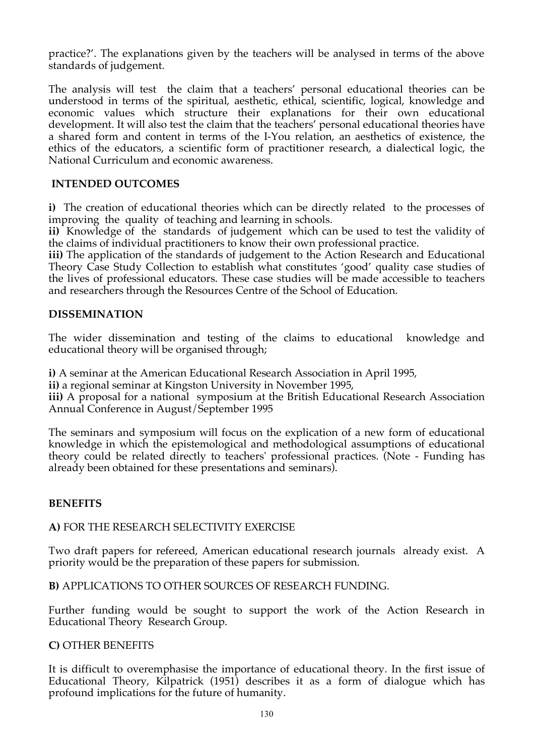practice?'. The explanations given by the teachers will be analysed in terms of the above standards of judgement.

The analysis will test the claim that a teachers' personal educational theories can be understood in terms of the spiritual, aesthetic, ethical, scientific, logical, knowledge and economic values which structure their explanations for their own educational development. It will also test the claim that the teachers' personal educational theories have a shared form and content in terms of the I-You relation, an aesthetics of existence, the ethics of the educators, a scientific form of practitioner research, a dialectical logic, the National Curriculum and economic awareness.

## INTENDED OUTCOMES

**i)** The creation of educational theories which can be directly related to the processes of improving the quality of teaching and learning in schools.
**ii)** Knowledge of the standards of judgement which can be used to test the validity of the claims of individual practitioners to know their own professional practice.
**iii)** The application of the standards of judgement to the Action Research and Educational Theory Case Study Collection to establish what constitutes 'good' quality case studies of the lives of professional educators. These case studies will be made accessible to teachers and researchers through the Resources Centre of the School of Education.

## DISSEMINATION

The wider dissemination and testing of the claims to educational knowledge and educational theory will be organised through;

**i)** A seminar at the American Educational Research Association in April 1995,
**ii)** a regional seminar at Kingston University in November 1995,
**iii)** A proposal for a national symposium at the British Educational Research Association Annual Conference in August/September 1995

The seminars and symposium will focus on the explication of a new form of educational knowledge in which the epistemological and methodological assumptions of educational theory could be related directly to teachers' professional practices. (Note - Funding has already been obtained for these presentations and seminars).

## BENEFITS

**A)** FOR THE RESEARCH SELECTIVITY EXERCISE

Two draft papers for refereed, American educational research journals already exist. A priority would be the preparation of these papers for submission.

**B)** APPLICATIONS TO OTHER SOURCES OF RESEARCH FUNDING.

Further funding would be sought to support the work of the Action Research in Educational Theory Research Group.

**C)** OTHER BENEFITS

It is difficult to overemphasise the importance of educational theory. In the first issue of Educational Theory, Kilpatrick (1951) describes it as a form of dialogue which has profound implications for the future of humanity.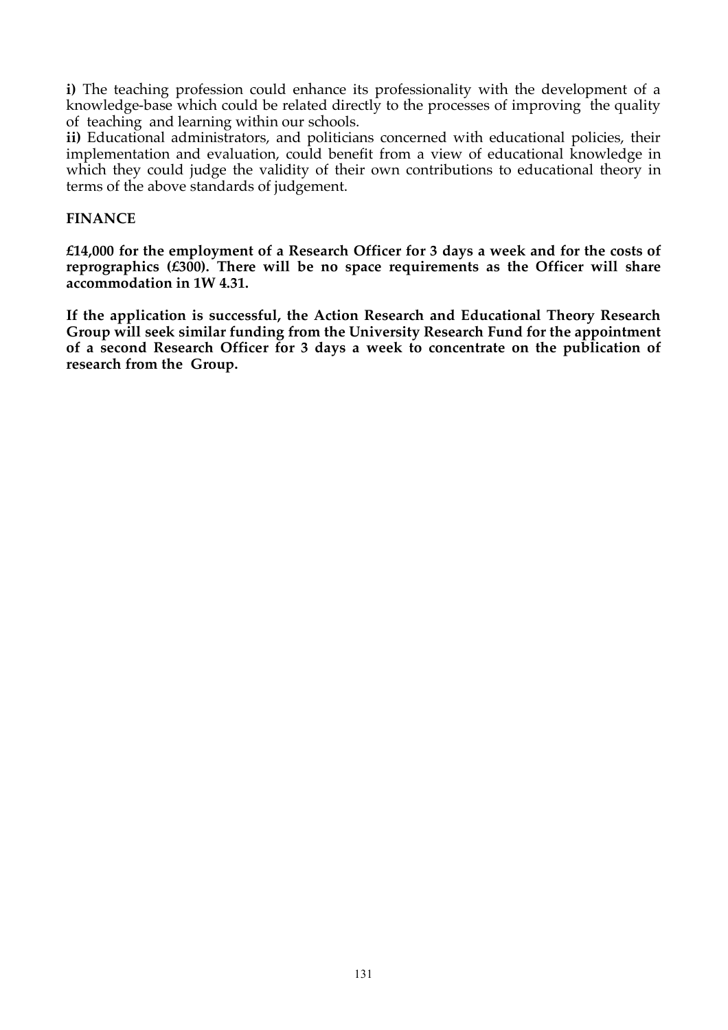**i)** The teaching profession could enhance its professionality with the development of a knowledge-base which could be related directly to the processes of improving the quality of teaching and learning within our schools.
**ii)** Educational administrators, and politicians concerned with educational policies, their implementation and evaluation, could benefit from a view of educational knowledge in which they could judge the validity of their own contributions to educational theory in terms of the above standards of judgement.

## FINANCE

**£14,000 for the employment of a Research Officer for 3 days a week and for the costs of reprographics (£300). There will be no space requirements as the Officer will share accommodation in 1W 4.31.**

**If the application is successful, the Action Research and Educational Theory Research Group will seek similar funding from the University Research Fund for the appointment of a second Research Officer for 3 days a week to concentrate on the publication of research from the Group.**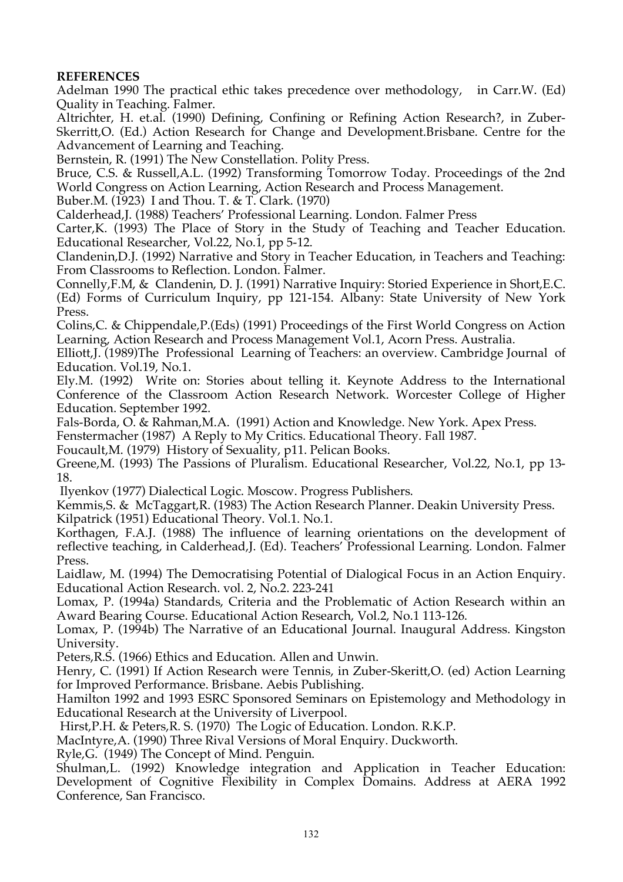**REFERENCES**

Adelman 1990 The practical ethic takes precedence over methodology, in Carr.W. (Ed) Quality in Teaching. Falmer.

Altrichter, H. et.al. (1990) Defining, Confining or Refining Action Research?, in Zuber-Skerritt,O. (Ed.) Action Research for Change and Development.Brisbane. Centre for the Advancement of Learning and Teaching.

Bernstein, R. (1991) The New Constellation. Polity Press.

Bruce, C.S. & Russell,A.L. (1992) Transforming Tomorrow Today. Proceedings of the 2nd World Congress on Action Learning, Action Research and Process Management.

Buber.M. (1923) I and Thou. T. & T. Clark. (1970)

Calderhead,J. (1988) Teachers' Professional Learning. London. Falmer Press

Carter,K. (1993) The Place of Story in the Study of Teaching and Teacher Education. Educational Researcher, Vol.22, No.1, pp 5-12.

Clandenin,D.J. (1992) Narrative and Story in Teacher Education, in Teachers and Teaching: From Classrooms to Reflection. London. Falmer.

Connelly,F.M, & Clandenin, D. J. (1991) Narrative Inquiry: Storied Experience in Short,E.C. (Ed) Forms of Curriculum Inquiry, pp 121-154. Albany: State University of New York Press.

Colins,C. & Chippendale,P.(Eds) (1991) Proceedings of the First World Congress on Action Learning, Action Research and Process Management Vol.1, Acorn Press. Australia.

Elliott,J. (1989)The Professional Learning of Teachers: an overview. Cambridge Journal of Education. Vol.19, No.1.

Ely.M. (1992) Write on: Stories about telling it. Keynote Address to the International Conference of the Classroom Action Research Network. Worcester College of Higher Education. September 1992.

Fals-Borda, O. & Rahman,M.A. (1991) Action and Knowledge. New York. Apex Press.

Fenstermacher (1987) A Reply to My Critics. Educational Theory. Fall 1987.

Foucault,M. (1979) History of Sexuality, p11. Pelican Books.

Greene,M. (1993) The Passions of Pluralism. Educational Researcher, Vol.22, No.1, pp 13-18.

Ilyenkov (1977) Dialectical Logic. Moscow. Progress Publishers.

Kemmis,S. & McTaggart,R. (1983) The Action Research Planner. Deakin University Press.

Kilpatrick (1951) Educational Theory. Vol.1. No.1.

Korthagen, F.A.J. (1988) The influence of learning orientations on the development of reflective teaching, in Calderhead,J. (Ed). Teachers' Professional Learning. London. Falmer Press.

Laidlaw, M. (1994) The Democratising Potential of Dialogical Focus in an Action Enquiry. Educational Action Research. vol. 2, No.2. 223-241

Lomax, P. (1994a) Standards, Criteria and the Problematic of Action Research within an Award Bearing Course. Educational Action Research, Vol.2, No.1 113-126.

Lomax, P. (1994b) The Narrative of an Educational Journal. Inaugural Address. Kingston University.

Peters,R.S. (1966) Ethics and Education. Allen and Unwin.

Henry, C. (1991) If Action Research were Tennis, in Zuber-Skeritt,O. (ed) Action Learning for Improved Performance. Brisbane. Aebis Publishing.

Hamilton 1992 and 1993 ESRC Sponsored Seminars on Epistemology and Methodology in Educational Research at the University of Liverpool.

Hirst,P.H. & Peters,R. S. (1970) The Logic of Education. London. R.K.P.

MacIntyre,A. (1990) Three Rival Versions of Moral Enquiry. Duckworth.

Ryle,G. (1949) The Concept of Mind. Penguin.

Shulman,L. (1992) Knowledge integration and Application in Teacher Education: Development of Cognitive Flexibility in Complex Domains. Address at AERA 1992 Conference, San Francisco.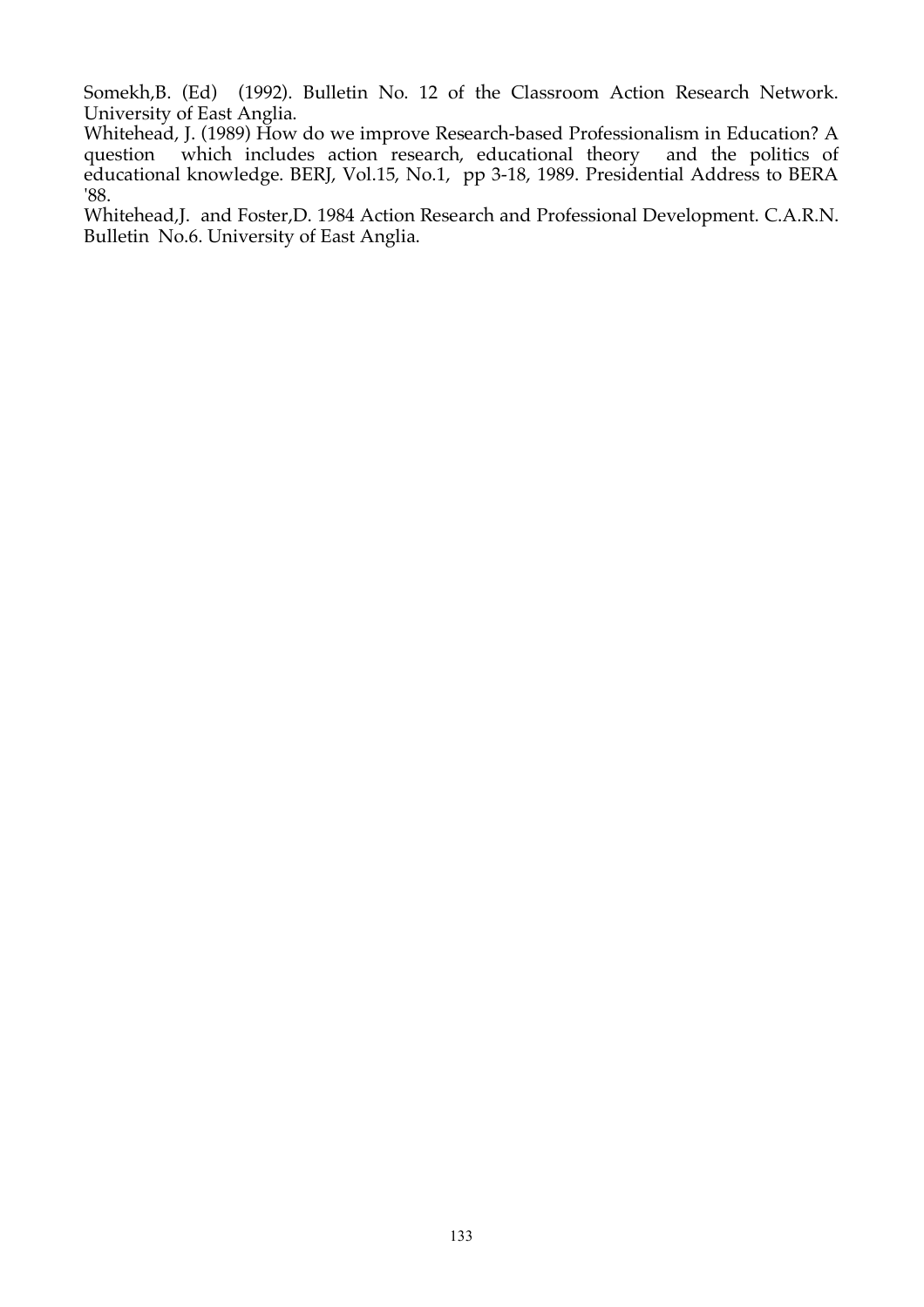Somekh,B. (Ed) (1992). Bulletin No. 12 of the Classroom Action Research Network. University of East Anglia.

Whitehead, J. (1989) How do we improve Research-based Professionalism in Education? A question which includes action research, educational theory and the politics of educational knowledge. BERJ, Vol.15, No.1, pp 3-18, 1989. Presidential Address to BERA '88.

Whitehead,J. and Foster,D. 1984 Action Research and Professional Development. C.A.R.N. Bulletin No.6. University of East Anglia.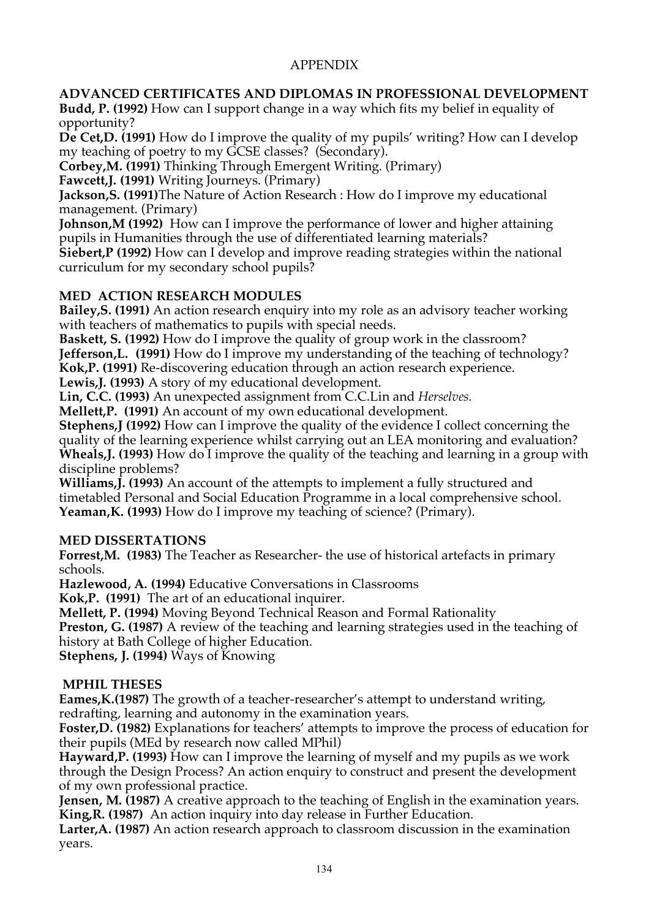# APPENDIX

## ADVANCED CERTIFICATES AND DIPLOMAS IN PROFESSIONAL DEVELOPMENT

**Budd, P. (1992)** How can I support change in a way which fits my belief in equality of opportunity?
**De Cet,D. (1991)** How do I improve the quality of my pupils' writing? How can I develop my teaching of poetry to my GCSE classes? (Secondary).
**Corbey,M. (1991)** Thinking Through Emergent Writing. (Primary)
**Fawcett,J. (1991)** Writing Journeys. (Primary)
**Jackson,S. (1991)**The Nature of Action Research : How do I improve my educational management. (Primary)
**Johnson,M (1992)** How can I improve the performance of lower and higher attaining pupils in Humanities through the use of differentiated learning materials?
**Siebert,P (1992)** How can I develop and improve reading strategies within the national curriculum for my secondary school pupils?

## MED ACTION RESEARCH MODULES

**Bailey,S. (1991)** An action research enquiry into my role as an advisory teacher working with teachers of mathematics to pupils with special needs.
**Baskett, S. (1992)** How do I improve the quality of group work in the classroom?
**Jefferson,L. (1991)** How do I improve my understanding of the teaching of technology?
**Kok,P. (1991)** Re-discovering education through an action research experience.
**Lewis,J. (1993)** A story of my educational development.
**Lin, C.C. (1993)** An unexpected assignment from C.C.Lin and *Herselves.*
**Mellett,P. (1991)** An account of my own educational development.
**Stephens,J (1992)** How can I improve the quality of the evidence I collect concerning the quality of the learning experience whilst carrying out an LEA monitoring and evaluation?
**Wheals,J. (1993)** How do I improve the quality of the teaching and learning in a group with discipline problems?
**Williams,J. (1993)** An account of the attempts to implement a fully structured and timetabled Personal and Social Education Programme in a local comprehensive school.
**Yeaman,K. (1993)** How do I improve my teaching of science? (Primary).

## MED DISSERTATIONS

**Forrest,M. (1983)** The Teacher as Researcher- the use of historical artefacts in primary schools.
**Hazlewood, A. (1994)** Educative Conversations in Classrooms
**Kok,P. (1991)** The art of an educational inquirer.
**Mellett, P. (1994)** Moving Beyond Technical Reason and Formal Rationality
**Preston, G. (1987)** A review of the teaching and learning strategies used in the teaching of history at Bath College of higher Education.
**Stephens, J. (1994)** Ways of Knowing

## MPHIL THESES

**Eames,K.(1987)** The growth of a teacher-researcher's attempt to understand writing, redrafting, learning and autonomy in the examination years.
**Foster,D. (1982)** Explanations for teachers' attempts to improve the process of education for their pupils (MEd by research now called MPhil)
**Hayward,P. (1993)** How can I improve the learning of myself and my pupils as we work through the Design Process? An action enquiry to construct and present the development of my own professional practice.
**Jensen, M. (1987)** A creative approach to the teaching of English in the examination years.
**King,R. (1987)** An action inquiry into day release in Further Education.
**Larter,A. (1987)** An action research approach to classroom discussion in the examination years.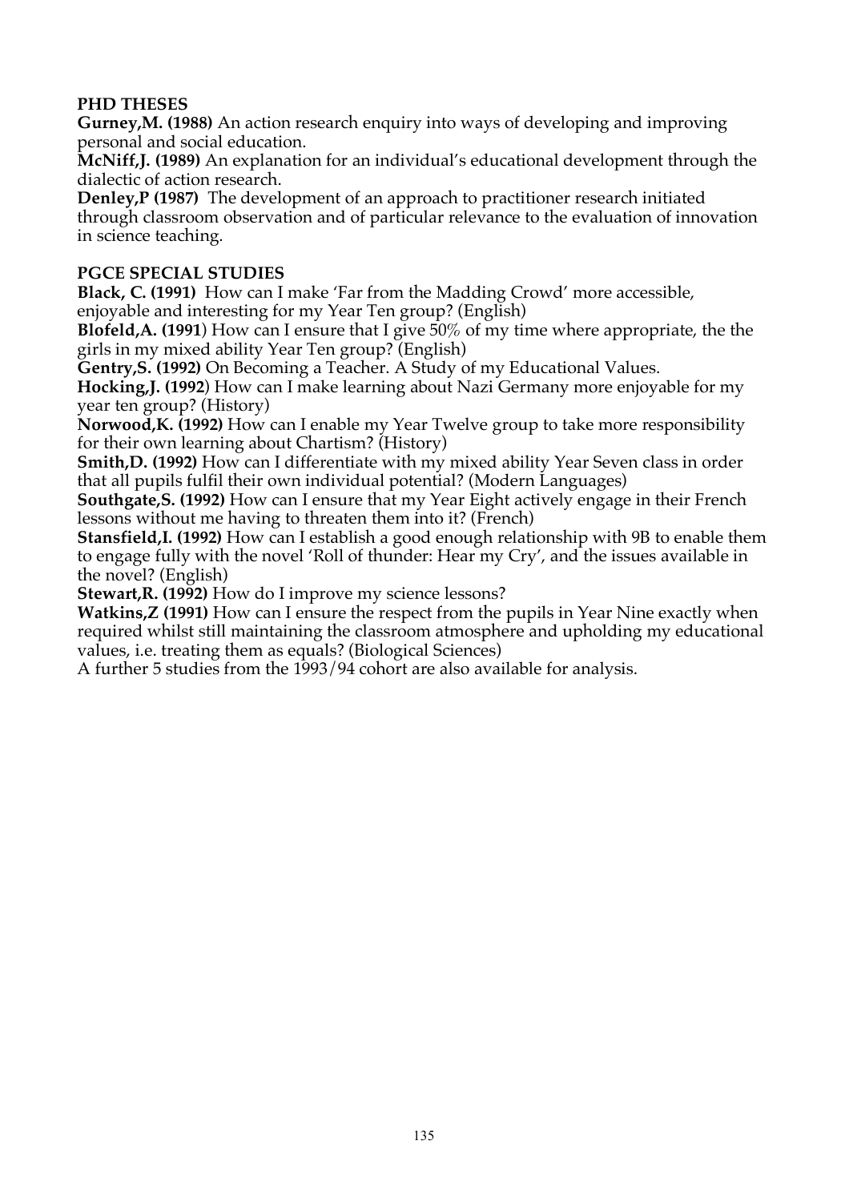**PHD THESES**

**Gurney,M. (1988)** An action research enquiry into ways of developing and improving personal and social education.

**McNiff,J. (1989)** An explanation for an individual's educational development through the dialectic of action research.

**Denley,P (1987)** The development of an approach to practitioner research initiated through classroom observation and of particular relevance to the evaluation of innovation in science teaching.

**PGCE SPECIAL STUDIES**

**Black, C. (1991)** How can I make 'Far from the Madding Crowd' more accessible, enjoyable and interesting for my Year Ten group? (English)

**Blofeld,A. (1991**) How can I ensure that I give 50% of my time where appropriate, the the girls in my mixed ability Year Ten group? (English)

**Gentry,S. (1992)** On Becoming a Teacher. A Study of my Educational Values.

**Hocking,J. (1992**) How can I make learning about Nazi Germany more enjoyable for my year ten group? (History)

**Norwood,K. (1992)** How can I enable my Year Twelve group to take more responsibility for their own learning about Chartism? (History)

**Smith,D. (1992)** How can I differentiate with my mixed ability Year Seven class in order that all pupils fulfil their own individual potential? (Modern Languages)

**Southgate,S. (1992)** How can I ensure that my Year Eight actively engage in their French lessons without me having to threaten them into it? (French)

**Stansfield,I. (1992)** How can I establish a good enough relationship with 9B to enable them to engage fully with the novel 'Roll of thunder: Hear my Cry', and the issues available in the novel? (English)

**Stewart,R. (1992)** How do I improve my science lessons?

**Watkins,Z (1991)** How can I ensure the respect from the pupils in Year Nine exactly when required whilst still maintaining the classroom atmosphere and upholding my educational values, i.e. treating them as equals? (Biological Sciences)

A further 5 studies from the 1993/94 cohort are also available for analysis.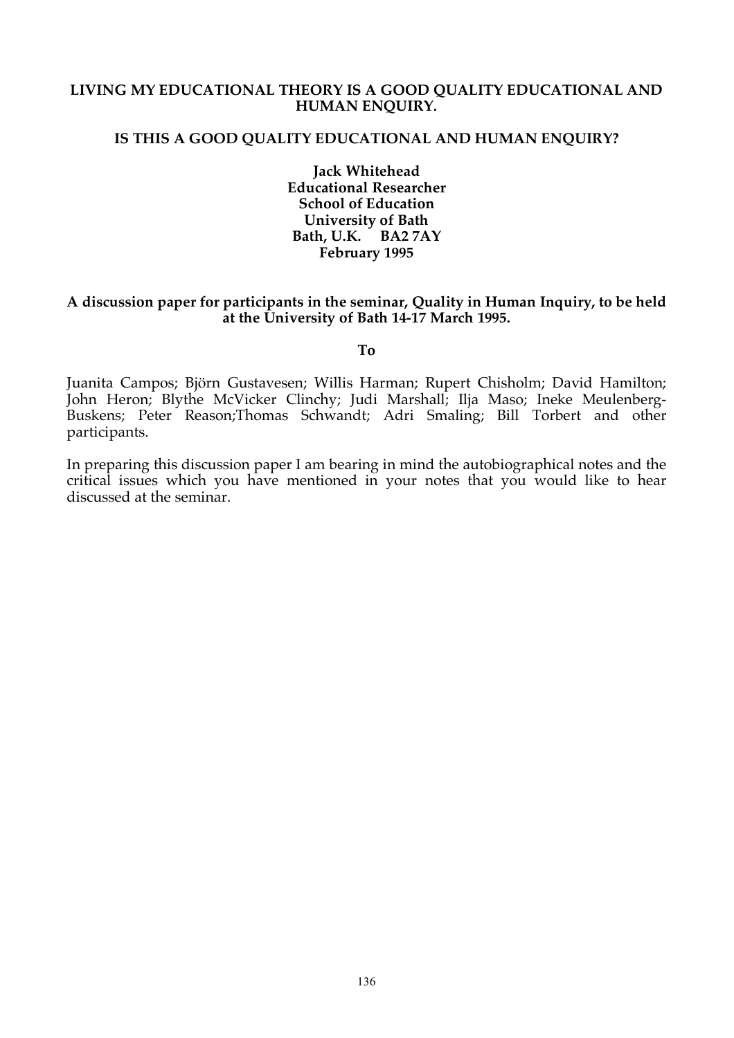# LIVING MY EDUCATIONAL THEORY IS A GOOD QUALITY EDUCATIONAL AND HUMAN ENQUIRY.

## IS THIS A GOOD QUALITY EDUCATIONAL AND HUMAN ENQUIRY?

**Jack Whitehead**
**Educational Researcher**
**School of Education**
**University of Bath**
**Bath, U.K. BA2 7AY**
**February 1995**

**A discussion paper for participants in the seminar, Quality in Human Inquiry, to be held at the University of Bath 14-17 March 1995.**

**To**

Juanita Campos; Björn Gustavesen; Willis Harman; Rupert Chisholm; David Hamilton; John Heron; Blythe McVicker Clinchy; Judi Marshall; Ilja Maso; Ineke Meulenberg-Buskens; Peter Reason;Thomas Schwandt; Adri Smaling; Bill Torbert and other participants.

In preparing this discussion paper I am bearing in mind the autobiographical notes and the critical issues which you have mentioned in your notes that you would like to hear discussed at the seminar.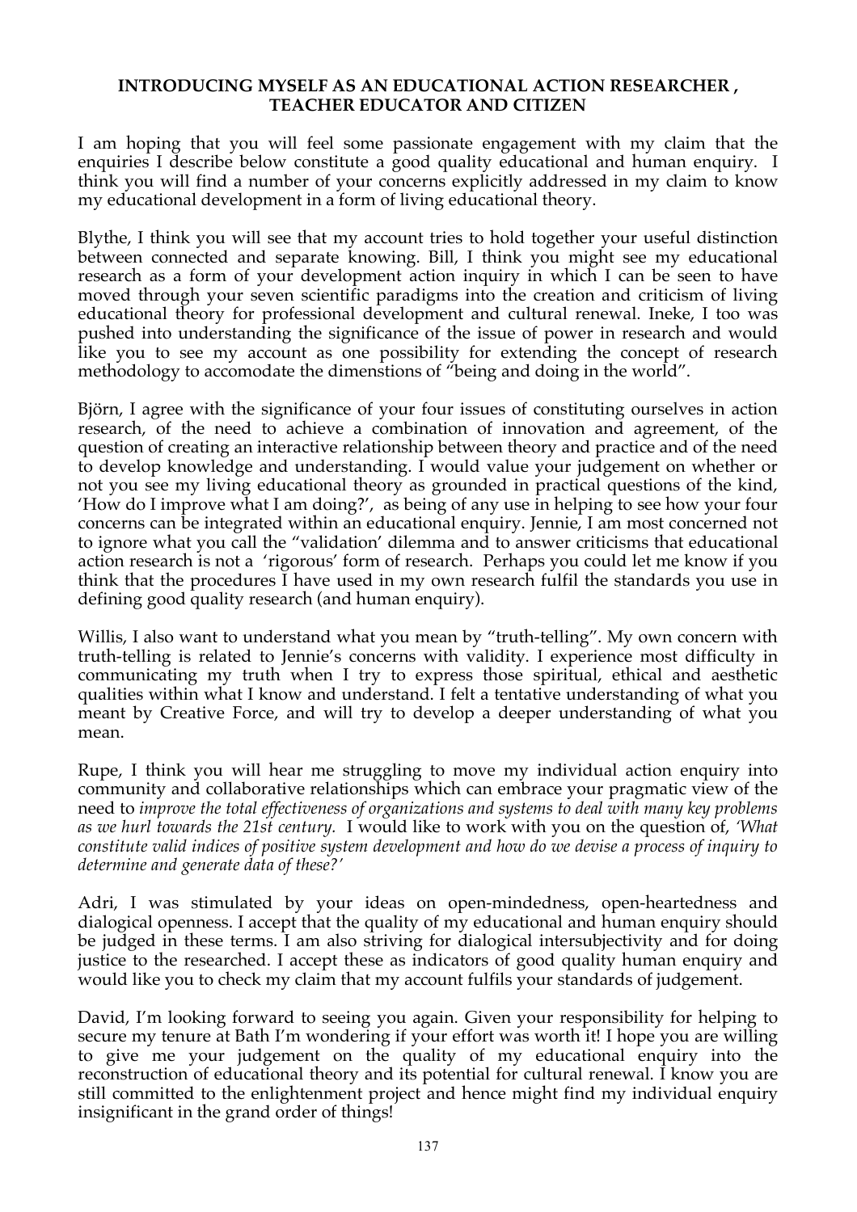# INTRODUCING MYSELF AS AN EDUCATIONAL ACTION RESEARCHER , TEACHER EDUCATOR AND CITIZEN

I am hoping that you will feel some passionate engagement with my claim that the enquiries I describe below constitute a good quality educational and human enquiry. I think you will find a number of your concerns explicitly addressed in my claim to know my educational development in a form of living educational theory.

Blythe, I think you will see that my account tries to hold together your useful distinction between connected and separate knowing. Bill, I think you might see my educational research as a form of your development action inquiry in which I can be seen to have moved through your seven scientific paradigms into the creation and criticism of living educational theory for professional development and cultural renewal. Ineke, I too was pushed into understanding the significance of the issue of power in research and would like you to see my account as one possibility for extending the concept of research methodology to accomodate the dimenstions of "being and doing in the world".

Björn, I agree with the significance of your four issues of constituting ourselves in action research, of the need to achieve a combination of innovation and agreement, of the question of creating an interactive relationship between theory and practice and of the need to develop knowledge and understanding. I would value your judgement on whether or not you see my living educational theory as grounded in practical questions of the kind, 'How do I improve what I am doing?', as being of any use in helping to see how your four concerns can be integrated within an educational enquiry. Jennie, I am most concerned not to ignore what you call the "validation' dilemma and to answer criticisms that educational action research is not a 'rigorous' form of research. Perhaps you could let me know if you think that the procedures I have used in my own research fulfil the standards you use in defining good quality research (and human enquiry).

Willis, I also want to understand what you mean by "truth-telling". My own concern with truth-telling is related to Jennie's concerns with validity. I experience most difficulty in communicating my truth when I try to express those spiritual, ethical and aesthetic qualities within what I know and understand. I felt a tentative understanding of what you meant by Creative Force, and will try to develop a deeper understanding of what you mean.

Rupe, I think you will hear me struggling to move my individual action enquiry into community and collaborative relationships which can embrace your pragmatic view of the need to *improve the total effectiveness of organizations and systems to deal with many key problems as we hurl towards the 21st century.* I would like to work with you on the question of, *'What constitute valid indices of positive system development and how do we devise a process of inquiry to determine and generate data of these?'*

Adri, I was stimulated by your ideas on open-mindedness, open-heartedness and dialogical openness. I accept that the quality of my educational and human enquiry should be judged in these terms. I am also striving for dialogical intersubjectivity and for doing justice to the researched. I accept these as indicators of good quality human enquiry and would like you to check my claim that my account fulfils your standards of judgement.

David, I'm looking forward to seeing you again. Given your responsibility for helping to secure my tenure at Bath I'm wondering if your effort was worth it! I hope you are willing to give me your judgement on the quality of my educational enquiry into the reconstruction of educational theory and its potential for cultural renewal. I know you are still committed to the enlightenment project and hence might find my individual enquiry insignificant in the grand order of things!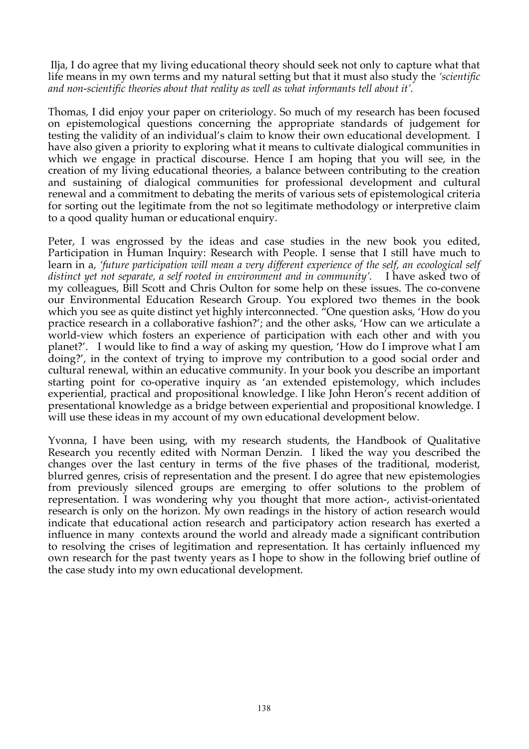Ilja, I do agree that my living educational theory should seek not only to capture what that life means in my own terms and my natural setting but that it must also study the *'scientific and non-scientific theories about that reality as well as what informants tell about it'.*

Thomas, I did enjoy your paper on criteriology. So much of my research has been focused on epistemological questions concerning the appropriate standards of judgement for testing the validity of an individual's claim to know their own educational development. I have also given a priority to exploring what it means to cultivate dialogical communities in which we engage in practical discourse. Hence I am hoping that you will see, in the creation of my living educational theories, a balance between contributing to the creation and sustaining of dialogical communities for professional development and cultural renewal and a commitment to debating the merits of various sets of epistemological criteria for sorting out the legitimate from the not so legitimate methodology or interpretive claim to a qood quality human or educational enquiry.

Peter, I was engrossed by the ideas and case studies in the new book you edited, Participation in Human Inquiry: Research with People. I sense that I still have much to learn in a, *'future participation will mean a very different experience of the self, an ecoological self distinct yet not separate, a self rooted in environment and in community'.* I have asked two of my colleagues, Bill Scott and Chris Oulton for some help on these issues. The co-convene our Environmental Education Research Group. You explored two themes in the book which you see as quite distinct yet highly interconnected. "One question asks, 'How do you practice research in a collaborative fashion?'; and the other asks, 'How can we articulate a world-view which fosters an experience of participation with each other and with you planet?'. I would like to find a way of asking my question, 'How do I improve what I am doing?', in the context of trying to improve my contribution to a good social order and cultural renewal, within an educative community. In your book you describe an important starting point for co-operative inquiry as 'an extended epistemology, which includes experiential, practical and propositional knowledge. I like John Heron's recent addition of presentational knowledge as a bridge between experiential and propositional knowledge. I will use these ideas in my account of my own educational development below.

Yvonna, I have been using, with my research students, the Handbook of Qualitative Research you recently edited with Norman Denzin. I liked the way you described the changes over the last century in terms of the five phases of the traditional, moderist, blurred genres, crisis of representation and the present. I do agree that new epistemologies from previously silenced groups are emerging to offer solutions to the problem of representation. I was wondering why you thought that more action-, activist-orientated research is only on the horizon. My own readings in the history of action research would indicate that educational action research and participatory action research has exerted a influence in many contexts around the world and already made a significant contribution to resolving the crises of legitimation and representation. It has certainly influenced my own research for the past twenty years as I hope to show in the following brief outline of the case study into my own educational development.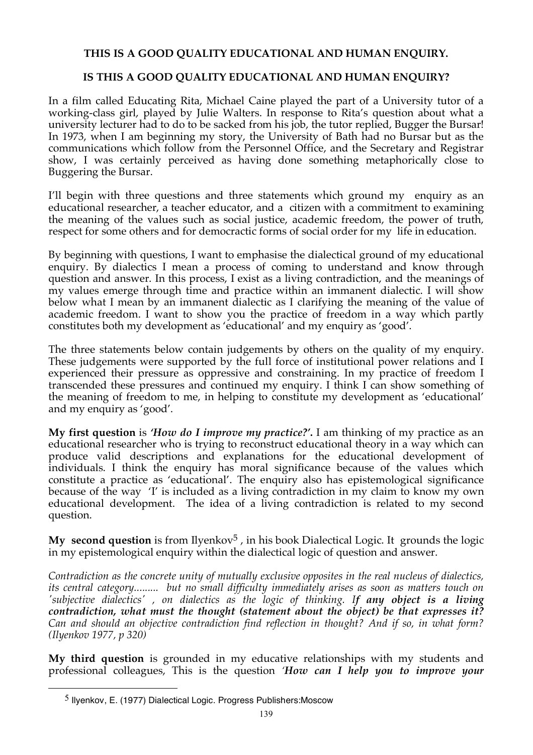**THIS IS A GOOD QUALITY EDUCATIONAL AND HUMAN ENQUIRY.**

**IS THIS A GOOD QUALITY EDUCATIONAL AND HUMAN ENQUIRY?**

In a film called Educating Rita, Michael Caine played the part of a University tutor of a working-class girl, played by Julie Walters. In response to Rita's question about what a university lecturer had to do to be sacked from his job, the tutor replied, Bugger the Bursar! In 1973, when I am beginning my story, the University of Bath had no Bursar but as the communications which follow from the Personnel Office, and the Secretary and Registrar show, I was certainly perceived as having done something metaphorically close to Buggering the Bursar.

I'll begin with three questions and three statements which ground my enquiry as an educational researcher, a teacher educator, and a citizen with a commitment to examining the meaning of the values such as social justice, academic freedom, the power of truth, respect for some others and for democractic forms of social order for my life in education.

By beginning with questions, I want to emphasise the dialectical ground of my educational enquiry. By dialectics I mean a process of coming to understand and know through question and answer. In this process, I exist as a living contradiction, and the meanings of my values emerge through time and practice within an immanent dialectic. I will show below what I mean by an immanent dialectic as I clarifying the meaning of the value of academic freedom. I want to show you the practice of freedom in a way which partly constitutes both my development as 'educational' and my enquiry as 'good'.

The three statements below contain judgements by others on the quality of my enquiry. These judgements were supported by the full force of institutional power relations and I experienced their pressure as oppressive and constraining. In my practice of freedom I transcended these pressures and continued my enquiry. I think I can show something of the meaning of freedom to me, in helping to constitute my development as 'educational' and my enquiry as 'good'.

**My first question** is ***'How do I improve my practice?'.*** I am thinking of my practice as an educational researcher who is trying to reconstruct educational theory in a way which can produce valid descriptions and explanations for the educational development of individuals. I think the enquiry has moral significance because of the values which constitute a practice as 'educational'. The enquiry also has epistemological significance because of the way 'I' is included as a living contradiction in my claim to know my own educational development. The idea of a living contradiction is related to my second question.

**My second question** is from Ilyenkov[5] , in his book Dialectical Logic. It grounds the logic in my epistemological enquiry within the dialectical logic of question and answer.

*Contradiction as the concrete unity of mutually exclusive opposites in the real nucleus of dialectics, its central category......... but no small difficulty immediately arises as soon as matters touch on 'subjective dialectics' , on dialectics as the logic of thinking.* ***If any object is a living contradiction, what must the thought (statement about the object) be that expresses it?*** *Can and should an objective contradiction find reflection in thought? And if so, in what form? (Ilyenkov 1977, p 320)*

**My third question** is grounded in my educative relationships with my students and professional colleagues, This is the question ***'How can I help you to improve your***

[5] Ilyenkov, E. (1977) Dialectical Logic. Progress Publishers:Moscow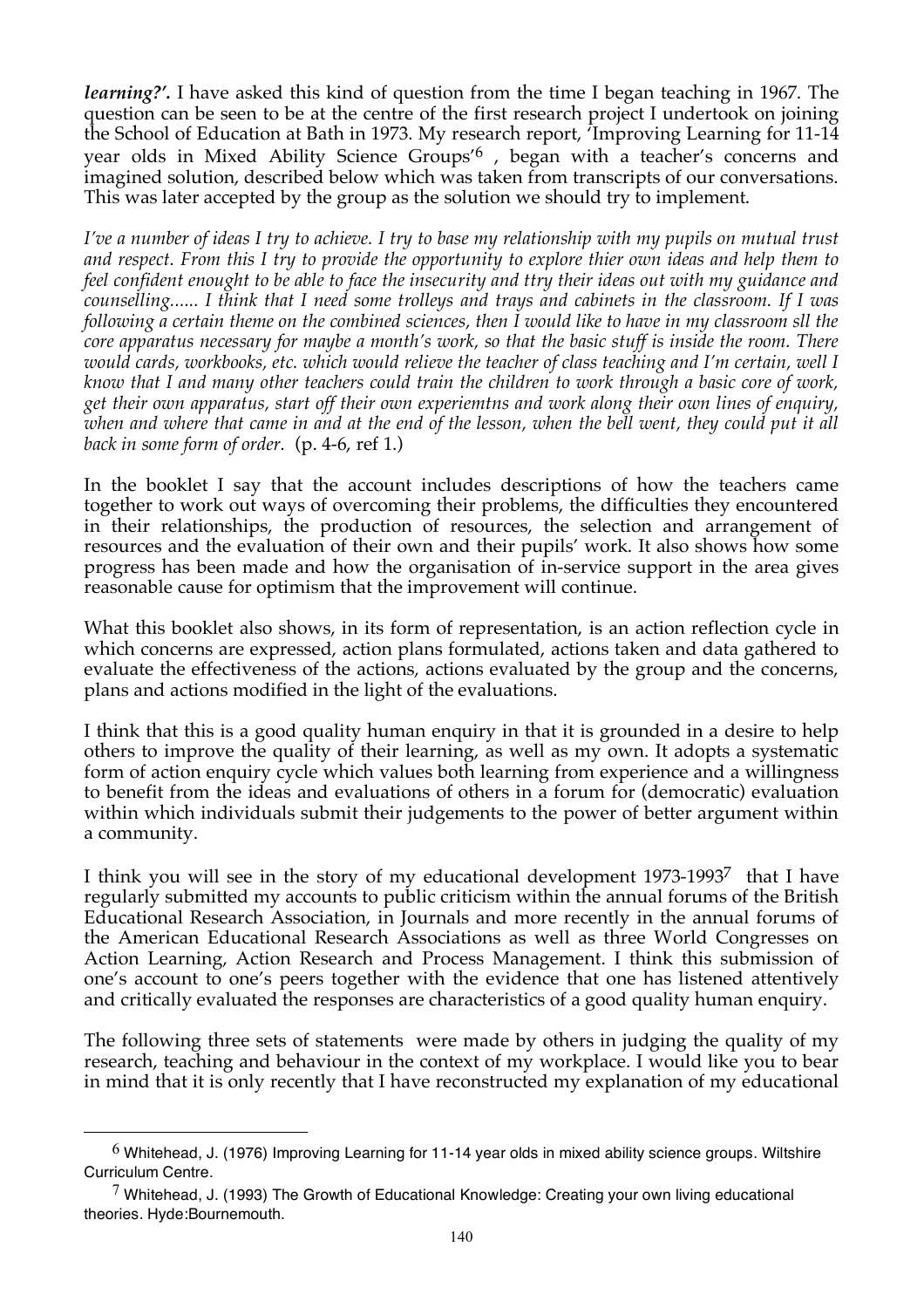***learning?'.*** I have asked this kind of question from the time I began teaching in 1967. The question can be seen to be at the centre of the first research project I undertook on joining the School of Education at Bath in 1973. My research report, 'Improving Learning for 11-14 year olds in Mixed Ability Science Groups'[6] , began with a teacher's concerns and imagined solution, described below which was taken from transcripts of our conversations. This was later accepted by the group as the solution we should try to implement.

*I've a number of ideas I try to achieve. I try to base my relationship with my pupils on mutual trust and respect. From this I try to provide the opportunity to explore thier own ideas and help them to feel confident enought to be able to face the insecurity and ttry their ideas out with my guidance and counselling...... I think that I need some trolleys and trays and cabinets in the classroom. If I was following a certain theme on the combined sciences, then I would like to have in my classroom sll the core apparatus necessary for maybe a month's work, so that the basic stuff is inside the room. There would cards, workbooks, etc. which would relieve the teacher of class teaching and I'm certain, well I know that I and many other teachers could train the children to work through a basic core of work, get their own apparatus, start off their own experiemtns and work along their own lines of enquiry, when and where that came in and at the end of the lesson, when the bell went, they could put it all back in some form of order.* (p. 4-6, ref 1.)

In the booklet I say that the account includes descriptions of how the teachers came together to work out ways of overcoming their problems, the difficulties they encountered in their relationships, the production of resources, the selection and arrangement of resources and the evaluation of their own and their pupils' work. It also shows how some progress has been made and how the organisation of in-service support in the area gives reasonable cause for optimism that the improvement will continue.

What this booklet also shows, in its form of representation, is an action reflection cycle in which concerns are expressed, action plans formulated, actions taken and data gathered to evaluate the effectiveness of the actions, actions evaluated by the group and the concerns, plans and actions modified in the light of the evaluations.

I think that this is a good quality human enquiry in that it is grounded in a desire to help others to improve the quality of their learning, as well as my own. It adopts a systematic form of action enquiry cycle which values both learning from experience and a willingness to benefit from the ideas and evaluations of others in a forum for (democratic) evaluation within which individuals submit their judgements to the power of better argument within a community.

I think you will see in the story of my educational development 1973-1993[7] that I have regularly submitted my accounts to public criticism within the annual forums of the British Educational Research Association, in Journals and more recently in the annual forums of the American Educational Research Associations as well as three World Congresses on Action Learning, Action Research and Process Management. I think this submission of one's account to one's peers together with the evidence that one has listened attentively and critically evaluated the responses are characteristics of a good quality human enquiry.

The following three sets of statements were made by others in judging the quality of my research, teaching and behaviour in the context of my workplace. I would like you to bear in mind that it is only recently that I have reconstructed my explanation of my educational

---

[6] Whitehead, J. (1976) Improving Learning for 11-14 year olds in mixed ability science groups. Wiltshire Curriculum Centre.

[7] Whitehead, J. (1993) The Growth of Educational Knowledge: Creating your own living educational theories. Hyde:Bournemouth.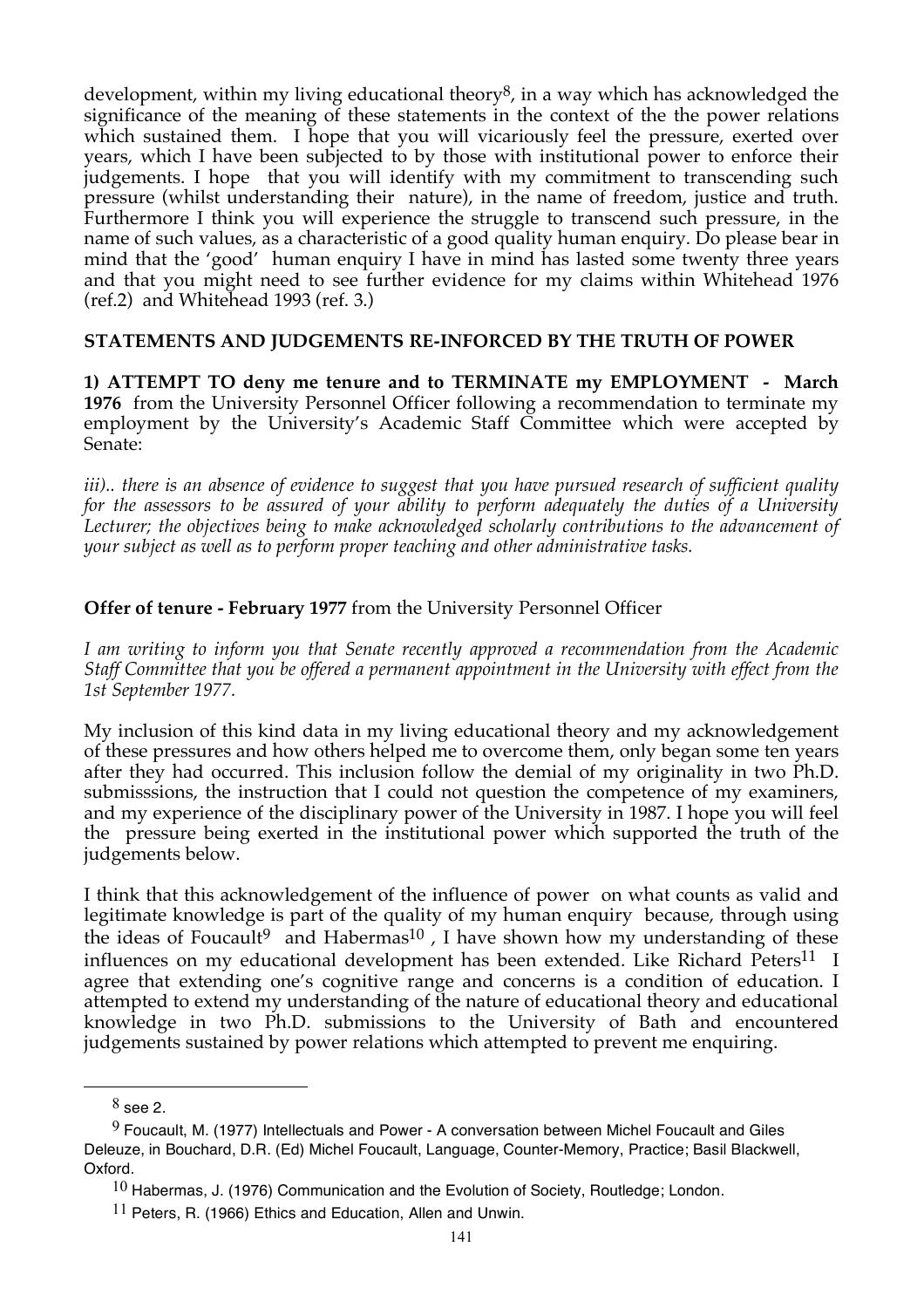development, within my living educational theory[8], in a way which has acknowledged the significance of the meaning of these statements in the context of the the power relations which sustained them. I hope that you will vicariously feel the pressure, exerted over years, which I have been subjected to by those with institutional power to enforce their judgements. I hope that you will identify with my commitment to transcending such pressure (whilst understanding their nature), in the name of freedom, justice and truth. Furthermore I think you will experience the struggle to transcend such pressure, in the name of such values, as a characteristic of a good quality human enquiry. Do please bear in mind that the 'good' human enquiry I have in mind has lasted some twenty three years and that you might need to see further evidence for my claims within Whitehead 1976 (ref.2) and Whitehead 1993 (ref. 3.)

**STATEMENTS AND JUDGEMENTS RE-INFORCED BY THE TRUTH OF POWER**

**1) ATTEMPT TO deny me tenure and to TERMINATE my EMPLOYMENT - March 1976** from the University Personnel Officer following a recommendation to terminate my employment by the University's Academic Staff Committee which were accepted by Senate:

*iii).. there is an absence of evidence to suggest that you have pursued research of sufficient quality for the assessors to be assured of your ability to perform adequately the duties of a University Lecturer; the objectives being to make acknowledged scholarly contributions to the advancement of your subject as well as to perform proper teaching and other administrative tasks.*

**Offer of tenure - February 1977** from the University Personnel Officer

*I am writing to inform you that Senate recently approved a recommendation from the Academic Staff Committee that you be offered a permanent appointment in the University with effect from the 1st September 1977.*

My inclusion of this kind data in my living educational theory and my acknowledgement of these pressures and how others helped me to overcome them, only began some ten years after they had occurred. This inclusion follow the demial of my originality in two Ph.D. submisssions, the instruction that I could not question the competence of my examiners, and my experience of the disciplinary power of the University in 1987. I hope you will feel the pressure being exerted in the institutional power which supported the truth of the judgements below.

I think that this acknowledgement of the influence of power on what counts as valid and legitimate knowledge is part of the quality of my human enquiry because, through using the ideas of Foucault[9] and Habermas[10], I have shown how my understanding of these influences on my educational development has been extended. Like Richard Peters[11] I agree that extending one's cognitive range and concerns is a condition of education. I attempted to extend my understanding of the nature of educational theory and educational knowledge in two Ph.D. submissions to the University of Bath and encountered judgements sustained by power relations which attempted to prevent me enquiring.

---

[8] see 2.

[9] Foucault, M. (1977) Intellectuals and Power - A conversation between Michel Foucault and Giles Deleuze, in Bouchard, D.R. (Ed) Michel Foucault, Language, Counter-Memory, Practice; Basil Blackwell, Oxford.

[10] Habermas, J. (1976) Communication and the Evolution of Society, Routledge; London.

[11] Peters, R. (1966) Ethics and Education, Allen and Unwin.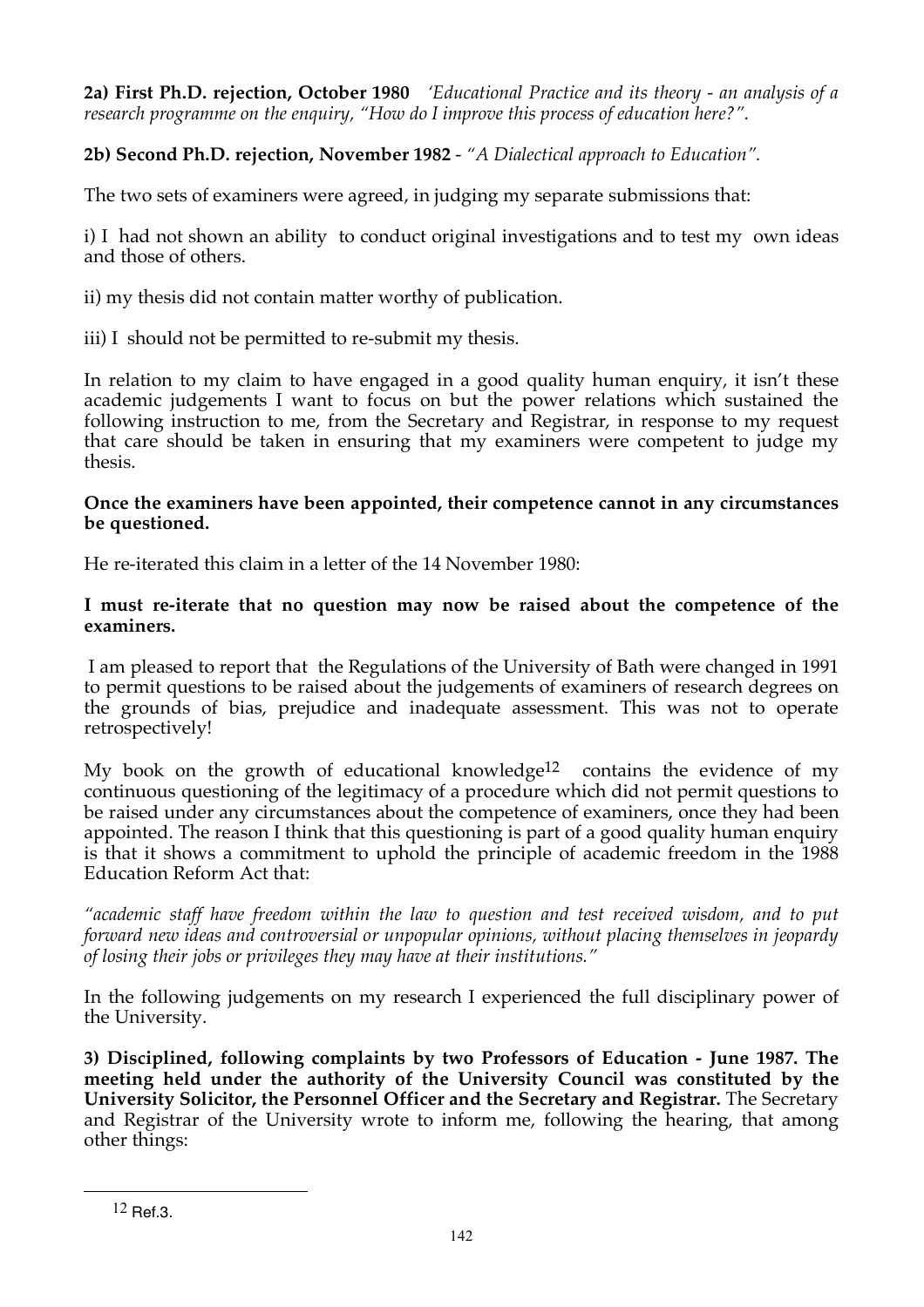**2a) First Ph.D. rejection, October 1980** *'Educational Practice and its theory - an analysis of a research programme on the enquiry, "How do I improve this process of education here?".*

**2b) Second Ph.D. rejection, November 1982** - *"A Dialectical approach to Education".*

The two sets of examiners were agreed, in judging my separate submissions that:

i) I had not shown an ability to conduct original investigations and to test my own ideas and those of others.

ii) my thesis did not contain matter worthy of publication.

iii) I should not be permitted to re-submit my thesis.

In relation to my claim to have engaged in a good quality human enquiry, it isn't these academic judgements I want to focus on but the power relations which sustained the following instruction to me, from the Secretary and Registrar, in response to my request that care should be taken in ensuring that my examiners were competent to judge my thesis.

**Once the examiners have been appointed, their competence cannot in any circumstances be questioned.**

He re-iterated this claim in a letter of the 14 November 1980:

**I must re-iterate that no question may now be raised about the competence of the examiners.**

I am pleased to report that the Regulations of the University of Bath were changed in 1991 to permit questions to be raised about the judgements of examiners of research degrees on the grounds of bias, prejudice and inadequate assessment. This was not to operate retrospectively!

My book on the growth of educational knowledge[12] contains the evidence of my continuous questioning of the legitimacy of a procedure which did not permit questions to be raised under any circumstances about the competence of examiners, once they had been appointed. The reason I think that this questioning is part of a good quality human enquiry is that it shows a commitment to uphold the principle of academic freedom in the 1988 Education Reform Act that:

*"academic staff have freedom within the law to question and test received wisdom, and to put forward new ideas and controversial or unpopular opinions, without placing themselves in jeopardy of losing their jobs or privileges they may have at their institutions."*

In the following judgements on my research I experienced the full disciplinary power of the University.

**3) Disciplined, following complaints by two Professors of Education - June 1987. The meeting held under the authority of the University Council was constituted by the University Solicitor, the Personnel Officer and the Secretary and Registrar.** The Secretary and Registrar of the University wrote to inform me, following the hearing, that among other things:

---

[12] Ref.3.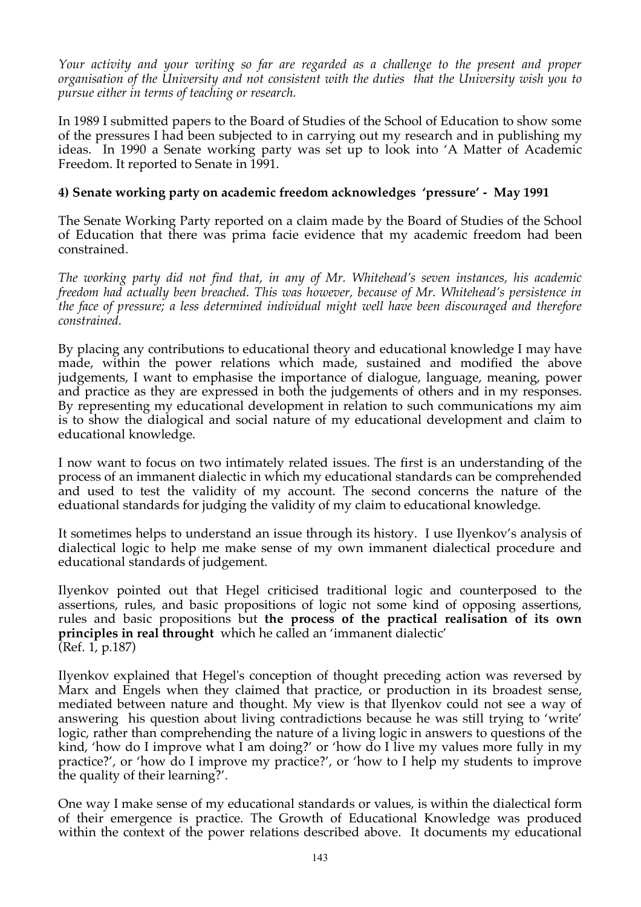*Your activity and your writing so far are regarded as a challenge to the present and proper organisation of the University and not consistent with the duties that the University wish you to pursue either in terms of teaching or research.*

In 1989 I submitted papers to the Board of Studies of the School of Education to show some of the pressures I had been subjected to in carrying out my research and in publishing my ideas. In 1990 a Senate working party was set up to look into 'A Matter of Academic Freedom. It reported to Senate in 1991.

**4) Senate working party on academic freedom acknowledges 'pressure' - May 1991**

The Senate Working Party reported on a claim made by the Board of Studies of the School of Education that there was prima facie evidence that my academic freedom had been constrained.

*The working party did not find that, in any of Mr. Whitehead's seven instances, his academic freedom had actually been breached. This was however, because of Mr. Whitehead's persistence in the face of pressure; a less determined individual might well have been discouraged and therefore constrained.*

By placing any contributions to educational theory and educational knowledge I may have made, within the power relations which made, sustained and modified the above judgements, I want to emphasise the importance of dialogue, language, meaning, power and practice as they are expressed in both the judgements of others and in my responses. By representing my educational development in relation to such communications my aim is to show the dialogical and social nature of my educational development and claim to educational knowledge.

I now want to focus on two intimately related issues. The first is an understanding of the process of an immanent dialectic in which my educational standards can be comprehended and used to test the validity of my account. The second concerns the nature of the eduational standards for judging the validity of my claim to educational knowledge.

It sometimes helps to understand an issue through its history. I use Ilyenkov's analysis of dialectical logic to help me make sense of my own immanent dialectical procedure and educational standards of judgement.

Ilyenkov pointed out that Hegel criticised traditional logic and counterposed to the assertions, rules, and basic propositions of logic not some kind of opposing assertions, rules and basic propositions but **the process of the practical realisation of its own principles in real throught** which he called an 'immanent dialectic' (Ref. 1, p.187)

Ilyenkov explained that Hegel's conception of thought preceding action was reversed by Marx and Engels when they claimed that practice, or production in its broadest sense, mediated between nature and thought. My view is that Ilyenkov could not see a way of answering his question about living contradictions because he was still trying to 'write' logic, rather than comprehending the nature of a living logic in answers to questions of the kind, 'how do I improve what I am doing?' or 'how do I live my values more fully in my practice?', or 'how do I improve my practice?', or 'how to I help my students to improve the quality of their learning?'.

One way I make sense of my educational standards or values, is within the dialectical form of their emergence is practice. The Growth of Educational Knowledge was produced within the context of the power relations described above. It documents my educational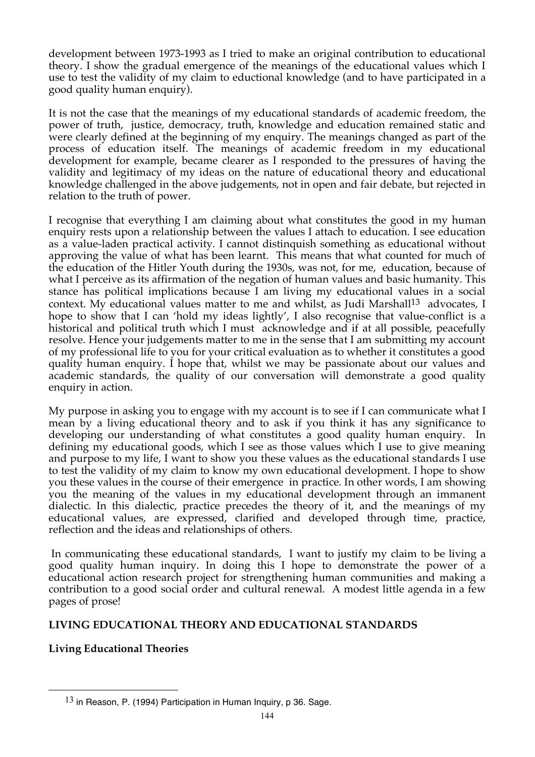development between 1973-1993 as I tried to make an original contribution to educational theory. I show the gradual emergence of the meanings of the educational values which I use to test the validity of my claim to eductional knowledge (and to have participated in a good quality human enquiry).

It is not the case that the meanings of my educational standards of academic freedom, the power of truth, justice, democracy, truth, knowledge and education remained static and were clearly defined at the beginning of my enquiry. The meanings changed as part of the process of education itself. The meanings of academic freedom in my educational development for example, became clearer as I responded to the pressures of having the validity and legitimacy of my ideas on the nature of educational theory and educational knowledge challenged in the above judgements, not in open and fair debate, but rejected in relation to the truth of power.

I recognise that everything I am claiming about what constitutes the good in my human enquiry rests upon a relationship between the values I attach to education. I see education as a value-laden practical activity. I cannot distinquish something as educational without approving the value of what has been learnt. This means that what counted for much of the education of the Hitler Youth during the 1930s, was not, for me, education, because of what I perceive as its affirmation of the negation of human values and basic humanity. This stance has political implications because I am living my educational values in a social context. My educational values matter to me and whilst, as Judi Marshall[13] advocates, I hope to show that I can 'hold my ideas lightly', I also recognise that value-conflict is a historical and political truth which I must acknowledge and if at all possible, peacefully resolve. Hence your judgements matter to me in the sense that I am submitting my account of my professional life to you for your critical evaluation as to whether it constitutes a good quality human enquiry. I hope that, whilst we may be passionate about our values and academic standards, the quality of our conversation will demonstrate a good quality enquiry in action.

My purpose in asking you to engage with my account is to see if I can communicate what I mean by a living educational theory and to ask if you think it has any significance to developing our understanding of what constitutes a good quality human enquiry. In defining my educational goods, which I see as those values which I use to give meaning and purpose to my life, I want to show you these values as the educational standards I use to test the validity of my claim to know my own educational development. I hope to show you these values in the course of their emergence in practice. In other words, I am showing you the meaning of the values in my educational development through an immanent dialectic. In this dialectic, practice precedes the theory of it, and the meanings of my educational values, are expressed, clarified and developed through time, practice, reflection and the ideas and relationships of others.

In communicating these educational standards, I want to justify my claim to be living a good quality human inquiry. In doing this I hope to demonstrate the power of a educational action research project for strengthening human communities and making a contribution to a good social order and cultural renewal. A modest little agenda in a few pages of prose!

**LIVING EDUCATIONAL THEORY AND EDUCATIONAL STANDARDS**

**Living Educational Theories**

---

[13] in Reason, P. (1994) Participation in Human Inquiry, p 36. Sage.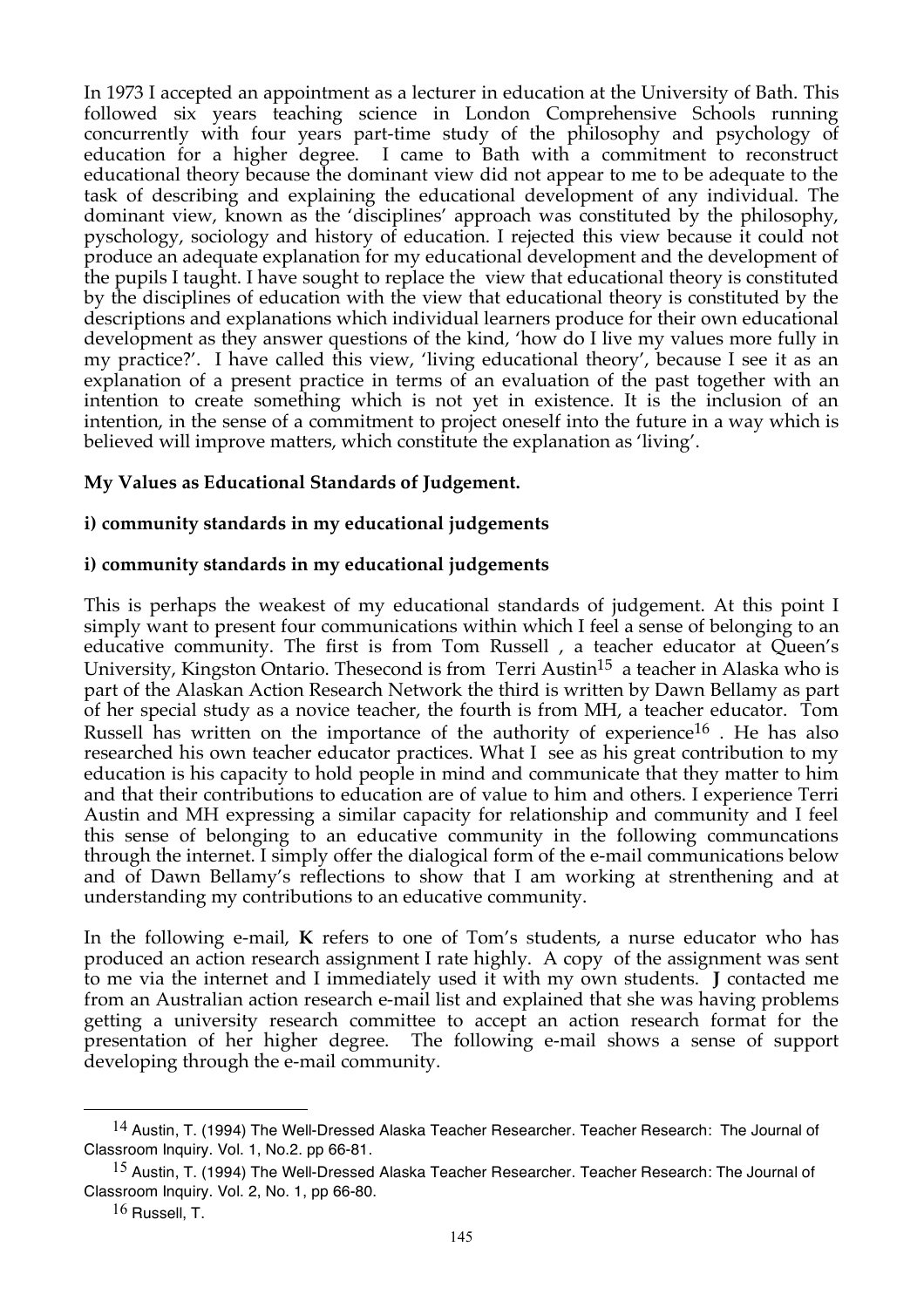In 1973 I accepted an appointment as a lecturer in education at the University of Bath. This followed six years teaching science in London Comprehensive Schools running concurrently with four years part-time study of the philosophy and psychology of education for a higher degree. I came to Bath with a commitment to reconstruct educational theory because the dominant view did not appear to me to be adequate to the task of describing and explaining the educational development of any individual. The dominant view, known as the 'disciplines' approach was constituted by the philosophy, pyschology, sociology and history of education. I rejected this view because it could not produce an adequate explanation for my educational development and the development of the pupils I taught. I have sought to replace the view that educational theory is constituted by the disciplines of education with the view that educational theory is constituted by the descriptions and explanations which individual learners produce for their own educational development as they answer questions of the kind, 'how do I live my values more fully in my practice?'. I have called this view, 'living educational theory', because I see it as an explanation of a present practice in terms of an evaluation of the past together with an intention to create something which is not yet in existence. It is the inclusion of an intention, in the sense of a commitment to project oneself into the future in a way which is believed will improve matters, which constitute the explanation as 'living'.

**My Values as Educational Standards of Judgement.**

**i) community standards in my educational judgements**

**i) community standards in my educational judgements**

This is perhaps the weakest of my educational standards of judgement. At this point I simply want to present four communications within which I feel a sense of belonging to an educative community. The first is from Tom Russell , a teacher educator at Queen's University, Kingston Ontario. Thesecond is from Terri Austin[15] a teacher in Alaska who is part of the Alaskan Action Research Network the third is written by Dawn Bellamy as part of her special study as a novice teacher, the fourth is from MH, a teacher educator. Tom Russell has written on the importance of the authority of experience[16] . He has also researched his own teacher educator practices. What I see as his great contribution to my education is his capacity to hold people in mind and communicate that they matter to him and that their contributions to education are of value to him and others. I experience Terri Austin and MH expressing a similar capacity for relationship and community and I feel this sense of belonging to an educative community in the following communcations through the internet. I simply offer the dialogical form of the e-mail communications below and of Dawn Bellamy's reflections to show that I am working at strenthening and at understanding my contributions to an educative community.

In the following e-mail, **K** refers to one of Tom's students, a nurse educator who has produced an action research assignment I rate highly. A copy of the assignment was sent to me via the internet and I immediately used it with my own students. **J** contacted me from an Australian action research e-mail list and explained that she was having problems getting a university research committee to accept an action research format for the presentation of her higher degree. The following e-mail shows a sense of support developing through the e-mail community.

---

[14] Austin, T. (1994) The Well-Dressed Alaska Teacher Researcher. Teacher Research: The Journal of Classroom Inquiry. Vol. 1, No.2. pp 66-81.

[15] Austin, T. (1994) The Well-Dressed Alaska Teacher Researcher. Teacher Research: The Journal of Classroom Inquiry. Vol. 2, No. 1, pp 66-80.

[16] Russell, T.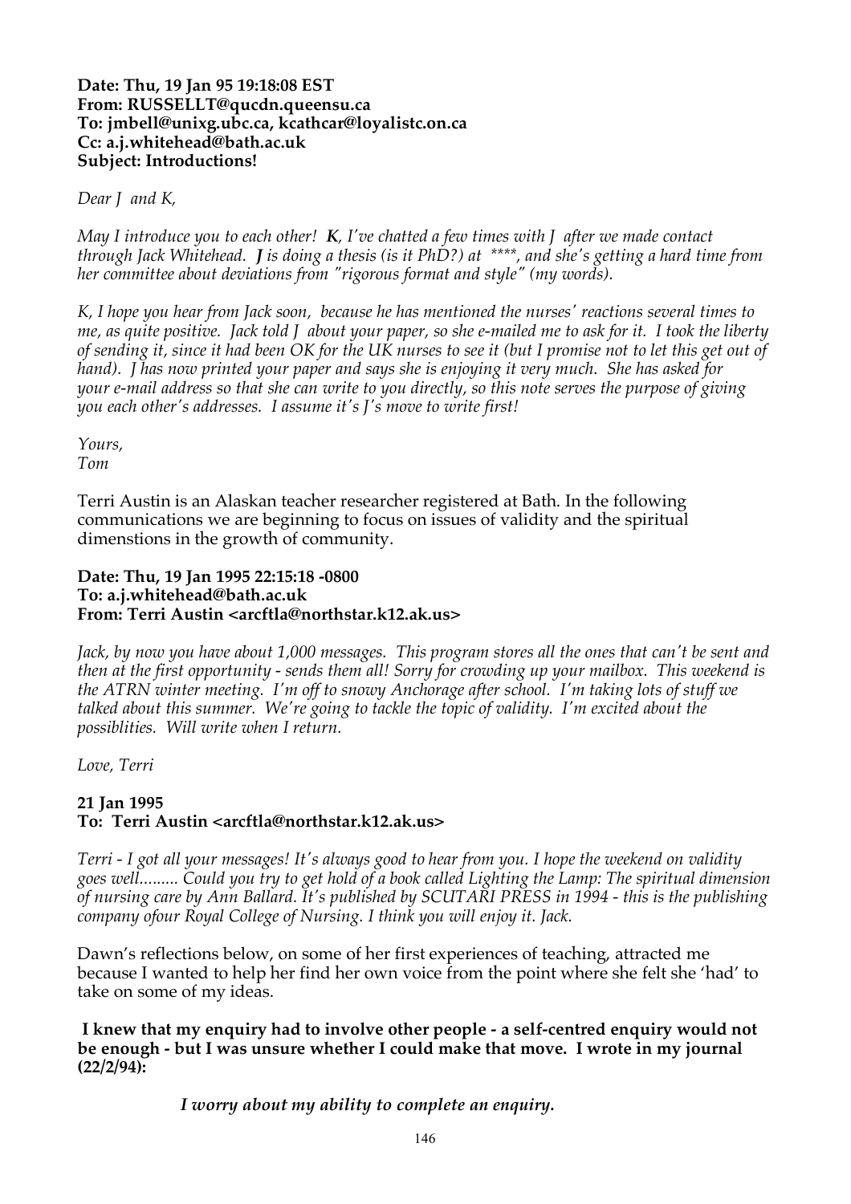**Date: Thu, 19 Jan 95 19:18:08 EST**
**From: RUSSELLT@qucdn.queensu.ca**
**To: jmbell@unixg.ubc.ca, kcathcar@loyalistc.on.ca**
**Cc: a.j.whitehead@bath.ac.uk**
**Subject: Introductions!**

*Dear J and K,*

*May I introduce you to each other! **K**, I've chatted a few times with J after we made contact through Jack Whitehead. **J** is doing a thesis (is it PhD?) at ****, and she's getting a hard time from her committee about deviations from "rigorous format and style" (my words).*

*K, I hope you hear from Jack soon, because he has mentioned the nurses' reactions several times to me, as quite positive. Jack told J about your paper, so she e-mailed me to ask for it. I took the liberty of sending it, since it had been OK for the UK nurses to see it (but I promise not to let this get out of hand). J has now printed your paper and says she is enjoying it very much. She has asked for your e-mail address so that she can write to you directly, so this note serves the purpose of giving you each other's addresses. I assume it's J's move to write first!*

*Yours,*
*Tom*

Terri Austin is an Alaskan teacher researcher registered at Bath. In the following communications we are beginning to focus on issues of validity and the spiritual dimenstions in the growth of community.

**Date: Thu, 19 Jan 1995 22:15:18 -0800**
**To: a.j.whitehead@bath.ac.uk**
**From: Terri Austin <arcftla@northstar.k12.ak.us>**

*Jack, by now you have about 1,000 messages. This program stores all the ones that can't be sent and then at the first opportunity - sends them all! Sorry for crowding up your mailbox. This weekend is the ATRN winter meeting. I'm off to snowy Anchorage after school. I'm taking lots of stuff we talked about this summer. We're going to tackle the topic of validity. I'm excited about the possiblities. Will write when I return.*

*Love, Terri*

**21 Jan 1995**
**To: Terri Austin <arcftla@northstar.k12.ak.us>**

*Terri - I got all your messages! It's always good to hear from you. I hope the weekend on validity goes well......... Could you try to get hold of a book called Lighting the Lamp: The spiritual dimension of nursing care by Ann Ballard. It's published by SCUTARI PRESS in 1994 - this is the publishing company ofour Royal College of Nursing. I think you will enjoy it. Jack.*

Dawn's reflections below, on some of her first experiences of teaching, attracted me because I wanted to help her find her own voice from the point where she felt she 'had' to take on some of my ideas.

**I knew that my enquiry had to involve other people - a self-centred enquiry would not be enough - but I was unsure whether I could make that move. I wrote in my journal (22/2/94):**

> ***I worry about my ability to complete an enquiry.***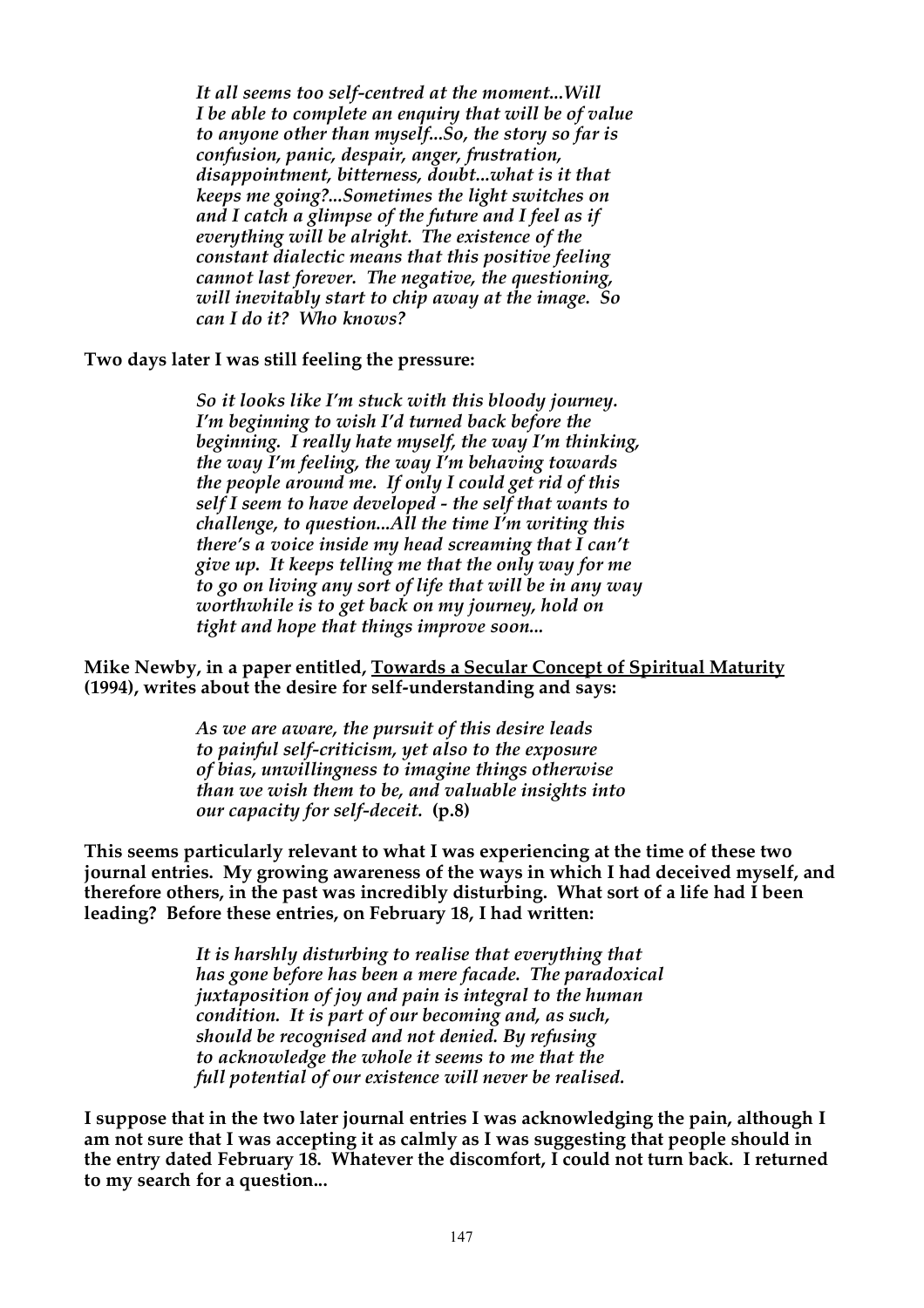> *It all seems too self-centred at the moment...Will I be able to complete an enquiry that will be of value to anyone other than myself...So, the story so far is confusion, panic, despair, anger, frustration, disappointment, bitterness, doubt...what is it that keeps me going?...Sometimes the light switches on and I catch a glimpse of the future and I feel as if everything will be alright. The existence of the constant dialectic means that this positive feeling cannot last forever. The negative, the questioning, will inevitably start to chip away at the image. So can I do it? Who knows?*

**Two days later I was still feeling the pressure:**

> *So it looks like I'm stuck with this bloody journey. I'm beginning to wish I'd turned back before the beginning. I really hate myself, the way I'm thinking, the way I'm feeling, the way I'm behaving towards the people around me. If only I could get rid of this self I seem to have developed - the self that wants to challenge, to question...All the time I'm writing this there's a voice inside my head screaming that I can't give up. It keeps telling me that the only way for me to go on living any sort of life that will be in any way worthwhile is to get back on my journey, hold on tight and hope that things improve soon...*

**Mike Newby, in a paper entitled, <u>Towards a Secular Concept of Spiritual Maturity</u> (1994), writes about the desire for self-understanding and says:**

> *As we are aware, the pursuit of this desire leads to painful self-criticism, yet also to the exposure of bias, unwillingness to imagine things otherwise than we wish them to be, and valuable insights into our capacity for self-deceit.* **(p.8)**

**This seems particularly relevant to what I was experiencing at the time of these two journal entries. My growing awareness of the ways in which I had deceived myself, and therefore others, in the past was incredibly disturbing. What sort of a life had I been leading? Before these entries, on February 18, I had written:**

> *It is harshly disturbing to realise that everything that has gone before has been a mere facade. The paradoxical juxtaposition of joy and pain is integral to the human condition. It is part of our becoming and, as such, should be recognised and not denied. By refusing to acknowledge the whole it seems to me that the full potential of our existence will never be realised.*

**I suppose that in the two later journal entries I was acknowledging the pain, although I am not sure that I was accepting it as calmly as I was suggesting that people should in the entry dated February 18. Whatever the discomfort, I could not turn back. I returned to my search for a question...**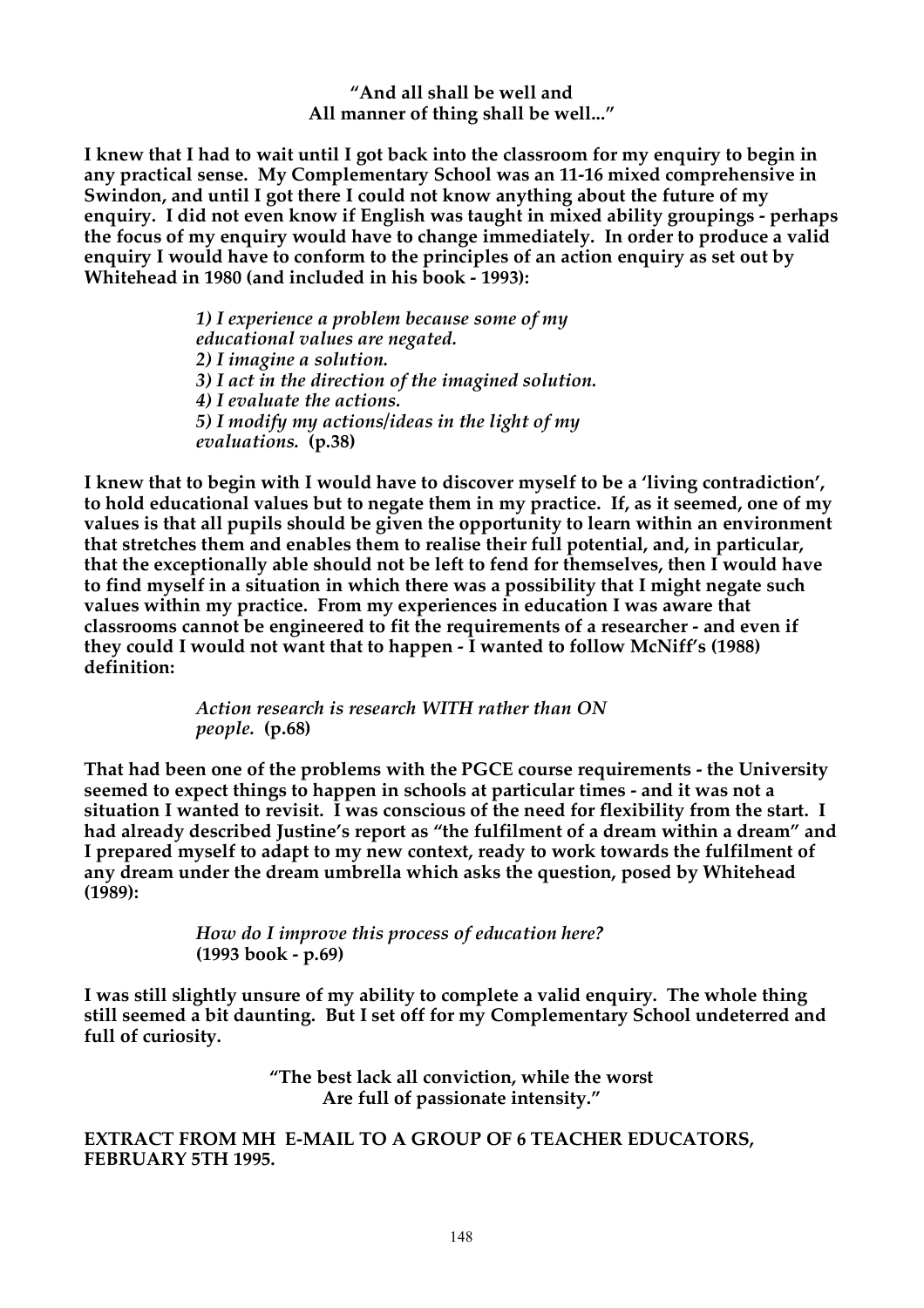**"And all shall be well and**
**All manner of thing shall be well..."**

**I knew that I had to wait until I got back into the classroom for my enquiry to begin in any practical sense. My Complementary School was an 11-16 mixed comprehensive in Swindon, and until I got there I could not know anything about the future of my enquiry. I did not even know if English was taught in mixed ability groupings - perhaps the focus of my enquiry would have to change immediately. In order to produce a valid enquiry I would have to conform to the principles of an action enquiry as set out by Whitehead in 1980 (and included in his book - 1993):**

> *1) I experience a problem because some of my educational values are negated.*
> *2) I imagine a solution.*
> *3) I act in the direction of the imagined solution.*
> *4) I evaluate the actions.*
> *5) I modify my actions/ideas in the light of my evaluations.* **(p.38)**

**I knew that to begin with I would have to discover myself to be a 'living contradiction', to hold educational values but to negate them in my practice. If, as it seemed, one of my values is that all pupils should be given the opportunity to learn within an environment that stretches them and enables them to realise their full potential, and, in particular, that the exceptionally able should not be left to fend for themselves, then I would have to find myself in a situation in which there was a possibility that I might negate such values within my practice. From my experiences in education I was aware that classrooms cannot be engineered to fit the requirements of a researcher - and even if they could I would not want that to happen - I wanted to follow McNiff's (1988) definition:**

> *Action research is research WITH rather than ON people.* **(p.68)**

**That had been one of the problems with the PGCE course requirements - the University seemed to expect things to happen in schools at particular times - and it was not a situation I wanted to revisit. I was conscious of the need for flexibility from the start. I had already described Justine's report as "the fulfilment of a dream within a dream" and I prepared myself to adapt to my new context, ready to work towards the fulfilment of any dream under the dream umbrella which asks the question, posed by Whitehead (1989):**

> *How do I improve this process of education here?*
> **(1993 book - p.69)**

**I was still slightly unsure of my ability to complete a valid enquiry. The whole thing still seemed a bit daunting. But I set off for my Complementary School undeterred and full of curiosity.**

**"The best lack all conviction, while the worst**
**Are full of passionate intensity."**

**EXTRACT FROM MH E-MAIL TO A GROUP OF 6 TEACHER EDUCATORS, FEBRUARY 5TH 1995.**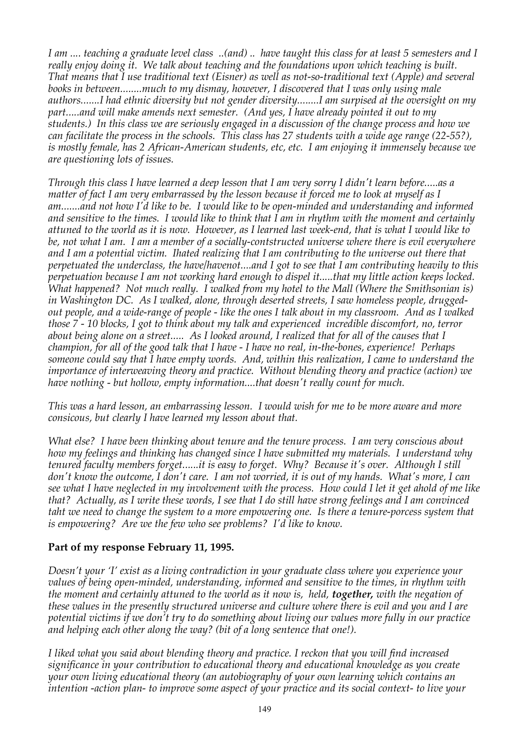*I am .... teaching a graduate level class ..(and) .. have taught this class for at least 5 semesters and I really enjoy doing it. We talk about teaching and the foundations upon which teaching is built. That means that I use traditional text (Eisner) as well as not-so-traditional text (Apple) and several books in between........much to my dismay, however, I discovered that I was only using male authors.......I had ethnic diversity but not gender diversity........I am surpised at the oversight on my part.....and will make amends next semester. (And yes, I have already pointed it out to my students.) In this class we are seriously engaged in a discussion of the change process and how we can facilitate the process in the schools. This class has 27 students with a wide age range (22-55?), is mostly female, has 2 African-American students, etc, etc. I am enjoying it immensely because we are questioning lots of issues.*

*Through this class I have learned a deep lesson that I am very sorry I didn't learn before.....as a matter of fact I am very embarrassed by the lesson because it forced me to look at myself as I am.......and not how I'd like to be. I would like to be open-minded and understanding and informed and sensitive to the times. I would like to think that I am in rhythm with the moment and certainly attuned to the world as it is now. However, as I learned last week-end, that is what I would like to be, not what I am. I am a member of a socially-contstructed universe where there is evil everywhere and I am a potential victim. Ihated realizing that I am contributing to the universe out there that perpetuated the underclass, the have/havenot....and I got to see that I am contributing heavily to this perpetuation because I am not working hard enough to dispel it.....that my little action keeps locked. What happened? Not much really. I walked from my hotel to the Mall (Where the Smithsonian is) in Washington DC. As I walked, alone, through deserted streets, I saw homeless people, drugged-out people, and a wide-range of people - like the ones I talk about in my classroom. And as I walked those 7 - 10 blocks, I got to think about my talk and experienced incredible discomfort, no, terror about being alone on a street..... As I looked around, I realized that for all of the causes that I champion, for all of the good talk that I have - I have no real, in-the-bones, experience! Perhaps someone could say that I have empty words. And, within this realization, I came to understand the importance of interweaving theory and practice. Without blending theory and practice (action) we have nothing - but hollow, empty information....that doesn't really count for much.*

*This was a hard lesson, an embarrassing lesson. I would wish for me to be more aware and more consicous, but clearly I have learned my lesson about that.*

*What else? I have been thinking about tenure and the tenure process. I am very conscious about how my feelings and thinking has changed since I have submitted my materials. I understand why tenured faculty members forget......it is easy to forget. Why? Because it's over. Although I still don't know the outcome, I don't care. I am not worried, it is out of my hands. What's more, I can see what I have neglected in my involvement with the process. How could I let it get ahold of me like that? Actually, as I write these words, I see that I do still have strong feelings and I am convinced taht we need to change the system to a more empowering one. Is there a tenure-porcess system that is empowering? Are we the few who see problems? I'd like to know.*

**Part of my response February 11, 1995.**

*Doesn't your 'I' exist as a living contradiction in your graduate class where you experience your values of being open-minded, understanding, informed and sensitive to the times, in rhythm with the moment and certainly attuned to the world as it now is, held,* ***together,*** *with the negation of these values in the presently structured universe and culture where there is evil and you and I are potential victims if we don't try to do something about living our values more fully in our practice and helping each other along the way? (bit of a long sentence that one!).*

*I liked what you said about blending theory and practice. I reckon that you will find increased significance in your contribution to educational theory and educational knowledge as you create your own living educational theory (an autobiography of your own learning which contains an intention -action plan- to improve some aspect of your practice and its social context- to live your*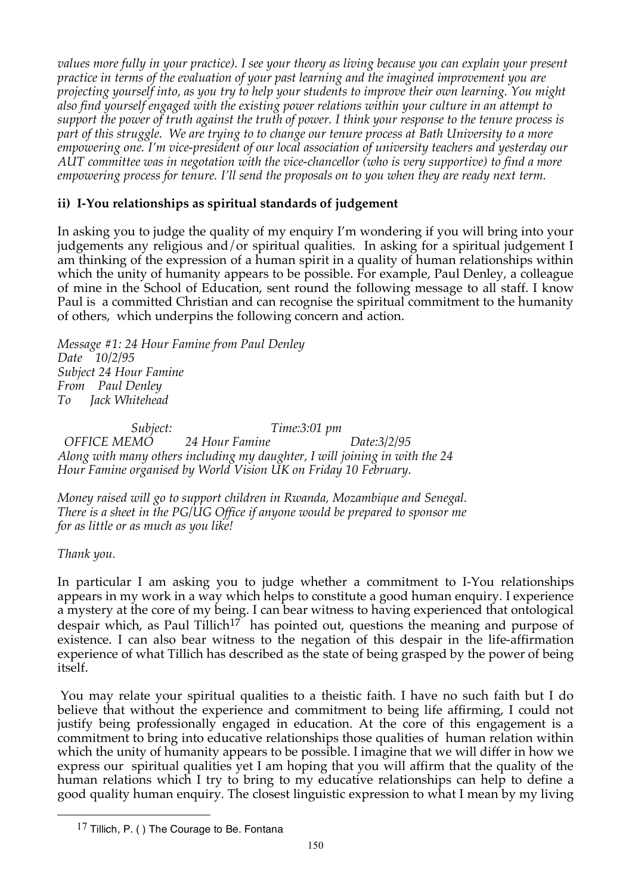*values more fully in your practice). I see your theory as living because you can explain your present practice in terms of the evaluation of your past learning and the imagined improvement you are projecting yourself into, as you try to help your students to improve their own learning. You might also find yourself engaged with the existing power relations within your culture in an attempt to support the power of truth against the truth of power. I think your response to the tenure process is part of this struggle. We are trying to to change our tenure process at Bath University to a more empowering one. I'm vice-president of our local association of university teachers and yesterday our AUT committee was in negotation with the vice-chancellor (who is very supportive) to find a more empowering process for tenure. I'll send the proposals on to you when they are ready next term.*

### ii) I-You relationships as spiritual standards of judgement

In asking you to judge the quality of my enquiry I'm wondering if you will bring into your judgements any religious and/or spiritual qualities. In asking for a spiritual judgement I am thinking of the expression of a human spirit in a quality of human relationships within which the unity of humanity appears to be possible. For example, Paul Denley, a colleague of mine in the School of Education, sent round the following message to all staff. I know Paul is a committed Christian and can recognise the spiritual commitment to the humanity of others, which underpins the following concern and action.

*Message #1: 24 Hour Famine from Paul Denley*
*Date 10/2/95*
*Subject 24 Hour Famine*
*From Paul Denley*
*To Jack Whitehead*

*Subject: Time:3:01 pm*
*OFFICE MEMO 24 Hour Famine Date:3/2/95*
*Along with many others including my daughter, I will joining in with the 24 Hour Famine organised by World Vision UK on Friday 10 February.*

*Money raised will go to support children in Rwanda, Mozambique and Senegal. There is a sheet in the PG/UG Office if anyone would be prepared to sponsor me for as little or as much as you like!*

*Thank you.*

In particular I am asking you to judge whether a commitment to I-You relationships appears in my work in a way which helps to constitute a good human enquiry. I experience a mystery at the core of my being. I can bear witness to having experienced that ontological despair which, as Paul Tillich[17] has pointed out, questions the meaning and purpose of existence. I can also bear witness to the negation of this despair in the life-affirmation experience of what Tillich has described as the state of being grasped by the power of being itself.

You may relate your spiritual qualities to a theistic faith. I have no such faith but I do believe that without the experience and commitment to being life affirming, I could not justify being professionally engaged in education. At the core of this engagement is a commitment to bring into educative relationships those qualities of human relation within which the unity of humanity appears to be possible. I imagine that we will differ in how we express our spiritual qualities yet I am hoping that you will affirm that the quality of the human relations which I try to bring to my educative relationships can help to define a good quality human enquiry. The closest linguistic expression to what I mean by my living

[17] Tillich, P. ( ) The Courage to Be. Fontana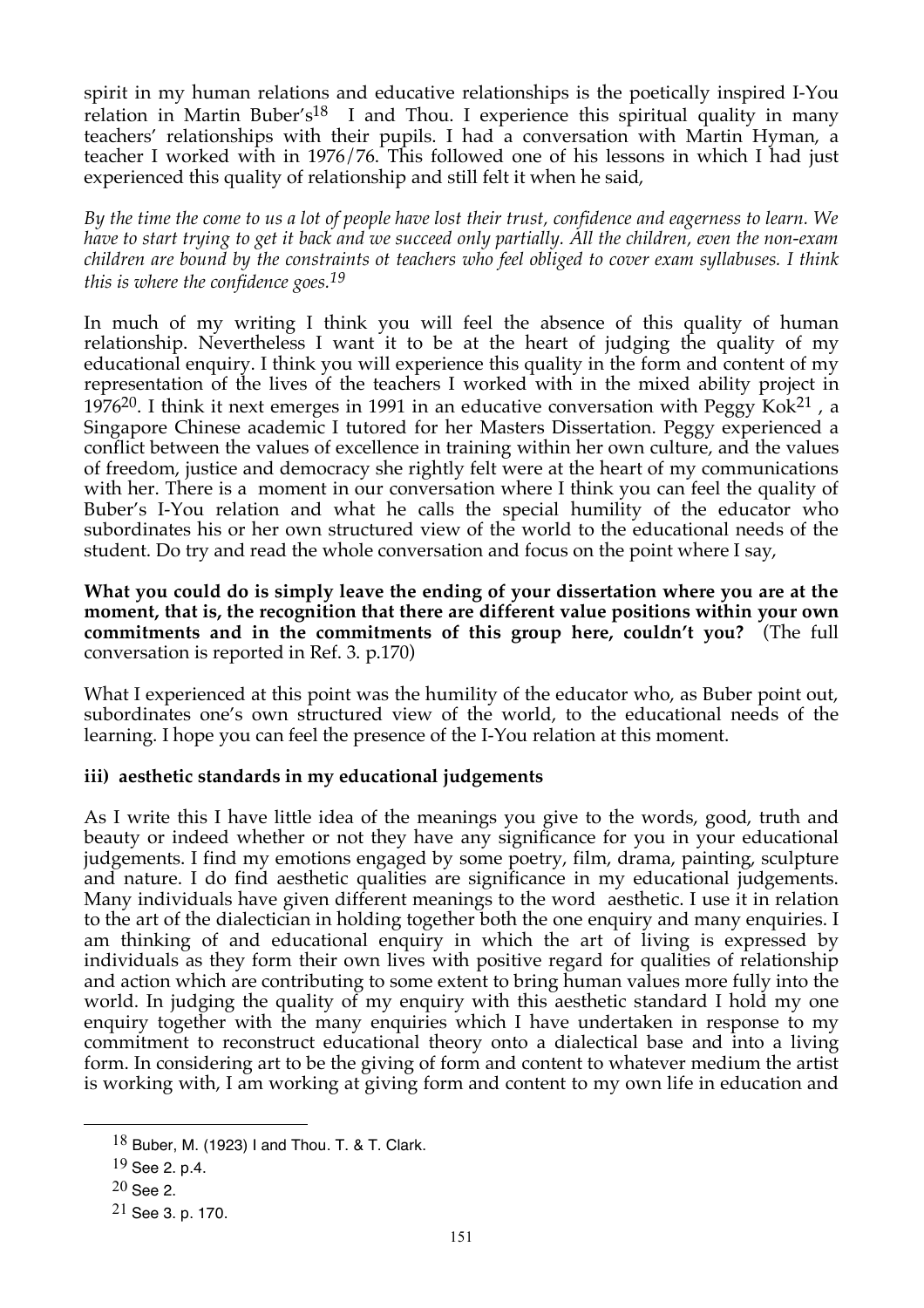spirit in my human relations and educative relationships is the poetically inspired I-You relation in Martin Buber's[18] I and Thou. I experience this spiritual quality in many teachers' relationships with their pupils. I had a conversation with Martin Hyman, a teacher I worked with in 1976/76. This followed one of his lessons in which I had just experienced this quality of relationship and still felt it when he said,

*By the time the come to us a lot of people have lost their trust, confidence and eagerness to learn. We have to start trying to get it back and we succeed only partially. All the children, even the non-exam children are bound by the constraints ot teachers who feel obliged to cover exam syllabuses. I think this is where the confidence goes.[19]*

In much of my writing I think you will feel the absence of this quality of human relationship. Nevertheless I want it to be at the heart of judging the quality of my educational enquiry. I think you will experience this quality in the form and content of my representation of the lives of the teachers I worked with in the mixed ability project in 1976[20]. I think it next emerges in 1991 in an educative conversation with Peggy Kok[21] , a Singapore Chinese academic I tutored for her Masters Dissertation. Peggy experienced a conflict between the values of excellence in training within her own culture, and the values of freedom, justice and democracy she rightly felt were at the heart of my communications with her. There is a moment in our conversation where I think you can feel the quality of Buber's I-You relation and what he calls the special humility of the educator who subordinates his or her own structured view of the world to the educational needs of the student. Do try and read the whole conversation and focus on the point where I say,

**What you could do is simply leave the ending of your dissertation where you are at the moment, that is, the recognition that there are different value positions within your own commitments and in the commitments of this group here, couldn't you?** (The full conversation is reported in Ref. 3. p.170)

What I experienced at this point was the humility of the educator who, as Buber point out, subordinates one's own structured view of the world, to the educational needs of the learning. I hope you can feel the presence of the I-You relation at this moment.

**iii) aesthetic standards in my educational judgements**

As I write this I have little idea of the meanings you give to the words, good, truth and beauty or indeed whether or not they have any significance for you in your educational judgements. I find my emotions engaged by some poetry, film, drama, painting, sculpture and nature. I do find aesthetic qualities are significance in my educational judgements. Many individuals have given different meanings to the word aesthetic. I use it in relation to the art of the dialectician in holding together both the one enquiry and many enquiries. I am thinking of and educational enquiry in which the art of living is expressed by individuals as they form their own lives with positive regard for qualities of relationship and action which are contributing to some extent to bring human values more fully into the world. In judging the quality of my enquiry with this aesthetic standard I hold my one enquiry together with the many enquiries which I have undertaken in response to my commitment to reconstruct educational theory onto a dialectical base and into a living form. In considering art to be the giving of form and content to whatever medium the artist is working with, I am working at giving form and content to my own life in education and

---

[18] Buber, M. (1923) I and Thou. T. & T. Clark.

[19] See 2. p.4.

[20] See 2.

[21] See 3. p. 170.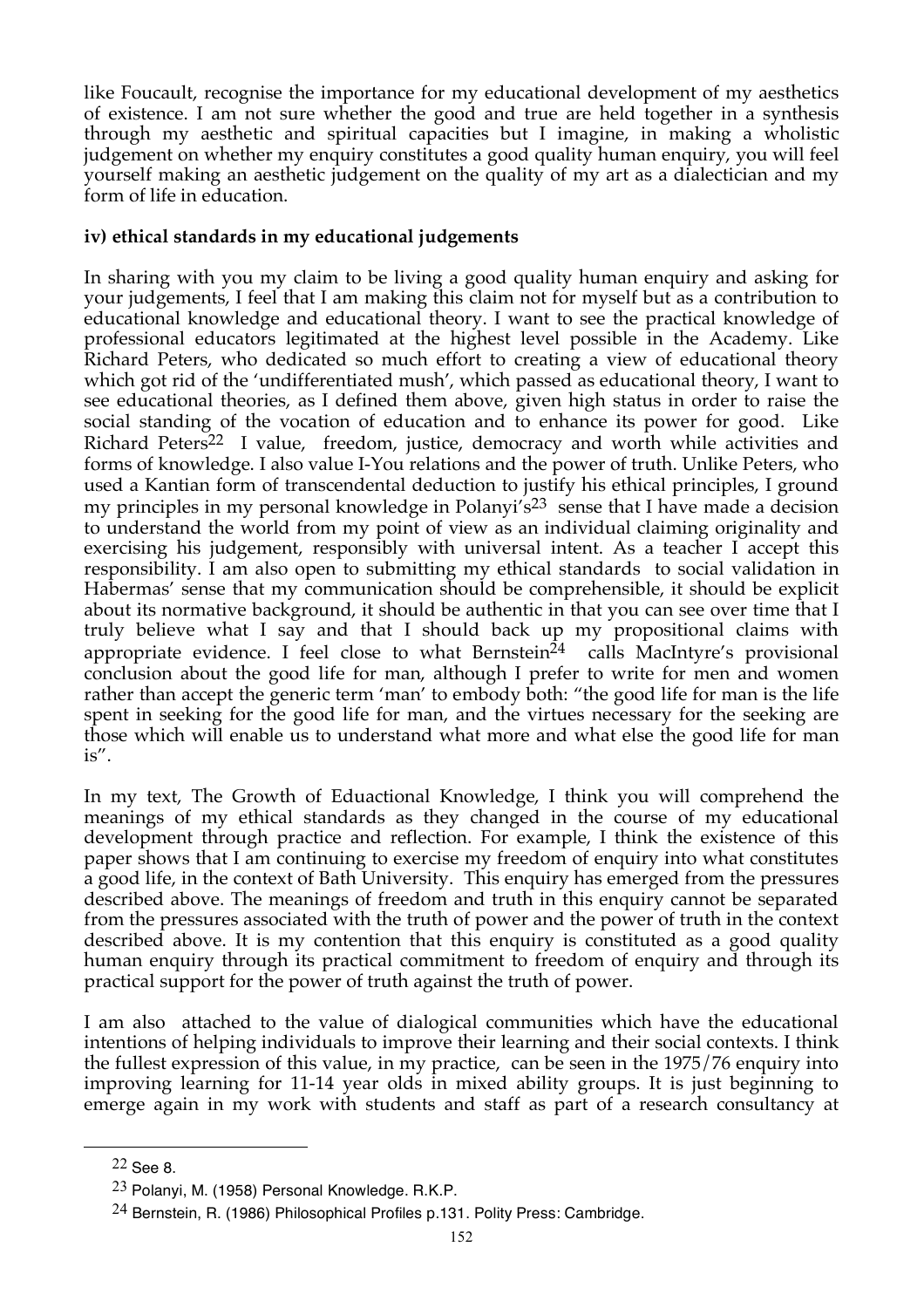like Foucault, recognise the importance for my educational development of my aesthetics of existence. I am not sure whether the good and true are held together in a synthesis through my aesthetic and spiritual capacities but I imagine, in making a wholistic judgement on whether my enquiry constitutes a good quality human enquiry, you will feel yourself making an aesthetic judgement on the quality of my art as a dialectician and my form of life in education.

**iv) ethical standards in my educational judgements**

In sharing with you my claim to be living a good quality human enquiry and asking for your judgements, I feel that I am making this claim not for myself but as a contribution to educational knowledge and educational theory. I want to see the practical knowledge of professional educators legitimated at the highest level possible in the Academy. Like Richard Peters, who dedicated so much effort to creating a view of educational theory which got rid of the 'undifferentiated mush', which passed as educational theory, I want to see educational theories, as I defined them above, given high status in order to raise the social standing of the vocation of education and to enhance its power for good. Like Richard Peters[22] I value, freedom, justice, democracy and worth while activities and forms of knowledge. I also value I-You relations and the power of truth. Unlike Peters, who used a Kantian form of transcendental deduction to justify his ethical principles, I ground my principles in my personal knowledge in Polanyi's[23] sense that I have made a decision to understand the world from my point of view as an individual claiming originality and exercising his judgement, responsibly with universal intent. As a teacher I accept this responsibility. I am also open to submitting my ethical standards to social validation in Habermas' sense that my communication should be comprehensible, it should be explicit about its normative background, it should be authentic in that you can see over time that I truly believe what I say and that I should back up my propositional claims with appropriate evidence. I feel close to what Bernstein[24] calls MacIntyre's provisional conclusion about the good life for man, although I prefer to write for men and women rather than accept the generic term 'man' to embody both: "the good life for man is the life spent in seeking for the good life for man, and the virtues necessary for the seeking are those which will enable us to understand what more and what else the good life for man is".

In my text, The Growth of Eduactional Knowledge, I think you will comprehend the meanings of my ethical standards as they changed in the course of my educational development through practice and reflection. For example, I think the existence of this paper shows that I am continuing to exercise my freedom of enquiry into what constitutes a good life, in the context of Bath University. This enquiry has emerged from the pressures described above. The meanings of freedom and truth in this enquiry cannot be separated from the pressures associated with the truth of power and the power of truth in the context described above. It is my contention that this enquiry is constituted as a good quality human enquiry through its practical commitment to freedom of enquiry and through its practical support for the power of truth against the truth of power.

I am also attached to the value of dialogical communities which have the educational intentions of helping individuals to improve their learning and their social contexts. I think the fullest expression of this value, in my practice, can be seen in the 1975/76 enquiry into improving learning for 11-14 year olds in mixed ability groups. It is just beginning to emerge again in my work with students and staff as part of a research consultancy at

---

[22] See 8.

[23] Polanyi, M. (1958) Personal Knowledge. R.K.P.

[24] Bernstein, R. (1986) Philosophical Profiles p.131. Polity Press: Cambridge.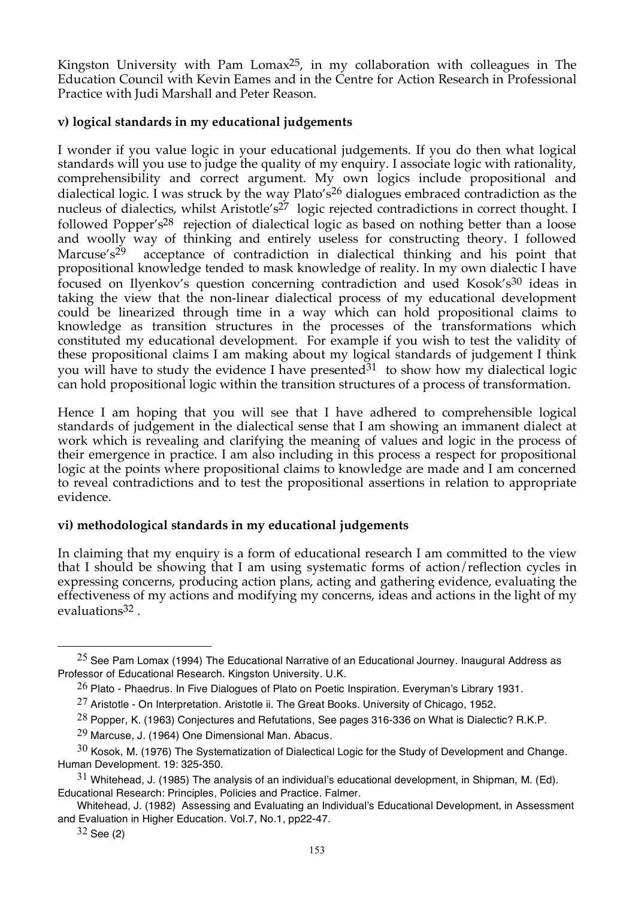Kingston University with Pam Lomax[25], in my collaboration with colleagues in The Education Council with Kevin Eames and in the Centre for Action Research in Professional Practice with Judi Marshall and Peter Reason.

**v) logical standards in my educational judgements**

I wonder if you value logic in your educational judgements. If you do then what logical standards will you use to judge the quality of my enquiry. I associate logic with rationality, comprehensibility and correct argument. My own logics include propositional and dialectical logic. I was struck by the way Plato's[26] dialogues embraced contradiction as the nucleus of dialectics, whilst Aristotle's[27] logic rejected contradictions in correct thought. I followed Popper's[28] rejection of dialectical logic as based on nothing better than a loose and woolly way of thinking and entirely useless for constructing theory. I followed Marcuse's[29] acceptance of contradiction in dialectical thinking and his point that propositional knowledge tended to mask knowledge of reality. In my own dialectic I have focused on Ilyenkov's question concerning contradiction and used Kosok's[30] ideas in taking the view that the non-linear dialectical process of my educational development could be linearized through time in a way which can hold propositional claims to knowledge as transition structures in the processes of the transformations which constituted my educational development. For example if you wish to test the validity of these propositional claims I am making about my logical standards of judgement I think you will have to study the evidence I have presented[31] to show how my dialectical logic can hold propositional logic within the transition structures of a process of transformation.

Hence I am hoping that you will see that I have adhered to comprehensible logical standards of judgement in the dialectical sense that I am showing an immanent dialect at work which is revealing and clarifying the meaning of values and logic in the process of their emergence in practice. I am also including in this process a respect for propositional logic at the points where propositional claims to knowledge are made and I am concerned to reveal contradictions and to test the propositional assertions in relation to appropriate evidence.

**vi) methodological standards in my educational judgements**

In claiming that my enquiry is a form of educational research I am committed to the view that I should be showing that I am using systematic forms of action/reflection cycles in expressing concerns, producing action plans, acting and gathering evidence, evaluating the effectiveness of my actions and modifying my concerns, ideas and actions in the light of my evaluations[32] .

---

[25] See Pam Lomax (1994) The Educational Narrative of an Educational Journey. Inaugural Address as Professor of Educational Research. Kingston University. U.K.

[26] Plato - Phaedrus. In Five Dialogues of Plato on Poetic Inspiration. Everyman's Library 1931.

[27] Aristotle - On Interpretation. Aristotle ii. The Great Books. University of Chicago, 1952.

[28] Popper, K. (1963) Conjectures and Refutations, See pages 316-336 on What is Dialectic? R.K.P.

[29] Marcuse, J. (1964) One Dimensional Man. Abacus.

[30] Kosok, M. (1976) The Systematization of Dialectical Logic for the Study of Development and Change. Human Development. 19: 325-350.

[31] Whitehead, J. (1985) The analysis of an individual's educational development, in Shipman, M. (Ed). Educational Research: Principles, Policies and Practice. Falmer.

Whitehead, J. (1982) Assessing and Evaluating an Individual's Educational Development, in Assessment and Evaluation in Higher Education. Vol.7, No.1, pp22-47.

[32] See (2)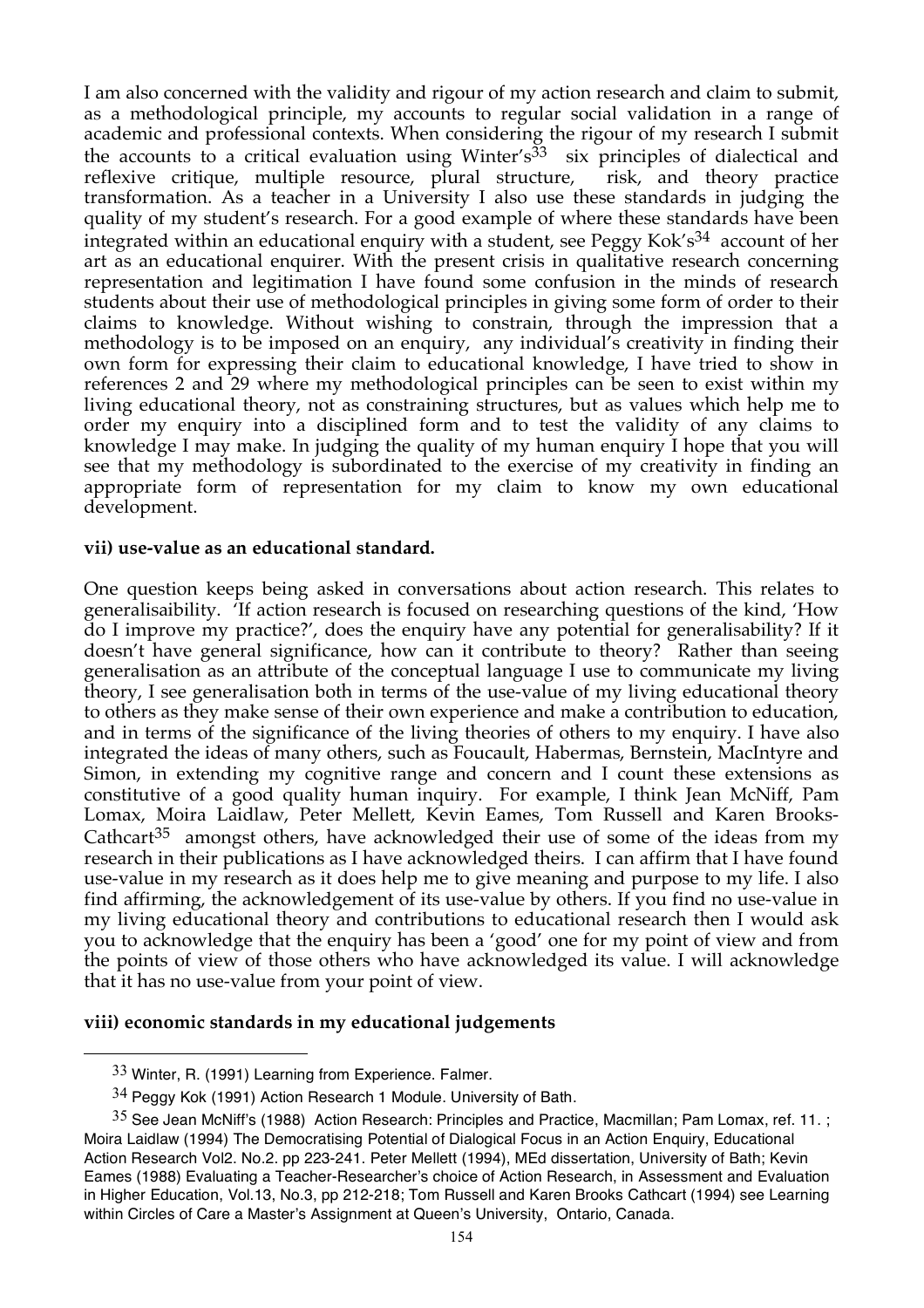I am also concerned with the validity and rigour of my action research and claim to submit, as a methodological principle, my accounts to regular social validation in a range of academic and professional contexts. When considering the rigour of my research I submit the accounts to a critical evaluation using Winter's[33] six principles of dialectical and reflexive critique, multiple resource, plural structure, risk, and theory practice transformation. As a teacher in a University I also use these standards in judging the quality of my student's research. For a good example of where these standards have been integrated within an educational enquiry with a student, see Peggy Kok's[34] account of her art as an educational enquirer. With the present crisis in qualitative research concerning representation and legitimation I have found some confusion in the minds of research students about their use of methodological principles in giving some form of order to their claims to knowledge. Without wishing to constrain, through the impression that a methodology is to be imposed on an enquiry, any individual's creativity in finding their own form for expressing their claim to educational knowledge, I have tried to show in references 2 and 29 where my methodological principles can be seen to exist within my living educational theory, not as constraining structures, but as values which help me to order my enquiry into a disciplined form and to test the validity of any claims to knowledge I may make. In judging the quality of my human enquiry I hope that you will see that my methodology is subordinated to the exercise of my creativity in finding an appropriate form of representation for my claim to know my own educational development.

**vii) use-value as an educational standard.**

One question keeps being asked in conversations about action research. This relates to generalisaibility. 'If action research is focused on researching questions of the kind, 'How do I improve my practice?', does the enquiry have any potential for generalisability? If it doesn't have general significance, how can it contribute to theory? Rather than seeing generalisation as an attribute of the conceptual language I use to communicate my living theory, I see generalisation both in terms of the use-value of my living educational theory to others as they make sense of their own experience and make a contribution to education, and in terms of the significance of the living theories of others to my enquiry. I have also integrated the ideas of many others, such as Foucault, Habermas, Bernstein, MacIntyre and Simon, in extending my cognitive range and concern and I count these extensions as constitutive of a good quality human inquiry. For example, I think Jean McNiff, Pam Lomax, Moira Laidlaw, Peter Mellett, Kevin Eames, Tom Russell and Karen Brooks-Cathcart[35] amongst others, have acknowledged their use of some of the ideas from my research in their publications as I have acknowledged theirs. I can affirm that I have found use-value in my research as it does help me to give meaning and purpose to my life. I also find affirming, the acknowledgement of its use-value by others. If you find no use-value in my living educational theory and contributions to educational research then I would ask you to acknowledge that the enquiry has been a 'good' one for my point of view and from the points of view of those others who have acknowledged its value. I will acknowledge that it has no use-value from your point of view.

**viii) economic standards in my educational judgements**

---

[33] Winter, R. (1991) Learning from Experience. Falmer.

[34] Peggy Kok (1991) Action Research 1 Module. University of Bath.

[35] See Jean McNiff's (1988) Action Research: Principles and Practice, Macmillan; Pam Lomax, ref. 11. ; Moira Laidlaw (1994) The Democratising Potential of Dialogical Focus in an Action Enquiry, Educational Action Research Vol2. No.2. pp 223-241. Peter Mellett (1994), MEd dissertation, University of Bath; Kevin Eames (1988) Evaluating a Teacher-Researcher's choice of Action Research, in Assessment and Evaluation in Higher Education, Vol.13, No.3, pp 212-218; Tom Russell and Karen Brooks Cathcart (1994) see Learning within Circles of Care a Master's Assignment at Queen's University, Ontario, Canada.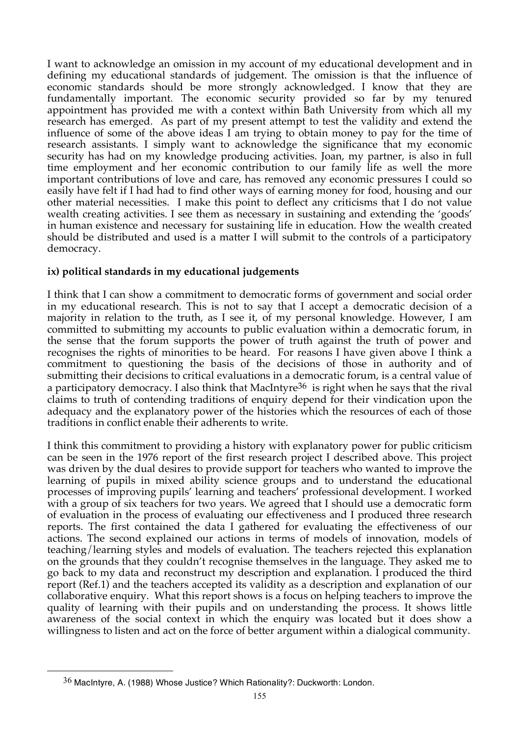I want to acknowledge an omission in my account of my educational development and in defining my educational standards of judgement. The omission is that the influence of economic standards should be more strongly acknowledged. I know that they are fundamentally important. The economic security provided so far by my tenured appointment has provided me with a context within Bath University from which all my research has emerged. As part of my present attempt to test the validity and extend the influence of some of the above ideas I am trying to obtain money to pay for the time of research assistants. I simply want to acknowledge the significance that my economic security has had on my knowledge producing activities. Joan, my partner, is also in full time employment and her economic contribution to our family life as well the more important contributions of love and care, has removed any economic pressures I could so easily have felt if I had had to find other ways of earning money for food, housing and our other material necessities. I make this point to deflect any criticisms that I do not value wealth creating activities. I see them as necessary in sustaining and extending the 'goods' in human existence and necessary for sustaining life in education. How the wealth created should be distributed and used is a matter I will submit to the controls of a participatory democracy.

**ix) political standards in my educational judgements**

I think that I can show a commitment to democratic forms of government and social order in my educational research. This is not to say that I accept a democratic decision of a majority in relation to the truth, as I see it, of my personal knowledge. However, I am committed to submitting my accounts to public evaluation within a democratic forum, in the sense that the forum supports the power of truth against the truth of power and recognises the rights of minorities to be heard. For reasons I have given above I think a commitment to questioning the basis of the decisions of those in authority and of submitting their decisions to critical evaluations in a democratic forum, is a central value of a participatory democracy. I also think that MacIntyre[36] is right when he says that the rival claims to truth of contending traditions of enquiry depend for their vindication upon the adequacy and the explanatory power of the histories which the resources of each of those traditions in conflict enable their adherents to write.

I think this commitment to providing a history with explanatory power for public criticism can be seen in the 1976 report of the first research project I described above. This project was driven by the dual desires to provide support for teachers who wanted to improve the learning of pupils in mixed ability science groups and to understand the educational processes of improving pupils' learning and teachers' professional development. I worked with a group of six teachers for two years. We agreed that I should use a democratic form of evaluation in the process of evaluating our effectiveness and I produced three research reports. The first contained the data I gathered for evaluating the effectiveness of our actions. The second explained our actions in terms of models of innovation, models of teaching/learning styles and models of evaluation. The teachers rejected this explanation on the grounds that they couldn't recognise themselves in the language. They asked me to go back to my data and reconstruct my description and explanation. I produced the third report (Ref.1) and the teachers accepted its validity as a description and explanation of our collaborative enquiry. What this report shows is a focus on helping teachers to improve the quality of learning with their pupils and on understanding the process. It shows little awareness of the social context in which the enquiry was located but it does show a willingness to listen and act on the force of better argument within a dialogical community.

---

[36] MacIntyre, A. (1988) Whose Justice? Which Rationality?: Duckworth: London.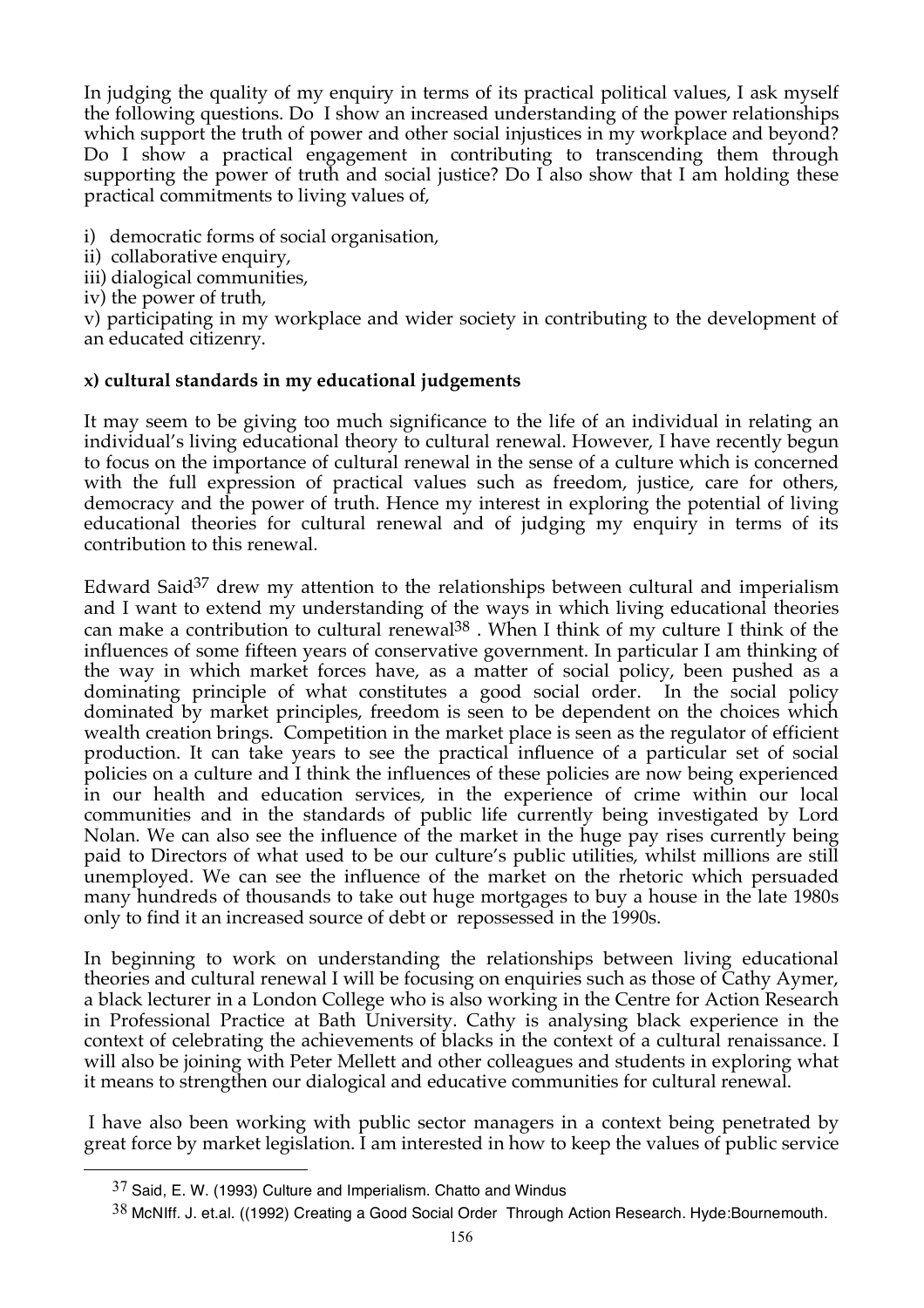In judging the quality of my enquiry in terms of its practical political values, I ask myself the following questions. Do I show an increased understanding of the power relationships which support the truth of power and other social injustices in my workplace and beyond? Do I show a practical engagement in contributing to transcending them through supporting the power of truth and social justice? Do I also show that I am holding these practical commitments to living values of,

i) democratic forms of social organisation,
ii) collaborative enquiry,
iii) dialogical communities,
iv) the power of truth,
v) participating in my workplace and wider society in contributing to the development of an educated citizenry.

**x) cultural standards in my educational judgements**

It may seem to be giving too much significance to the life of an individual in relating an individual's living educational theory to cultural renewal. However, I have recently begun to focus on the importance of cultural renewal in the sense of a culture which is concerned with the full expression of practical values such as freedom, justice, care for others, democracy and the power of truth. Hence my interest in exploring the potential of living educational theories for cultural renewal and of judging my enquiry in terms of its contribution to this renewal.

Edward Said[37] drew my attention to the relationships between cultural and imperialism and I want to extend my understanding of the ways in which living educational theories can make a contribution to cultural renewal[38] . When I think of my culture I think of the influences of some fifteen years of conservative government. In particular I am thinking of the way in which market forces have, as a matter of social policy, been pushed as a dominating principle of what constitutes a good social order. In the social policy dominated by market principles, freedom is seen to be dependent on the choices which wealth creation brings. Competition in the market place is seen as the regulator of efficient production. It can take years to see the practical influence of a particular set of social policies on a culture and I think the influences of these policies are now being experienced in our health and education services, in the experience of crime within our local communities and in the standards of public life currently being investigated by Lord Nolan. We can also see the influence of the market in the huge pay rises currently being paid to Directors of what used to be our culture's public utilities, whilst millions are still unemployed. We can see the influence of the market on the rhetoric which persuaded many hundreds of thousands to take out huge mortgages to buy a house in the late 1980s only to find it an increased source of debt or repossessed in the 1990s.

In beginning to work on understanding the relationships between living educational theories and cultural renewal I will be focusing on enquiries such as those of Cathy Aymer, a black lecturer in a London College who is also working in the Centre for Action Research in Professional Practice at Bath University. Cathy is analysing black experience in the context of celebrating the achievements of blacks in the context of a cultural renaissance. I will also be joining with Peter Mellett and other colleagues and students in exploring what it means to strengthen our dialogical and educative communities for cultural renewal.

I have also been working with public sector managers in a context being penetrated by great force by market legislation. I am interested in how to keep the values of public service

---

[37] Said, E. W. (1993) Culture and Imperialism. Chatto and Windus

[38] McNIff. J. et.al. ((1992) Creating a Good Social Order Through Action Research. Hyde:Bournemouth.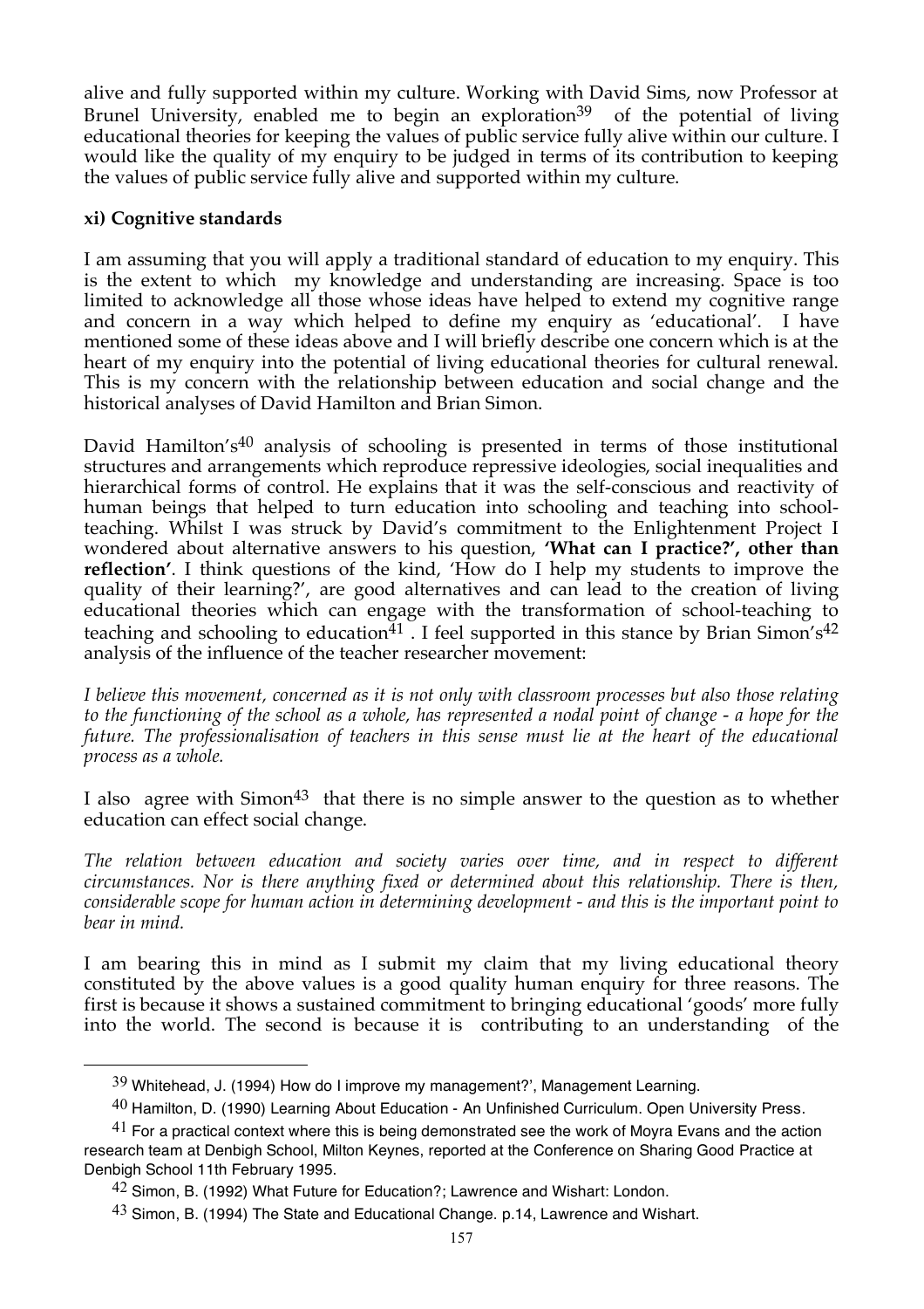alive and fully supported within my culture. Working with David Sims, now Professor at Brunel University, enabled me to begin an exploration[39] of the potential of living educational theories for keeping the values of public service fully alive within our culture. I would like the quality of my enquiry to be judged in terms of its contribution to keeping the values of public service fully alive and supported within my culture.

### xi) Cognitive standards

I am assuming that you will apply a traditional standard of education to my enquiry. This is the extent to which my knowledge and understanding are increasing. Space is too limited to acknowledge all those whose ideas have helped to extend my cognitive range and concern in a way which helped to define my enquiry as 'educational'. I have mentioned some of these ideas above and I will briefly describe one concern which is at the heart of my enquiry into the potential of living educational theories for cultural renewal. This is my concern with the relationship between education and social change and the historical analyses of David Hamilton and Brian Simon.

David Hamilton's[40] analysis of schooling is presented in terms of those institutional structures and arrangements which reproduce repressive ideologies, social inequalities and hierarchical forms of control. He explains that it was the self-conscious and reactivity of human beings that helped to turn education into schooling and teaching into school-teaching. Whilst I was struck by David's commitment to the Enlightenment Project I wondered about alternative answers to his question, **'What can I practice?', other than reflection'**. I think questions of the kind, 'How do I help my students to improve the quality of their learning?', are good alternatives and can lead to the creation of living educational theories which can engage with the transformation of school-teaching to teaching and schooling to education[41]. I feel supported in this stance by Brian Simon's[42] analysis of the influence of the teacher researcher movement:

*I believe this movement, concerned as it is not only with classroom processes but also those relating to the functioning of the school as a whole, has represented a nodal point of change - a hope for the future. The professionalisation of teachers in this sense must lie at the heart of the educational process as a whole.*

I also agree with Simon[43] that there is no simple answer to the question as to whether education can effect social change.

*The relation between education and society varies over time, and in respect to different circumstances. Nor is there anything fixed or determined about this relationship. There is then, considerable scope for human action in determining development - and this is the important point to bear in mind.*

I am bearing this in mind as I submit my claim that my living educational theory constituted by the above values is a good quality human enquiry for three reasons. The first is because it shows a sustained commitment to bringing educational 'goods' more fully into the world. The second is because it is contributing to an understanding of the

---

[39] Whitehead, J. (1994) How do I improve my management?', Management Learning.

[40] Hamilton, D. (1990) Learning About Education - An Unfinished Curriculum. Open University Press.

[41] For a practical context where this is being demonstrated see the work of Moyra Evans and the action research team at Denbigh School, Milton Keynes, reported at the Conference on Sharing Good Practice at Denbigh School 11th February 1995.

[42] Simon, B. (1992) What Future for Education?; Lawrence and Wishart: London.

[43] Simon, B. (1994) The State and Educational Change. p.14, Lawrence and Wishart.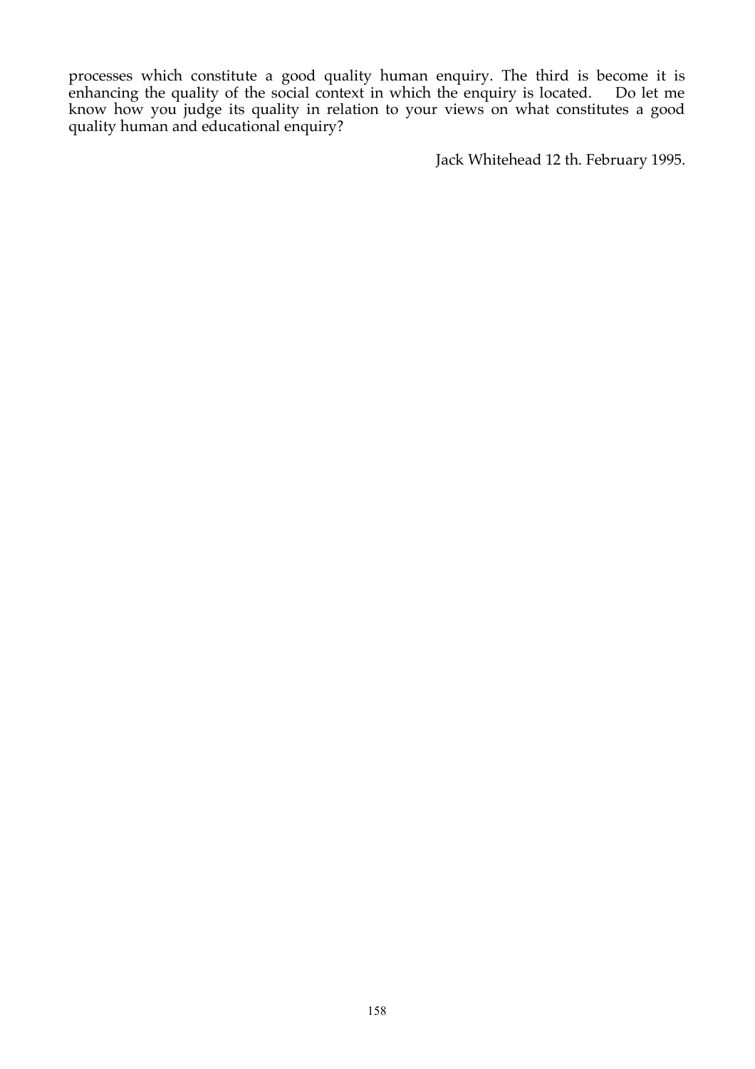processes which constitute a good quality human enquiry. The third is become it is enhancing the quality of the social context in which the enquiry is located. Do let me know how you judge its quality in relation to your views on what constitutes a good quality human and educational enquiry?

Jack Whitehead 12 th. February 1995.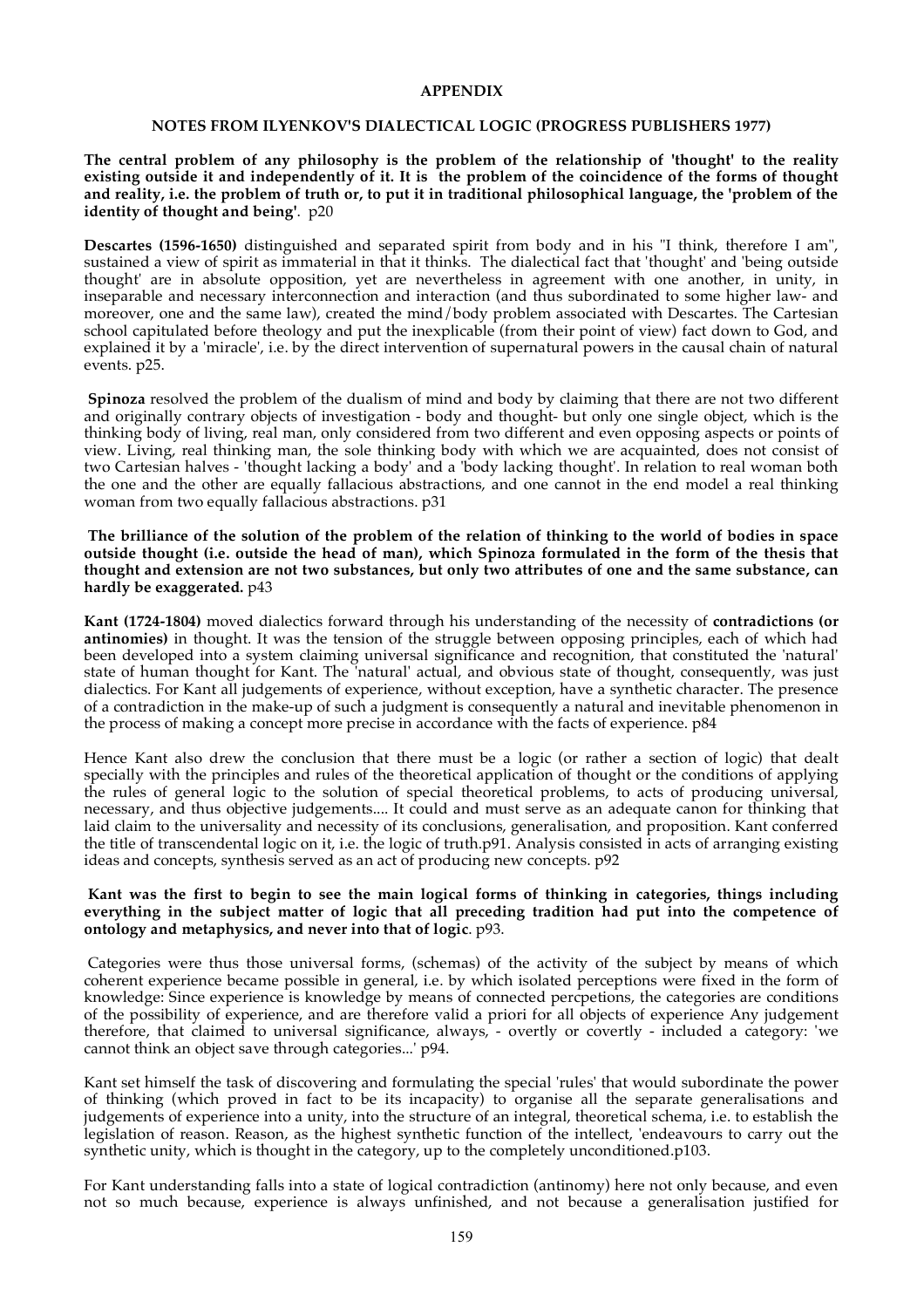## APPENDIX

### NOTES FROM ILYENKOV'S DIALECTICAL LOGIC (PROGRESS PUBLISHERS 1977)

**The central problem of any philosophy is the problem of the relationship of 'thought' to the reality existing outside it and independently of it. It is the problem of the coincidence of the forms of thought and reality, i.e. the problem of truth or, to put it in traditional philosophical language, the 'problem of the identity of thought and being'**. p20

**Descartes (1596-1650)** distinguished and separated spirit from body and in his "I think, therefore I am", sustained a view of spirit as immaterial in that it thinks. The dialectical fact that 'thought' and 'being outside thought' are in absolute opposition, yet are nevertheless in agreement with one another, in unity, in inseparable and necessary interconnection and interaction (and thus subordinated to some higher law- and moreover, one and the same law), created the mind/body problem associated with Descartes. The Cartesian school capitulated before theology and put the inexplicable (from their point of view) fact down to God, and explained it by a 'miracle', i.e. by the direct intervention of supernatural powers in the causal chain of natural events. p25.

**Spinoza** resolved the problem of the dualism of mind and body by claiming that there are not two different and originally contrary objects of investigation - body and thought- but only one single object, which is the thinking body of living, real man, only considered from two different and even opposing aspects or points of view. Living, real thinking man, the sole thinking body with which we are acquainted, does not consist of two Cartesian halves - 'thought lacking a body' and a 'body lacking thought'. In relation to real woman both the one and the other are equally fallacious abstractions, and one cannot in the end model a real thinking woman from two equally fallacious abstractions. p31

**The brilliance of the solution of the problem of the relation of thinking to the world of bodies in space outside thought (i.e. outside the head of man), which Spinoza formulated in the form of the thesis that thought and extension are not two substances, but only two attributes of one and the same substance, can hardly be exaggerated.** p43

**Kant (1724-1804)** moved dialectics forward through his understanding of the necessity of **contradictions (or antinomies)** in thought. It was the tension of the struggle between opposing principles, each of which had been developed into a system claiming universal significance and recognition, that constituted the 'natural' state of human thought for Kant. The 'natural' actual, and obvious state of thought, consequently, was just dialectics. For Kant all judgements of experience, without exception, have a synthetic character. The presence of a contradiction in the make-up of such a judgment is consequently a natural and inevitable phenomenon in the process of making a concept more precise in accordance with the facts of experience. p84

Hence Kant also drew the conclusion that there must be a logic (or rather a section of logic) that dealt specially with the principles and rules of the theoretical application of thought or the conditions of applying the rules of general logic to the solution of special theoretical problems, to acts of producing universal, necessary, and thus objective judgements.... It could and must serve as an adequate canon for thinking that laid claim to the universality and necessity of its conclusions, generalisation, and proposition. Kant conferred the title of transcendental logic on it, i.e. the logic of truth.p91. Analysis consisted in acts of arranging existing ideas and concepts, synthesis served as an act of producing new concepts. p92

**Kant was the first to begin to see the main logical forms of thinking in categories, things including everything in the subject matter of logic that all preceding tradition had put into the competence of ontology and metaphysics, and never into that of logic**. p93.

Categories were thus those universal forms, (schemas) of the activity of the subject by means of which coherent experience became possible in general, i.e. by which isolated perceptions were fixed in the form of knowledge: Since experience is knowledge by means of connected percpetions, the categories are conditions of the possibility of experience, and are therefore valid a priori for all objects of experience Any judgement therefore, that claimed to universal significance, always, - overtly or covertly - included a category: 'we cannot think an object save through categories...' p94.

Kant set himself the task of discovering and formulating the special 'rules' that would subordinate the power of thinking (which proved in fact to be its incapacity) to organise all the separate generalisations and judgements of experience into a unity, into the structure of an integral, theoretical schema, i.e. to establish the legislation of reason. Reason, as the highest synthetic function of the intellect, 'endeavours to carry out the synthetic unity, which is thought in the category, up to the completely unconditioned.p103.

For Kant understanding falls into a state of logical contradiction (antinomy) here not only because, and even not so much because, experience is always unfinished, and not because a generalisation justified for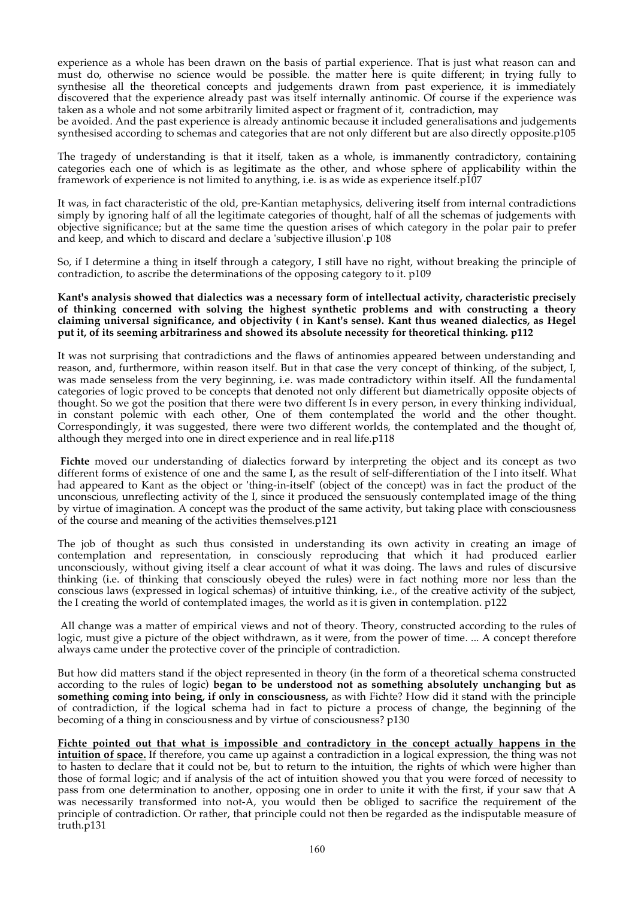experience as a whole has been drawn on the basis of partial experience. That is just what reason can and must do, otherwise no science would be possible. the matter here is quite different; in trying fully to synthesise all the theoretical concepts and judgements drawn from past experience, it is immediately discovered that the experience already past was itself internally antinomic. Of course if the experience was taken as a whole and not some arbitrarily limited aspect or fragment of it, contradiction, may
be avoided. And the past experience is already antinomic because it included generalisations and judgements synthesised according to schemas and categories that are not only different but are also directly opposite.p105

The tragedy of understanding is that it itself, taken as a whole, is immanently contradictory, containing categories each one of which is as legitimate as the other, and whose sphere of applicability within the framework of experience is not limited to anything, i.e. is as wide as experience itself.p107

It was, in fact characteristic of the old, pre-Kantian metaphysics, delivering itself from internal contradictions simply by ignoring half of all the legitimate categories of thought, half of all the schemas of judgements with objective significance; but at the same time the question arises of which category in the polar pair to prefer and keep, and which to discard and declare a 'subjective illusion'.p 108

So, if I determine a thing in itself through a category, I still have no right, without breaking the principle of contradiction, to ascribe the determinations of the opposing category to it. p109

**Kant's analysis showed that dialectics was a necessary form of intellectual activity, characteristic precisely of thinking concerned with solving the highest synthetic problems and with constructing a theory claiming universal significance, and objectivity ( in Kant's sense). Kant thus weaned dialectics, as Hegel put it, of its seeming arbitrariness and showed its absolute necessity for theoretical thinking. p112**

It was not surprising that contradictions and the flaws of antinomies appeared between understanding and reason, and, furthermore, within reason itself. But in that case the very concept of thinking, of the subject, I, was made senseless from the very beginning, i.e. was made contradictory within itself. All the fundamental categories of logic proved to be concepts that denoted not only different but diametrically opposite objects of thought. So we got the position that there were two different Is in every person, in every thinking individual, in constant polemic with each other, One of them contemplated the world and the other thought. Correspondingly, it was suggested, there were two different worlds, the contemplated and the thought of, although they merged into one in direct experience and in real life.p118

**Fichte** moved our understanding of dialectics forward by interpreting the object and its concept as two different forms of existence of one and the same I, as the result of self-differentiation of the I into itself. What had appeared to Kant as the object or 'thing-in-itself' (object of the concept) was in fact the product of the unconscious, unreflecting activity of the I, since it produced the sensuously contemplated image of the thing by virtue of imagination. A concept was the product of the same activity, but taking place with consciousness of the course and meaning of the activities themselves.p121

The job of thought as such thus consisted in understanding its own activity in creating an image of contemplation and representation, in consciously reproducing that which it had produced earlier unconsciously, without giving itself a clear account of what it was doing. The laws and rules of discursive thinking (i.e. of thinking that consciously obeyed the rules) were in fact nothing more nor less than the conscious laws (expressed in logical schemas) of intuitive thinking, i.e., of the creative activity of the subject, the I creating the world of contemplated images, the world as it is given in contemplation. p122

All change was a matter of empirical views and not of theory. Theory, constructed according to the rules of logic, must give a picture of the object withdrawn, as it were, from the power of time. ... A concept therefore always came under the protective cover of the principle of contradiction.

But how did matters stand if the object represented in theory (in the form of a theoretical schema constructed according to the rules of logic) **began to be understood not as something absolutely unchanging but as something coming into being, if only in consciousness,** as with Fichte? How did it stand with the principle of contradiction, if the logical schema had in fact to picture a process of change, the beginning of the becoming of a thing in consciousness and by virtue of consciousness? p130

**<u>Fichte pointed out that what is impossible and contradictory in the concept actually happens in the intuition of space.</u>** If therefore, you came up against a contradiction in a logical expression, the thing was not to hasten to declare that it could not be, but to return to the intuition, the rights of which were higher than those of formal logic; and if analysis of the act of intuition showed you that you were forced of necessity to pass from one determination to another, opposing one in order to unite it with the first, if your saw that A was necessarily transformed into not-A, you would then be obliged to sacrifice the requirement of the principle of contradiction. Or rather, that principle could not then be regarded as the indisputable measure of truth.p131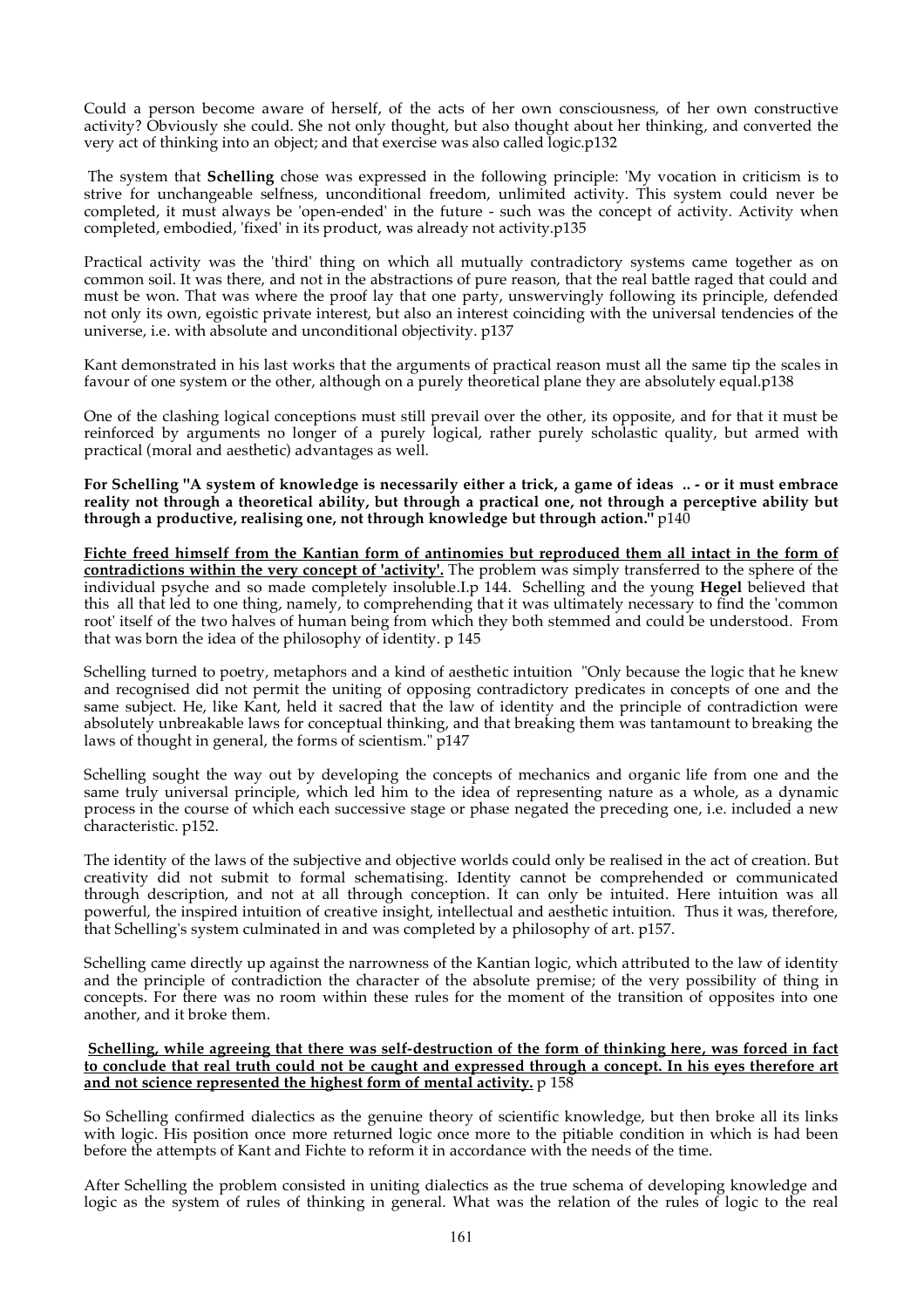Could a person become aware of herself, of the acts of her own consciousness, of her own constructive activity? Obviously she could. She not only thought, but also thought about her thinking, and converted the very act of thinking into an object; and that exercise was also called logic.p132

The system that **Schelling** chose was expressed in the following principle: 'My vocation in criticism is to strive for unchangeable selfness, unconditional freedom, unlimited activity. This system could never be completed, it must always be 'open-ended' in the future - such was the concept of activity. Activity when completed, embodied, 'fixed' in its product, was already not activity.p135

Practical activity was the 'third' thing on which all mutually contradictory systems came together as on common soil. It was there, and not in the abstractions of pure reason, that the real battle raged that could and must be won. That was where the proof lay that one party, unswervingly following its principle, defended not only its own, egoistic private interest, but also an interest coinciding with the universal tendencies of the universe, i.e. with absolute and unconditional objectivity. p137

Kant demonstrated in his last works that the arguments of practical reason must all the same tip the scales in favour of one system or the other, although on a purely theoretical plane they are absolutely equal.p138

One of the clashing logical conceptions must still prevail over the other, its opposite, and for that it must be reinforced by arguments no longer of a purely logical, rather purely scholastic quality, but armed with practical (moral and aesthetic) advantages as well.

**For Schelling "A system of knowledge is necessarily either a trick, a game of ideas .. - or it must embrace reality not through a theoretical ability, but through a practical one, not through a perceptive ability but through a productive, realising one, not through knowledge but through action."** p140

**Fichte freed himself from the Kantian form of antinomies but reproduced them all intact in the form of contradictions within the very concept of 'activity'.** The problem was simply transferred to the sphere of the individual psyche and so made completely insoluble.I.p 144. Schelling and the young **Hegel** believed that this all that led to one thing, namely, to comprehending that it was ultimately necessary to find the 'common root' itself of the two halves of human being from which they both stemmed and could be understood. From that was born the idea of the philosophy of identity. p 145

Schelling turned to poetry, metaphors and a kind of aesthetic intuition "Only because the logic that he knew and recognised did not permit the uniting of opposing contradictory predicates in concepts of one and the same subject. He, like Kant, held it sacred that the law of identity and the principle of contradiction were absolutely unbreakable laws for conceptual thinking, and that breaking them was tantamount to breaking the laws of thought in general, the forms of scientism." p147

Schelling sought the way out by developing the concepts of mechanics and organic life from one and the same truly universal principle, which led him to the idea of representing nature as a whole, as a dynamic process in the course of which each successive stage or phase negated the preceding one, i.e. included a new characteristic. p152.

The identity of the laws of the subjective and objective worlds could only be realised in the act of creation. But creativity did not submit to formal schematising. Identity cannot be comprehended or communicated through description, and not at all through conception. It can only be intuited. Here intuition was all powerful, the inspired intuition of creative insight, intellectual and aesthetic intuition. Thus it was, therefore, that Schelling's system culminated in and was completed by a philosophy of art. p157.

Schelling came directly up against the narrowness of the Kantian logic, which attributed to the law of identity and the principle of contradiction the character of the absolute premise; of the very possibility of thing in concepts. For there was no room within these rules for the moment of the transition of opposites into one another, and it broke them.

**Schelling, while agreeing that there was self-destruction of the form of thinking here, was forced in fact to conclude that real truth could not be caught and expressed through a concept. In his eyes therefore art and not science represented the highest form of mental activity.** p 158

So Schelling confirmed dialectics as the genuine theory of scientific knowledge, but then broke all its links with logic. His position once more returned logic once more to the pitiable condition in which is had been before the attempts of Kant and Fichte to reform it in accordance with the needs of the time.

After Schelling the problem consisted in uniting dialectics as the true schema of developing knowledge and logic as the system of rules of thinking in general. What was the relation of the rules of logic to the real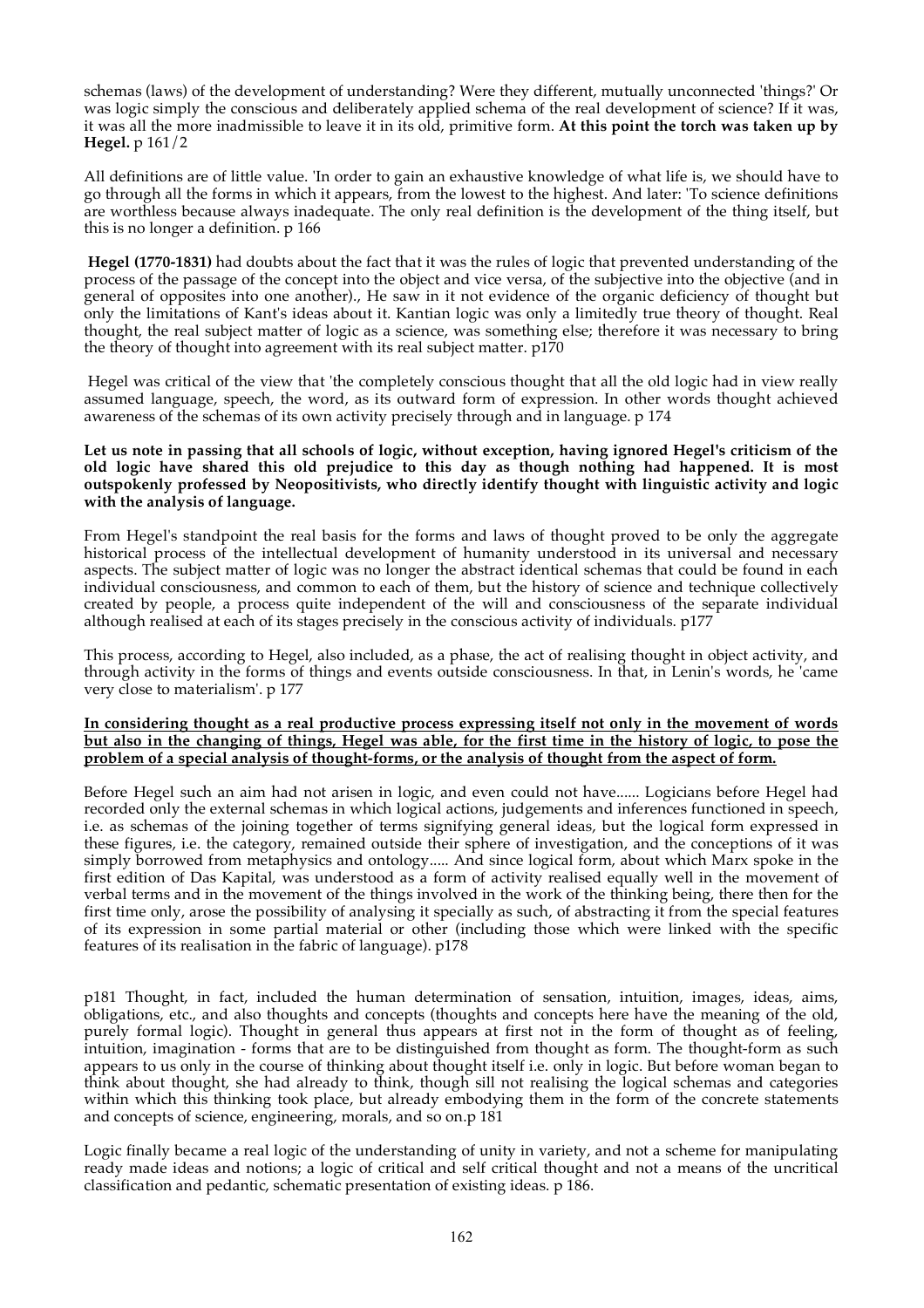schemas (laws) of the development of understanding? Were they different, mutually unconnected 'things?' Or was logic simply the conscious and deliberately applied schema of the real development of science? If it was, it was all the more inadmissible to leave it in its old, primitive form. **At this point the torch was taken up by Hegel.** p 161/2

All definitions are of little value. 'In order to gain an exhaustive knowledge of what life is, we should have to go through all the forms in which it appears, from the lowest to the highest. And later: 'To science definitions are worthless because always inadequate. The only real definition is the development of the thing itself, but this is no longer a definition. p 166

**Hegel (1770-1831)** had doubts about the fact that it was the rules of logic that prevented understanding of the process of the passage of the concept into the object and vice versa, of the subjective into the objective (and in general of opposites into one another)., He saw in it not evidence of the organic deficiency of thought but only the limitations of Kant's ideas about it. Kantian logic was only a limitedly true theory of thought. Real thought, the real subject matter of logic as a science, was something else; therefore it was necessary to bring the theory of thought into agreement with its real subject matter. p170

Hegel was critical of the view that 'the completely conscious thought that all the old logic had in view really assumed language, speech, the word, as its outward form of expression. In other words thought achieved awareness of the schemas of its own activity precisely through and in language. p 174

**Let us note in passing that all schools of logic, without exception, having ignored Hegel's criticism of the old logic have shared this old prejudice to this day as though nothing had happened. It is most outspokenly professed by Neopositivists, who directly identify thought with linguistic activity and logic with the analysis of language.**

From Hegel's standpoint the real basis for the forms and laws of thought proved to be only the aggregate historical process of the intellectual development of humanity understood in its universal and necessary aspects. The subject matter of logic was no longer the abstract identical schemas that could be found in each individual consciousness, and common to each of them, but the history of science and technique collectively created by people, a process quite independent of the will and consciousness of the separate individual although realised at each of its stages precisely in the conscious activity of individuals. p177

This process, according to Hegel, also included, as a phase, the act of realising thought in object activity, and through activity in the forms of things and events outside consciousness. In that, in Lenin's words, he 'came very close to materialism'. p 177

**In considering thought as a real productive process expressing itself not only in the movement of words but also in the changing of things, Hegel was able, for the first time in the history of logic, to pose the problem of a special analysis of thought-forms, or the analysis of thought from the aspect of form.**

Before Hegel such an aim had not arisen in logic, and even could not have...... Logicians before Hegel had recorded only the external schemas in which logical actions, judgements and inferences functioned in speech, i.e. as schemas of the joining together of terms signifying general ideas, but the logical form expressed in these figures, i.e. the category, remained outside their sphere of investigation, and the conceptions of it was simply borrowed from metaphysics and ontology..... And since logical form, about which Marx spoke in the first edition of Das Kapital, was understood as a form of activity realised equally well in the movement of verbal terms and in the movement of the things involved in the work of the thinking being, there then for the first time only, arose the possibility of analysing it specially as such, of abstracting it from the special features of its expression in some partial material or other (including those which were linked with the specific features of its realisation in the fabric of language). p178

p181 Thought, in fact, included the human determination of sensation, intuition, images, ideas, aims, obligations, etc., and also thoughts and concepts (thoughts and concepts here have the meaning of the old, purely formal logic). Thought in general thus appears at first not in the form of thought as of feeling, intuition, imagination - forms that are to be distinguished from thought as form. The thought-form as such appears to us only in the course of thinking about thought itself i.e. only in logic. But before woman began to think about thought, she had already to think, though sill not realising the logical schemas and categories within which this thinking took place, but already embodying them in the form of the concrete statements and concepts of science, engineering, morals, and so on.p 181

Logic finally became a real logic of the understanding of unity in variety, and not a scheme for manipulating ready made ideas and notions; a logic of critical and self critical thought and not a means of the uncritical classification and pedantic, schematic presentation of existing ideas. p 186.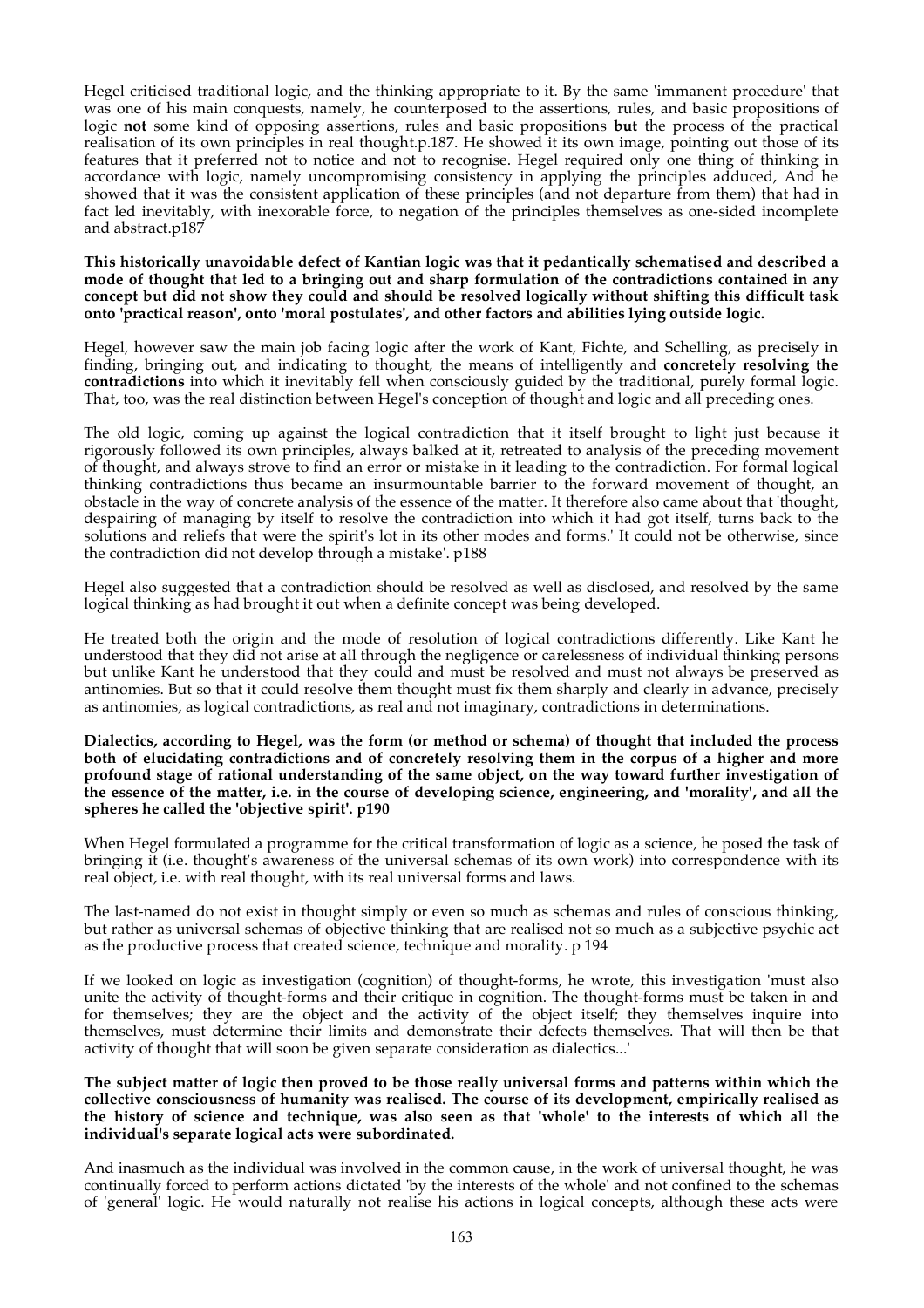Hegel criticised traditional logic, and the thinking appropriate to it. By the same 'immanent procedure' that was one of his main conquests, namely, he counterposed to the assertions, rules, and basic propositions of logic **not** some kind of opposing assertions, rules and basic propositions **but** the process of the practical realisation of its own principles in real thought.p.187. He showed it its own image, pointing out those of its features that it preferred not to notice and not to recognise. Hegel required only one thing of thinking in accordance with logic, namely uncompromising consistency in applying the principles adduced, And he showed that it was the consistent application of these principles (and not departure from them) that had in fact led inevitably, with inexorable force, to negation of the principles themselves as one-sided incomplete and abstract.p187

**This historically unavoidable defect of Kantian logic was that it pedantically schematised and described a mode of thought that led to a bringing out and sharp formulation of the contradictions contained in any concept but did not show they could and should be resolved logically without shifting this difficult task onto 'practical reason', onto 'moral postulates', and other factors and abilities lying outside logic.**

Hegel, however saw the main job facing logic after the work of Kant, Fichte, and Schelling, as precisely in finding, bringing out, and indicating to thought, the means of intelligently and **concretely resolving the contradictions** into which it inevitably fell when consciously guided by the traditional, purely formal logic. That, too, was the real distinction between Hegel's conception of thought and logic and all preceding ones.

The old logic, coming up against the logical contradiction that it itself brought to light just because it rigorously followed its own principles, always balked at it, retreated to analysis of the preceding movement of thought, and always strove to find an error or mistake in it leading to the contradiction. For formal logical thinking contradictions thus became an insurmountable barrier to the forward movement of thought, an obstacle in the way of concrete analysis of the essence of the matter. It therefore also came about that 'thought, despairing of managing by itself to resolve the contradiction into which it had got itself, turns back to the solutions and reliefs that were the spirit's lot in its other modes and forms.' It could not be otherwise, since the contradiction did not develop through a mistake'. p188

Hegel also suggested that a contradiction should be resolved as well as disclosed, and resolved by the same logical thinking as had brought it out when a definite concept was being developed.

He treated both the origin and the mode of resolution of logical contradictions differently. Like Kant he understood that they did not arise at all through the negligence or carelessness of individual thinking persons but unlike Kant he understood that they could and must be resolved and must not always be preserved as antinomies. But so that it could resolve them thought must fix them sharply and clearly in advance, precisely as antinomies, as logical contradictions, as real and not imaginary, contradictions in determinations.

**Dialectics, according to Hegel, was the form (or method or schema) of thought that included the process both of elucidating contradictions and of concretely resolving them in the corpus of a higher and more profound stage of rational understanding of the same object, on the way toward further investigation of the essence of the matter, i.e. in the course of developing science, engineering, and 'morality', and all the spheres he called the 'objective spirit'. p190**

When Hegel formulated a programme for the critical transformation of logic as a science, he posed the task of bringing it (i.e. thought's awareness of the universal schemas of its own work) into correspondence with its real object, i.e. with real thought, with its real universal forms and laws.

The last-named do not exist in thought simply or even so much as schemas and rules of conscious thinking, but rather as universal schemas of objective thinking that are realised not so much as a subjective psychic act as the productive process that created science, technique and morality. p 194

If we looked on logic as investigation (cognition) of thought-forms, he wrote, this investigation 'must also unite the activity of thought-forms and their critique in cognition. The thought-forms must be taken in and for themselves; they are the object and the activity of the object itself; they themselves inquire into themselves, must determine their limits and demonstrate their defects themselves. That will then be that activity of thought that will soon be given separate consideration as dialectics...'

**The subject matter of logic then proved to be those really universal forms and patterns within which the collective consciousness of humanity was realised. The course of its development, empirically realised as the history of science and technique, was also seen as that 'whole' to the interests of which all the individual's separate logical acts were subordinated.**

And inasmuch as the individual was involved in the common cause, in the work of universal thought, he was continually forced to perform actions dictated 'by the interests of the whole' and not confined to the schemas of 'general' logic. He would naturally not realise his actions in logical concepts, although these acts were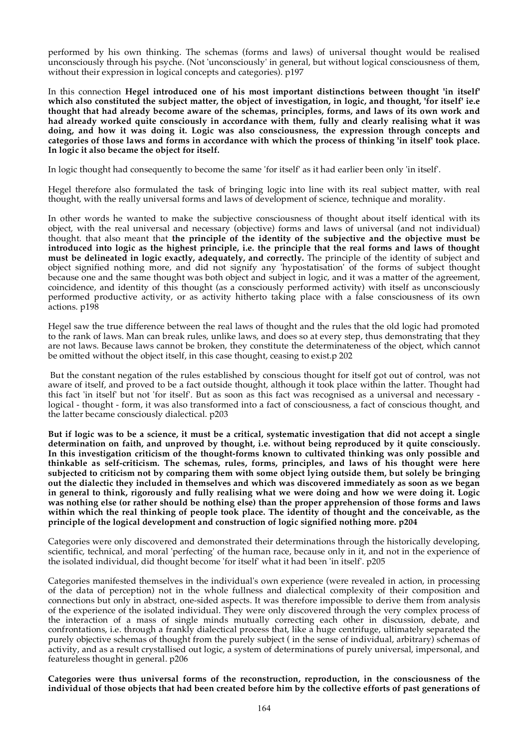performed by his own thinking. The schemas (forms and laws) of universal thought would be realised unconsciously through his psyche. (Not 'unconsciously' in general, but without logical consciousness of them, without their expression in logical concepts and categories). p197

In this connection **Hegel introduced one of his most important distinctions between thought 'in itself' which also constituted the subject matter, the object of investigation, in logic, and thought, 'for itself' ie.e thought that had already become aware of the schemas, principles, forms, and laws of its own work and had already worked quite consciously in accordance with them, fully and clearly realising what it was doing, and how it was doing it. Logic was also consciousness, the expression through concepts and categories of those laws and forms in accordance with which the process of thinking 'in itself' took place. In logic it also became the object for itself.**

In logic thought had consequently to become the same 'for itself' as it had earlier been only 'in itself'.

Hegel therefore also formulated the task of bringing logic into line with its real subject matter, with real thought, with the really universal forms and laws of development of science, technique and morality.

In other words he wanted to make the subjective consciousness of thought about itself identical with its object, with the real universal and necessary (objective) forms and laws of universal (and not individual) thought. that also meant that **the principle of the identity of the subjective and the objective must be introduced into logic as the highest principle, i.e. the principle that the real forms and laws of thought must be delineated in logic exactly, adequately, and correctly.** The principle of the identity of subject and object signified nothing more, and did not signify any 'hypostatisation' of the forms of subject thought because one and the same thought was both object and subject in logic, and it was a matter of the agreement, coincidence, and identity of this thought (as a consciously performed activity) with itself as unconsciously performed productive activity, or as activity hitherto taking place with a false consciousness of its own actions. p198

Hegel saw the true difference between the real laws of thought and the rules that the old logic had promoted to the rank of laws. Man can break rules, unlike laws, and does so at every step, thus demonstrating that they are not laws. Because laws cannot be broken, they constitute the determinateness of the object, which cannot be omitted without the object itself, in this case thought, ceasing to exist.p 202

But the constant negation of the rules established by conscious thought for itself got out of control, was not aware of itself, and proved to be a fact outside thought, although it took place within the latter. Thought had this fact 'in itself' but not 'for itself'. But as soon as this fact was recognised as a universal and necessary - logical - thought - form, it was also transformed into a fact of consciousness, a fact of conscious thought, and the latter became consciously dialectical. p203

**But if logic was to be a science, it must be a critical, systematic investigation that did not accept a single determination on faith, and unproved by thought, i.e. without being reproduced by it quite consciously. In this investigation criticism of the thought-forms known to cultivated thinking was only possible and thinkable as self-criticism. The schemas, rules, forms, principles, and laws of his thought were here subjected to criticism not by comparing them with some object lying outside them, but solely be bringing out the dialectic they included in themselves and which was discovered immediately as soon as we began in general to think, rigorously and fully realising what we were doing and how we were doing it. Logic was nothing else (or rather should be nothing else) than the proper apprehension of those forms and laws within which the real thinking of people took place. The identity of thought and the conceivable, as the principle of the logical development and construction of logic signified nothing more. p204**

Categories were only discovered and demonstrated their determinations through the historically developing, scientific, technical, and moral 'perfecting' of the human race, because only in it, and not in the experience of the isolated individual, did thought become 'for itself' what it had been 'in itself'. p205

Categories manifested themselves in the individual's own experience (were revealed in action, in processing of the data of perception) not in the whole fullness and dialectical complexity of their composition and connections but only in abstract, one-sided aspects. It was therefore impossible to derive them from analysis of the experience of the isolated individual. They were only discovered through the very complex process of the interaction of a mass of single minds mutually correcting each other in discussion, debate, and confrontations, i.e. through a frankly dialectical process that, like a huge centrifuge, ultimately separated the purely objective schemas of thought from the purely subject ( in the sense of individual, arbitrary) schemas of activity, and as a result crystallised out logic, a system of determinations of purely universal, impersonal, and featureless thought in general. p206

**Categories were thus universal forms of the reconstruction, reproduction, in the consciousness of the individual of those objects that had been created before him by the collective efforts of past generations of**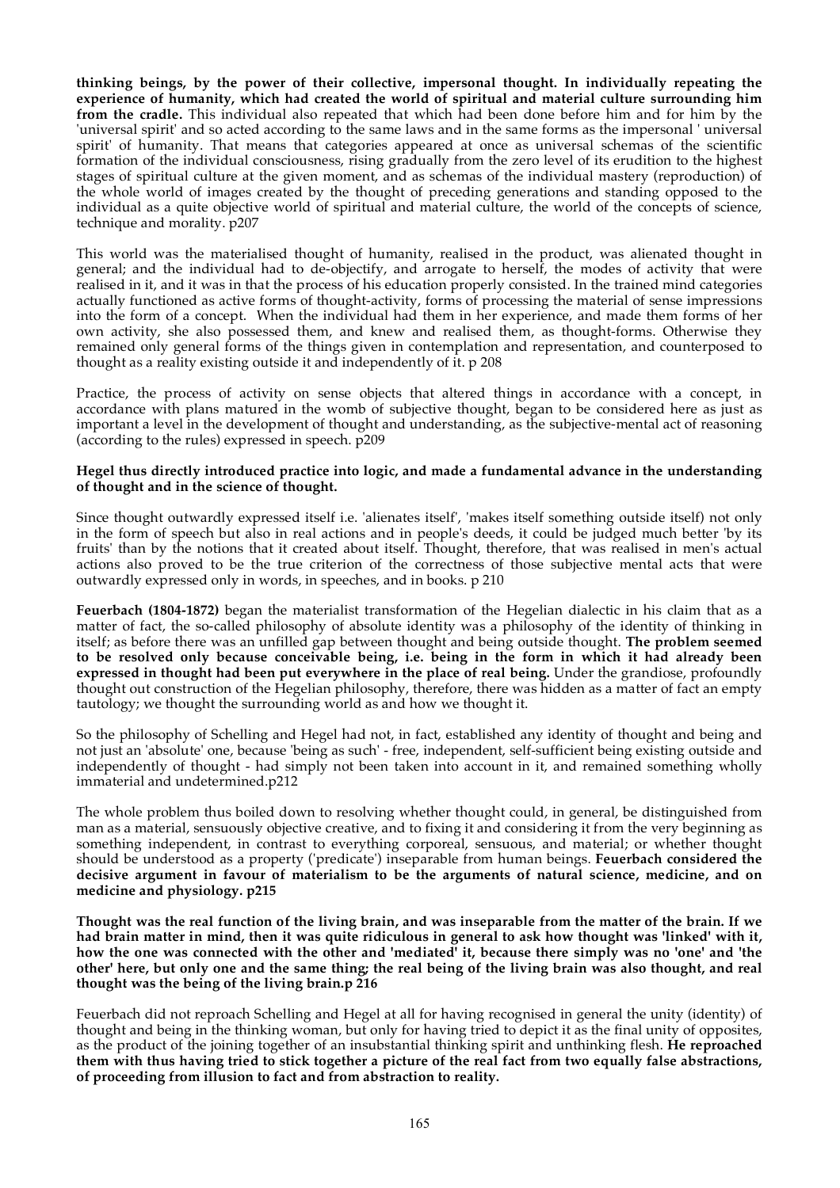**thinking beings, by the power of their collective, impersonal thought. In individually repeating the experience of humanity, which had created the world of spiritual and material culture surrounding him from the cradle.** This individual also repeated that which had been done before him and for him by the 'universal spirit' and so acted according to the same laws and in the same forms as the impersonal ' universal spirit' of humanity. That means that categories appeared at once as universal schemas of the scientific formation of the individual consciousness, rising gradually from the zero level of its erudition to the highest stages of spiritual culture at the given moment, and as schemas of the individual mastery (reproduction) of the whole world of images created by the thought of preceding generations and standing opposed to the individual as a quite objective world of spiritual and material culture, the world of the concepts of science, technique and morality. p207

This world was the materialised thought of humanity, realised in the product, was alienated thought in general; and the individual had to de-objectify, and arrogate to herself, the modes of activity that were realised in it, and it was in that the process of his education properly consisted. In the trained mind categories actually functioned as active forms of thought-activity, forms of processing the material of sense impressions into the form of a concept. When the individual had them in her experience, and made them forms of her own activity, she also possessed them, and knew and realised them, as thought-forms. Otherwise they remained only general forms of the things given in contemplation and representation, and counterposed to thought as a reality existing outside it and independently of it. p 208

Practice, the process of activity on sense objects that altered things in accordance with a concept, in accordance with plans matured in the womb of subjective thought, began to be considered here as just as important a level in the development of thought and understanding, as the subjective-mental act of reasoning (according to the rules) expressed in speech. p209

**Hegel thus directly introduced practice into logic, and made a fundamental advance in the understanding of thought and in the science of thought.**

Since thought outwardly expressed itself i.e. 'alienates itself', 'makes itself something outside itself) not only in the form of speech but also in real actions and in people's deeds, it could be judged much better 'by its fruits' than by the notions that it created about itself. Thought, therefore, that was realised in men's actual actions also proved to be the true criterion of the correctness of those subjective mental acts that were outwardly expressed only in words, in speeches, and in books. p 210

**Feuerbach (1804-1872)** began the materialist transformation of the Hegelian dialectic in his claim that as a matter of fact, the so-called philosophy of absolute identity was a philosophy of the identity of thinking in itself; as before there was an unfilled gap between thought and being outside thought. **The problem seemed to be resolved only because conceivable being, i.e. being in the form in which it had already been expressed in thought had been put everywhere in the place of real being.** Under the grandiose, profoundly thought out construction of the Hegelian philosophy, therefore, there was hidden as a matter of fact an empty tautology; we thought the surrounding world as and how we thought it.

So the philosophy of Schelling and Hegel had not, in fact, established any identity of thought and being and not just an 'absolute' one, because 'being as such' - free, independent, self-sufficient being existing outside and independently of thought - had simply not been taken into account in it, and remained something wholly immaterial and undetermined.p212

The whole problem thus boiled down to resolving whether thought could, in general, be distinguished from man as a material, sensuously objective creative, and to fixing it and considering it from the very beginning as something independent, in contrast to everything corporeal, sensuous, and material; or whether thought should be understood as a property ('predicate') inseparable from human beings. **Feuerbach considered the decisive argument in favour of materialism to be the arguments of natural science, medicine, and on medicine and physiology. p215**

**Thought was the real function of the living brain, and was inseparable from the matter of the brain. If we had brain matter in mind, then it was quite ridiculous in general to ask how thought was 'linked' with it, how the one was connected with the other and 'mediated' it, because there simply was no 'one' and 'the other' here, but only one and the same thing; the real being of the living brain was also thought, and real thought was the being of the living brain.p 216**

Feuerbach did not reproach Schelling and Hegel at all for having recognised in general the unity (identity) of thought and being in the thinking woman, but only for having tried to depict it as the final unity of opposites, as the product of the joining together of an insubstantial thinking spirit and unthinking flesh. **He reproached them with thus having tried to stick together a picture of the real fact from two equally false abstractions, of proceeding from illusion to fact and from abstraction to reality.**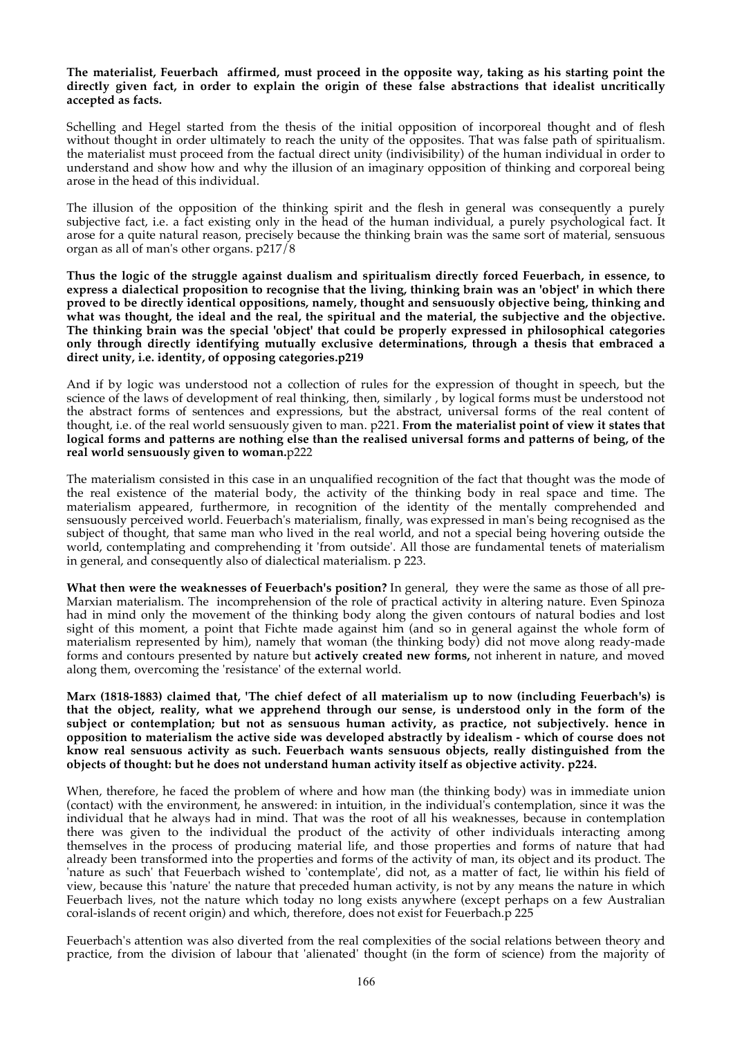**The materialist, Feuerbach affirmed, must proceed in the opposite way, taking as his starting point the directly given fact, in order to explain the origin of these false abstractions that idealist uncritically accepted as facts.**

Schelling and Hegel started from the thesis of the initial opposition of incorporeal thought and of flesh without thought in order ultimately to reach the unity of the opposites. That was false path of spiritualism. the materialist must proceed from the factual direct unity (indivisibility) of the human individual in order to understand and show how and why the illusion of an imaginary opposition of thinking and corporeal being arose in the head of this individual.

The illusion of the opposition of the thinking spirit and the flesh in general was consequently a purely subjective fact, i.e. a fact existing only in the head of the human individual, a purely psychological fact. It arose for a quite natural reason, precisely because the thinking brain was the same sort of material, sensuous organ as all of man's other organs. p217/8

**Thus the logic of the struggle against dualism and spiritualism directly forced Feuerbach, in essence, to express a dialectical proposition to recognise that the living, thinking brain was an 'object' in which there proved to be directly identical oppositions, namely, thought and sensuously objective being, thinking and what was thought, the ideal and the real, the spiritual and the material, the subjective and the objective. The thinking brain was the special 'object' that could be properly expressed in philosophical categories only through directly identifying mutually exclusive determinations, through a thesis that embraced a direct unity, i.e. identity, of opposing categories.p219**

And if by logic was understood not a collection of rules for the expression of thought in speech, but the science of the laws of development of real thinking, then, similarly , by logical forms must be understood not the abstract forms of sentences and expressions, but the abstract, universal forms of the real content of thought, i.e. of the real world sensuously given to man. p221. **From the materialist point of view it states that logical forms and patterns are nothing else than the realised universal forms and patterns of being, of the real world sensuously given to woman.**p222

The materialism consisted in this case in an unqualified recognition of the fact that thought was the mode of the real existence of the material body, the activity of the thinking body in real space and time. The materialism appeared, furthermore, in recognition of the identity of the mentally comprehended and sensuously perceived world. Feuerbach's materialism, finally, was expressed in man's being recognised as the subject of thought, that same man who lived in the real world, and not a special being hovering outside the world, contemplating and comprehending it 'from outside'. All those are fundamental tenets of materialism in general, and consequently also of dialectical materialism. p 223.

**What then were the weaknesses of Feuerbach's position?** In general, they were the same as those of all pre-Marxian materialism. The incomprehension of the role of practical activity in altering nature. Even Spinoza had in mind only the movement of the thinking body along the given contours of natural bodies and lost sight of this moment, a point that Fichte made against him (and so in general against the whole form of materialism represented by him), namely that woman (the thinking body) did not move along ready-made forms and contours presented by nature but **actively created new forms,** not inherent in nature, and moved along them, overcoming the 'resistance' of the external world.

**Marx (1818-1883) claimed that, 'The chief defect of all materialism up to now (including Feuerbach's) is that the object, reality, what we apprehend through our sense, is understood only in the form of the subject or contemplation; but not as sensuous human activity, as practice, not subjectively. hence in opposition to materialism the active side was developed abstractly by idealism - which of course does not know real sensuous activity as such. Feuerbach wants sensuous objects, really distinguished from the objects of thought: but he does not understand human activity itself as objective activity. p224.**

When, therefore, he faced the problem of where and how man (the thinking body) was in immediate union (contact) with the environment, he answered: in intuition, in the individual's contemplation, since it was the individual that he always had in mind. That was the root of all his weaknesses, because in contemplation there was given to the individual the product of the activity of other individuals interacting among themselves in the process of producing material life, and those properties and forms of nature that had already been transformed into the properties and forms of the activity of man, its object and its product. The 'nature as such' that Feuerbach wished to 'contemplate', did not, as a matter of fact, lie within his field of view, because this 'nature' the nature that preceded human activity, is not by any means the nature in which Feuerbach lives, not the nature which today no long exists anywhere (except perhaps on a few Australian coral-islands of recent origin) and which, therefore, does not exist for Feuerbach.p 225

Feuerbach's attention was also diverted from the real complexities of the social relations between theory and practice, from the division of labour that 'alienated' thought (in the form of science) from the majority of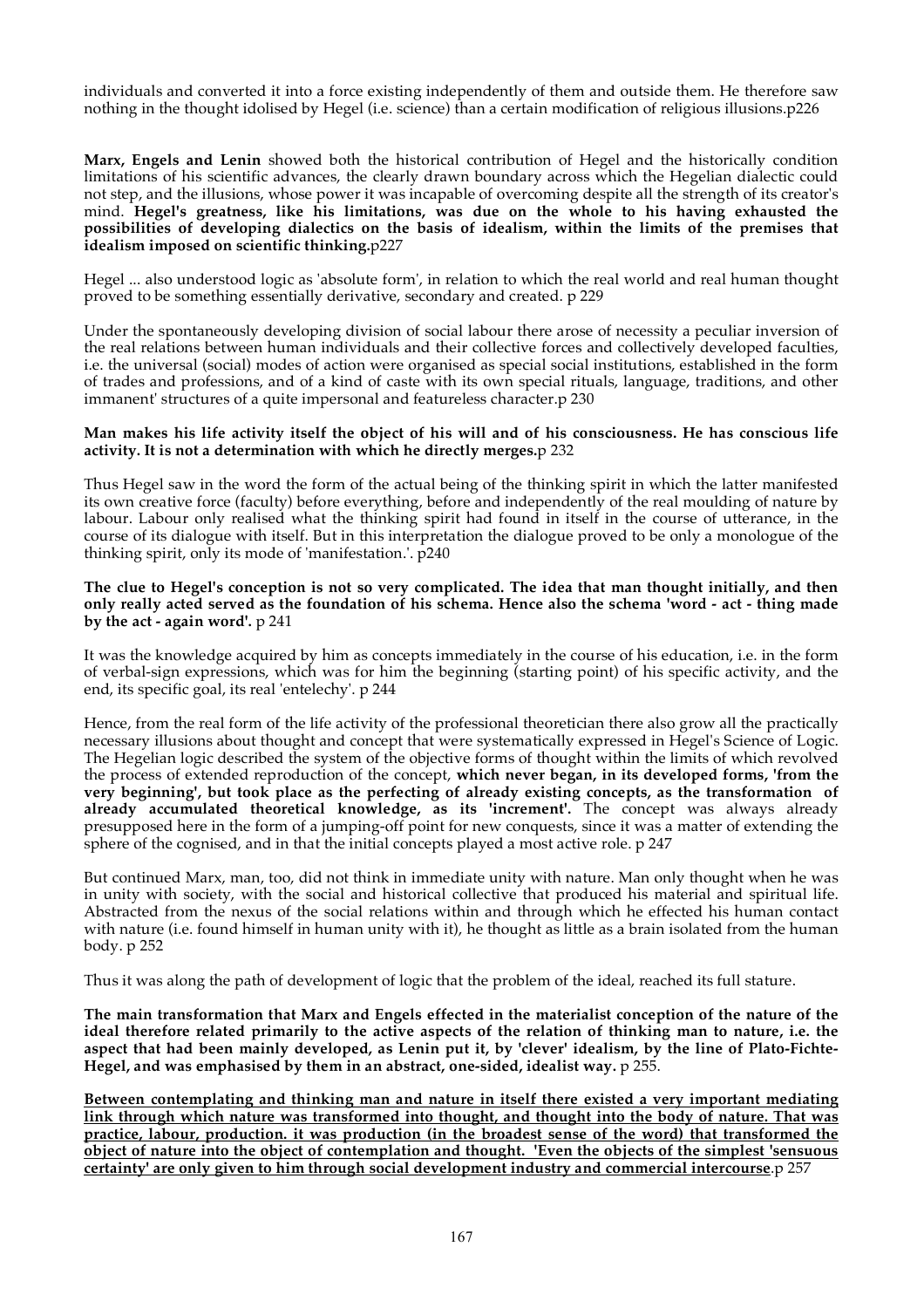individuals and converted it into a force existing independently of them and outside them. He therefore saw nothing in the thought idolised by Hegel (i.e. science) than a certain modification of religious illusions.p226

**Marx, Engels and Lenin** showed both the historical contribution of Hegel and the historically condition limitations of his scientific advances, the clearly drawn boundary across which the Hegelian dialectic could not step, and the illusions, whose power it was incapable of overcoming despite all the strength of its creator's mind. **Hegel's greatness, like his limitations, was due on the whole to his having exhausted the possibilities of developing dialectics on the basis of idealism, within the limits of the premises that idealism imposed on scientific thinking.**p227

Hegel ... also understood logic as 'absolute form', in relation to which the real world and real human thought proved to be something essentially derivative, secondary and created. p 229

Under the spontaneously developing division of social labour there arose of necessity a peculiar inversion of the real relations between human individuals and their collective forces and collectively developed faculties, i.e. the universal (social) modes of action were organised as special social institutions, established in the form of trades and professions, and of a kind of caste with its own special rituals, language, traditions, and other immanent' structures of a quite impersonal and featureless character.p 230

**Man makes his life activity itself the object of his will and of his consciousness. He has conscious life activity. It is not a determination with which he directly merges.**p 232

Thus Hegel saw in the word the form of the actual being of the thinking spirit in which the latter manifested its own creative force (faculty) before everything, before and independently of the real moulding of nature by labour. Labour only realised what the thinking spirit had found in itself in the course of utterance, in the course of its dialogue with itself. But in this interpretation the dialogue proved to be only a monologue of the thinking spirit, only its mode of 'manifestation.'. p240

**The clue to Hegel's conception is not so very complicated. The idea that man thought initially, and then only really acted served as the foundation of his schema. Hence also the schema 'word - act - thing made by the act - again word'.** p 241

It was the knowledge acquired by him as concepts immediately in the course of his education, i.e. in the form of verbal-sign expressions, which was for him the beginning (starting point) of his specific activity, and the end, its specific goal, its real 'entelechy'. p 244

Hence, from the real form of the life activity of the professional theoretician there also grow all the practically necessary illusions about thought and concept that were systematically expressed in Hegel's Science of Logic. The Hegelian logic described the system of the objective forms of thought within the limits of which revolved the process of extended reproduction of the concept, **which never began, in its developed forms, 'from the very beginning', but took place as the perfecting of already existing concepts, as the transformation of already accumulated theoretical knowledge, as its 'increment'.** The concept was always already presupposed here in the form of a jumping-off point for new conquests, since it was a matter of extending the sphere of the cognised, and in that the initial concepts played a most active role. p 247

But continued Marx, man, too, did not think in immediate unity with nature. Man only thought when he was in unity with society, with the social and historical collective that produced his material and spiritual life. Abstracted from the nexus of the social relations within and through which he effected his human contact with nature (i.e. found himself in human unity with it), he thought as little as a brain isolated from the human body. p 252

Thus it was along the path of development of logic that the problem of the ideal, reached its full stature.

**The main transformation that Marx and Engels effected in the materialist conception of the nature of the ideal therefore related primarily to the active aspects of the relation of thinking man to nature, i.e. the aspect that had been mainly developed, as Lenin put it, by 'clever' idealism, by the line of Plato-Fichte-Hegel, and was emphasised by them in an abstract, one-sided, idealist way.** p 255.

<u>**Between contemplating and thinking man and nature in itself there existed a very important mediating link through which nature was transformed into thought, and thought into the body of nature. That was practice, labour, production. it was production (in the broadest sense of the word) that transformed the object of nature into the object of contemplation and thought. 'Even the objects of the simplest 'sensuous certainty' are only given to him through social development industry and commercial intercourse**</u>.p 257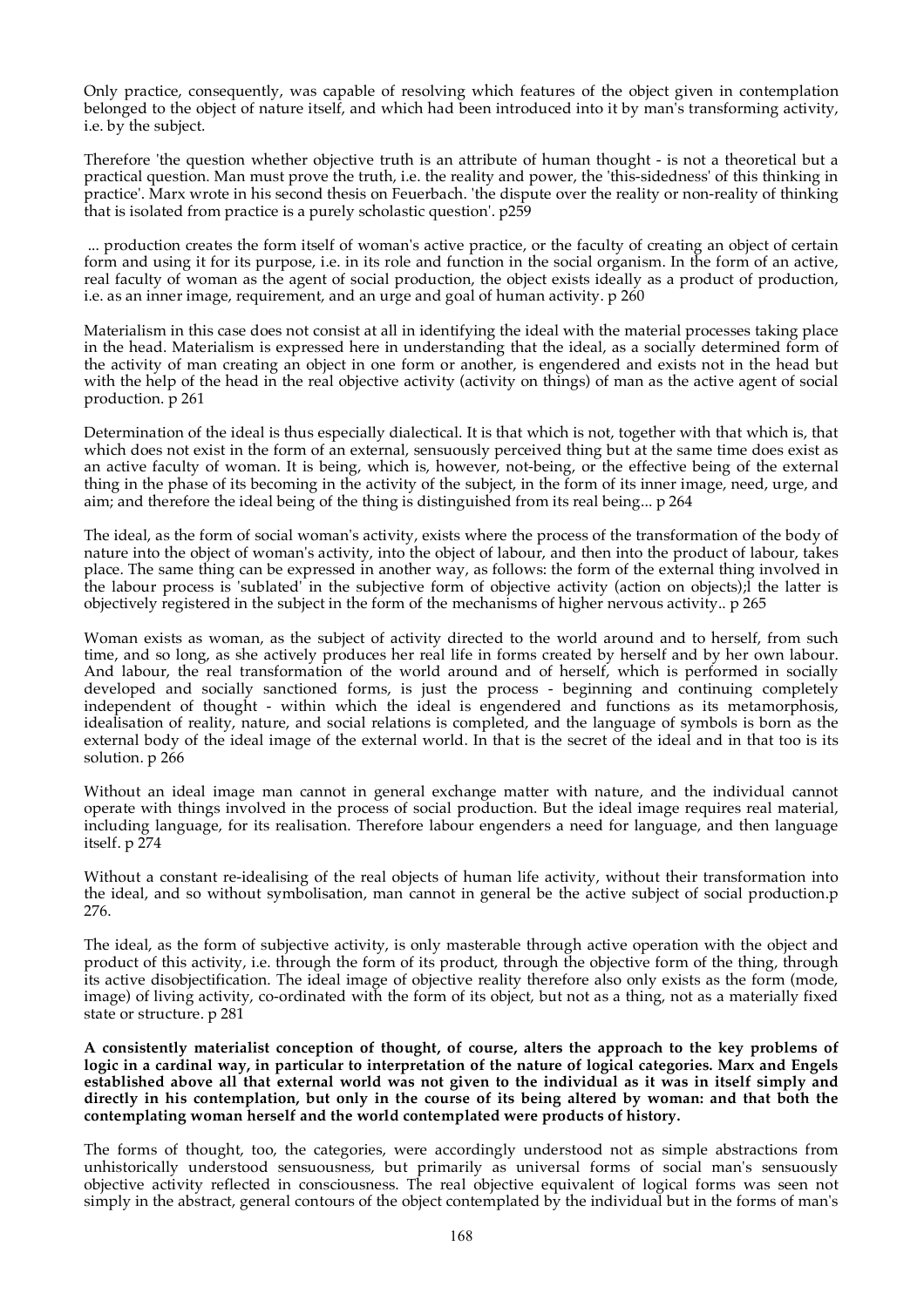Only practice, consequently, was capable of resolving which features of the object given in contemplation belonged to the object of nature itself, and which had been introduced into it by man's transforming activity, i.e. by the subject.

Therefore 'the question whether objective truth is an attribute of human thought - is not a theoretical but a practical question. Man must prove the truth, i.e. the reality and power, the 'this-sidedness' of this thinking in practice'. Marx wrote in his second thesis on Feuerbach. 'the dispute over the reality or non-reality of thinking that is isolated from practice is a purely scholastic question'. p259

... production creates the form itself of woman's active practice, or the faculty of creating an object of certain form and using it for its purpose, i.e. in its role and function in the social organism. In the form of an active, real faculty of woman as the agent of social production, the object exists ideally as a product of production, i.e. as an inner image, requirement, and an urge and goal of human activity. p 260

Materialism in this case does not consist at all in identifying the ideal with the material processes taking place in the head. Materialism is expressed here in understanding that the ideal, as a socially determined form of the activity of man creating an object in one form or another, is engendered and exists not in the head but with the help of the head in the real objective activity (activity on things) of man as the active agent of social production. p 261

Determination of the ideal is thus especially dialectical. It is that which is not, together with that which is, that which does not exist in the form of an external, sensuously perceived thing but at the same time does exist as an active faculty of woman. It is being, which is, however, not-being, or the effective being of the external thing in the phase of its becoming in the activity of the subject, in the form of its inner image, need, urge, and aim; and therefore the ideal being of the thing is distinguished from its real being... p 264

The ideal, as the form of social woman's activity, exists where the process of the transformation of the body of nature into the object of woman's activity, into the object of labour, and then into the product of labour, takes place. The same thing can be expressed in another way, as follows: the form of the external thing involved in the labour process is 'sublated' in the subjective form of objective activity (action on objects);l the latter is objectively registered in the subject in the form of the mechanisms of higher nervous activity.. p 265

Woman exists as woman, as the subject of activity directed to the world around and to herself, from such time, and so long, as she actively produces her real life in forms created by herself and by her own labour. And labour, the real transformation of the world around and of herself, which is performed in socially developed and socially sanctioned forms, is just the process - beginning and continuing completely independent of thought - within which the ideal is engendered and functions as its metamorphosis, idealisation of reality, nature, and social relations is completed, and the language of symbols is born as the external body of the ideal image of the external world. In that is the secret of the ideal and in that too is its solution. p 266

Without an ideal image man cannot in general exchange matter with nature, and the individual cannot operate with things involved in the process of social production. But the ideal image requires real material, including language, for its realisation. Therefore labour engenders a need for language, and then language itself. p 274

Without a constant re-idealising of the real objects of human life activity, without their transformation into the ideal, and so without symbolisation, man cannot in general be the active subject of social production.p 276.

The ideal, as the form of subjective activity, is only masterable through active operation with the object and product of this activity, i.e. through the form of its product, through the objective form of the thing, through its active disobjectification. The ideal image of objective reality therefore also only exists as the form (mode, image) of living activity, co-ordinated with the form of its object, but not as a thing, not as a materially fixed state or structure. p 281

**A consistently materialist conception of thought, of course, alters the approach to the key problems of logic in a cardinal way, in particular to interpretation of the nature of logical categories. Marx and Engels established above all that external world was not given to the individual as it was in itself simply and directly in his contemplation, but only in the course of its being altered by woman: and that both the contemplating woman herself and the world contemplated were products of history.**

The forms of thought, too, the categories, were accordingly understood not as simple abstractions from unhistorically understood sensuousness, but primarily as universal forms of social man's sensuously objective activity reflected in consciousness. The real objective equivalent of logical forms was seen not simply in the abstract, general contours of the object contemplated by the individual but in the forms of man's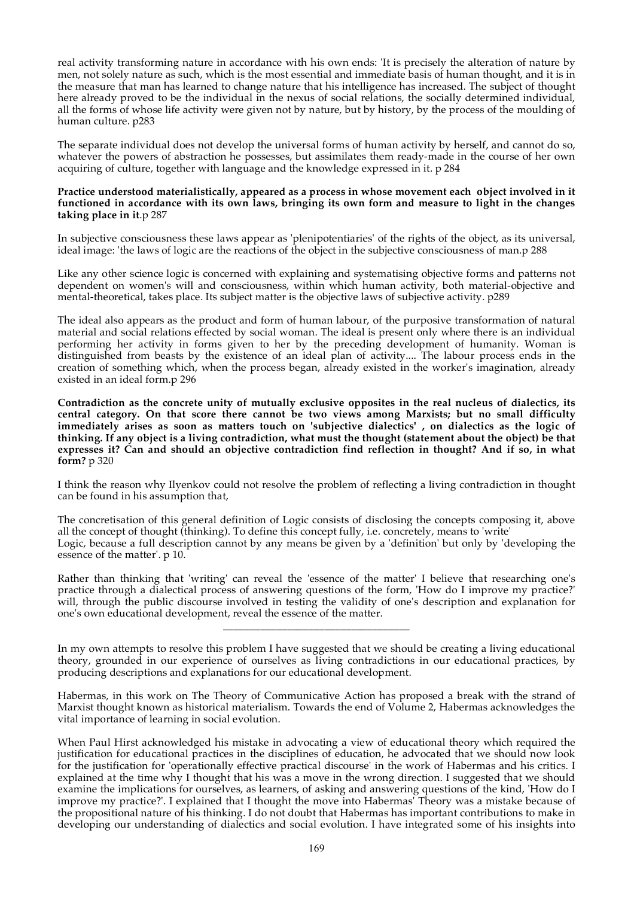real activity transforming nature in accordance with his own ends: 'It is precisely the alteration of nature by men, not solely nature as such, which is the most essential and immediate basis of human thought, and it is in the measure that man has learned to change nature that his intelligence has increased. The subject of thought here already proved to be the individual in the nexus of social relations, the socially determined individual, all the forms of whose life activity were given not by nature, but by history, by the process of the moulding of human culture. p283

The separate individual does not develop the universal forms of human activity by herself, and cannot do so, whatever the powers of abstraction he possesses, but assimilates them ready-made in the course of her own acquiring of culture, together with language and the knowledge expressed in it. p 284

**Practice understood materialistically, appeared as a process in whose movement each object involved in it functioned in accordance with its own laws, bringing its own form and measure to light in the changes taking place in it**.p 287

In subjective consciousness these laws appear as 'plenipotentiaries' of the rights of the object, as its universal, ideal image: 'the laws of logic are the reactions of the object in the subjective consciousness of man.p 288

Like any other science logic is concerned with explaining and systematising objective forms and patterns not dependent on women's will and consciousness, within which human activity, both material-objective and mental-theoretical, takes place. Its subject matter is the objective laws of subjective activity. p289

The ideal also appears as the product and form of human labour, of the purposive transformation of natural material and social relations effected by social woman. The ideal is present only where there is an individual performing her activity in forms given to her by the preceding development of humanity. Woman is distinguished from beasts by the existence of an ideal plan of activity.... The labour process ends in the creation of something which, when the process began, already existed in the worker's imagination, already existed in an ideal form.p 296

**Contradiction as the concrete unity of mutually exclusive opposites in the real nucleus of dialectics, its central category. On that score there cannot be two views among Marxists; but no small difficulty immediately arises as soon as matters touch on 'subjective dialectics' , on dialectics as the logic of thinking. If any object is a living contradiction, what must the thought (statement about the object) be that expresses it? Can and should an objective contradiction find reflection in thought? And if so, in what form?** p 320

I think the reason why Ilyenkov could not resolve the problem of reflecting a living contradiction in thought can be found in his assumption that,

The concretisation of this general definition of Logic consists of disclosing the concepts composing it, above all the concept of thought (thinking). To define this concept fully, i.e. concretely, means to 'write' Logic, because a full description cannot by any means be given by a 'definition' but only by 'developing the essence of the matter'. p 10.

Rather than thinking that 'writing' can reveal the 'essence of the matter' I believe that researching one's practice through a dialectical process of answering questions of the form, 'How do I improve my practice?' will, through the public discourse involved in testing the validity of one's description and explanation for one's own educational development, reveal the essence of the matter.

---

In my own attempts to resolve this problem I have suggested that we should be creating a living educational theory, grounded in our experience of ourselves as living contradictions in our educational practices, by producing descriptions and explanations for our educational development.

Habermas, in this work on The Theory of Communicative Action has proposed a break with the strand of Marxist thought known as historical materialism. Towards the end of Volume 2, Habermas acknowledges the vital importance of learning in social evolution.

When Paul Hirst acknowledged his mistake in advocating a view of educational theory which required the justification for educational practices in the disciplines of education, he advocated that we should now look for the justification for 'operationally effective practical discourse' in the work of Habermas and his critics. I explained at the time why I thought that his was a move in the wrong direction. I suggested that we should examine the implications for ourselves, as learners, of asking and answering questions of the kind, 'How do I improve my practice?'. I explained that I thought the move into Habermas' Theory was a mistake because of the propositional nature of his thinking. I do not doubt that Habermas has important contributions to make in developing our understanding of dialectics and social evolution. I have integrated some of his insights into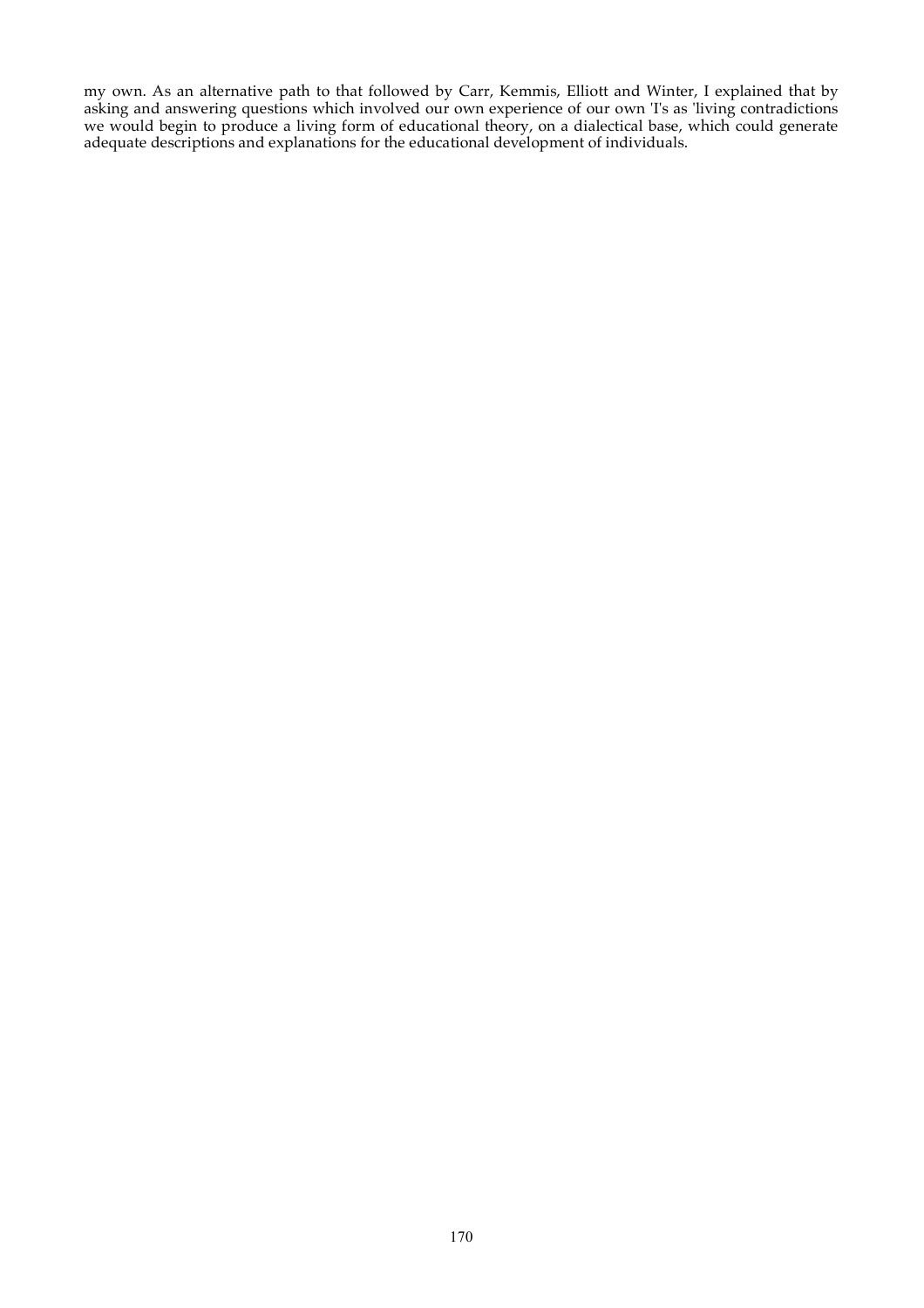my own. As an alternative path to that followed by Carr, Kemmis, Elliott and Winter, I explained that by asking and answering questions which involved our own experience of our own 'I's as 'living contradictions we would begin to produce a living form of educational theory, on a dialectical base, which could generate adequate descriptions and explanations for the educational development of individuals.